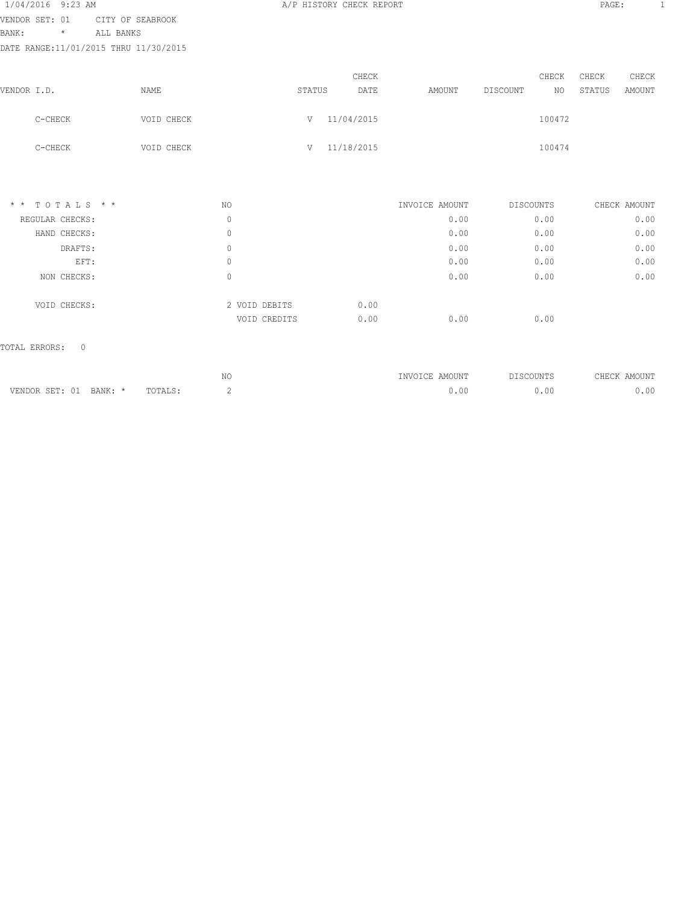1/04/2016 9:23 AM

# A/P HISTORY CHECK REPORT

VENDOR SET: 01 CITY OF SEABROOK
BANK: * ALL BANKS
DATE RANGE:11/01/2015 THRU 11/30/2015

| VENDOR I.D. | NAME | STATUS | CHECK DATE | AMOUNT | DISCOUNT | CHECK NO | CHECK STATUS | CHECK AMOUNT |
|---|---|---|---|---|---|---|---|---|
| C-CHECK | VOID CHECK | V | 11/04/2015 | | | 100472 | | |
| C-CHECK | VOID CHECK | V | 11/18/2015 | | | 100474 | | |

| * * T O T A L S * * | NO | | | INVOICE AMOUNT | DISCOUNTS | CHECK AMOUNT |
|---|---|---|---|---|---|---|
| REGULAR CHECKS: | 0 | | | 0.00 | 0.00 | 0.00 |
| HAND CHECKS: | 0 | | | 0.00 | 0.00 | 0.00 |
| DRAFTS: | 0 | | | 0.00 | 0.00 | 0.00 |
| EFT: | 0 | | | 0.00 | 0.00 | 0.00 |
| NON CHECKS: | 0 | | | 0.00 | 0.00 | 0.00 |
| VOID CHECKS: | 2 | VOID DEBITS | 0.00 | | | |
| | | VOID CREDITS | 0.00 | 0.00 | 0.00 | |

TOTAL ERRORS: 0

| | NO | INVOICE AMOUNT | DISCOUNTS | CHECK AMOUNT |
|---|---|---|---|---|
| VENDOR SET: 01 BANK: * TOTALS: | 2 | 0.00 | 0.00 | 0.00 |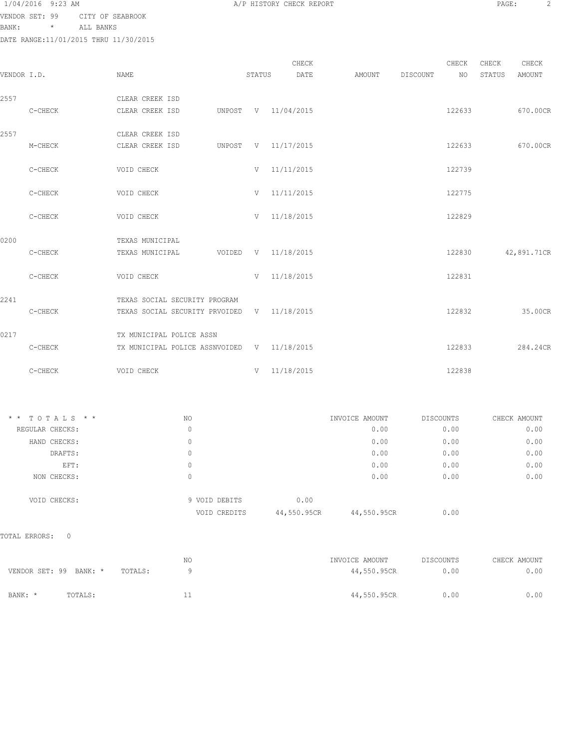1/04/2016 9:23 AM A/P HISTORY CHECK REPORT

VENDOR SET: 99 CITY OF SEABROOK
BANK: * ALL BANKS
DATE RANGE:11/01/2015 THRU 11/30/2015

| VENDOR I.D. | NAME | STATUS | CHECK DATE | AMOUNT | DISCOUNT | CHECK NO | CHECK STATUS | CHECK AMOUNT |
|---|---|---|---|---|---|---|---|---|
| 2557 | CLEAR CREEK ISD | | | | | | | |
| C-CHECK | CLEAR CREEK ISD UNPOST | V | 11/04/2015 | | | 122633 | | 670.00CR |
| 2557 | CLEAR CREEK ISD | | | | | | | |
| M-CHECK | CLEAR CREEK ISD UNPOST | V | 11/17/2015 | | | 122633 | | 670.00CR |
| C-CHECK | VOID CHECK | V | 11/11/2015 | | | 122739 | | |
| C-CHECK | VOID CHECK | V | 11/11/2015 | | | 122775 | | |
| C-CHECK | VOID CHECK | V | 11/18/2015 | | | 122829 | | |
| 0200 | TEXAS MUNICIPAL | | | | | | | |
| C-CHECK | TEXAS MUNICIPAL VOIDED | V | 11/18/2015 | | | 122830 | | 42,891.71CR |
| C-CHECK | VOID CHECK | V | 11/18/2015 | | | 122831 | | |
| 2241 | TEXAS SOCIAL SECURITY PROGRAM | | | | | | | |
| C-CHECK | TEXAS SOCIAL SECURITY PRVOIDED | V | 11/18/2015 | | | 122832 | | 35.00CR |
| 0217 | TX MUNICIPAL POLICE ASSN | | | | | | | |
| C-CHECK | TX MUNICIPAL POLICE ASSNVOIDED | V | 11/18/2015 | | | 122833 | | 284.24CR |
| C-CHECK | VOID CHECK | V | 11/18/2015 | | | 122838 | | |

| * * T O T A L S * * | NO | | | INVOICE AMOUNT | DISCOUNTS | CHECK AMOUNT |
|---|---|---|---|---|---|---|
| REGULAR CHECKS: | 0 | | | 0.00 | 0.00 | 0.00 |
| HAND CHECKS: | 0 | | | 0.00 | 0.00 | 0.00 |
| DRAFTS: | 0 | | | 0.00 | 0.00 | 0.00 |
| EFT: | 0 | | | 0.00 | 0.00 | 0.00 |
| NON CHECKS: | 0 | | | 0.00 | 0.00 | 0.00 |
| VOID CHECKS: | 9 | VOID DEBITS | 0.00 | | | |
| | | VOID CREDITS | 44,550.95CR | 44,550.95CR | 0.00 | |

TOTAL ERRORS: 0

| | NO | INVOICE AMOUNT | DISCOUNTS | CHECK AMOUNT |
|---|---|---|---|---|
| VENDOR SET: 99 BANK: * TOTALS: | 9 | 44,550.95CR | 0.00 | 0.00 |
| BANK: * TOTALS: | 11 | 44,550.95CR | 0.00 | 0.00 |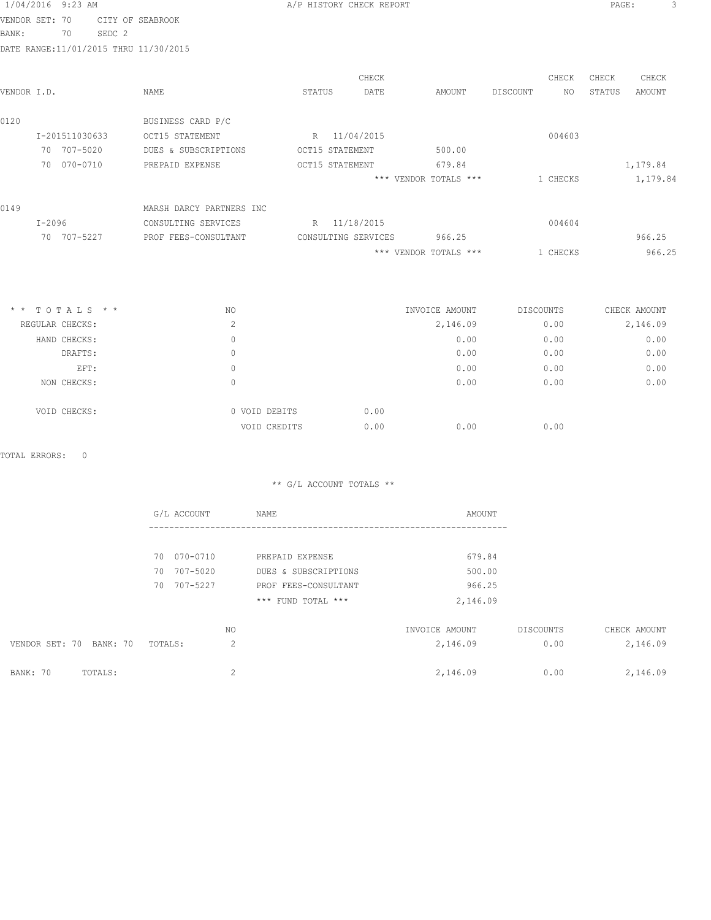1/04/2016 9:23 AM A/P HISTORY CHECK REPORT

VENDOR SET: 70 CITY OF SEABROOK
BANK: 70 SEDC 2
DATE RANGE:11/01/2015 THRU 11/30/2015

| VENDOR I.D. | NAME | STATUS | CHECK DATE | AMOUNT | DISCOUNT | CHECK NO | CHECK STATUS | CHECK AMOUNT |
|---|---|---|---|---|---|---|---|---|
| 0120 | BUSINESS CARD P/C | | | | | | | |
| I-201511030633 | OCT15 STATEMENT | R | 11/04/2015 | | | 004603 | | |
| 70 707-5020 | DUES & SUBSCRIPTIONS | OCT15 STATEMENT | | 500.00 | | | | |
| 70 070-0710 | PREPAID EXPENSE | OCT15 STATEMENT | | 679.84 | | | | 1,179.84 |
| | | | | *** VENDOR TOTALS *** | | 1 CHECKS | | 1,179.84 |
| 0149 | MARSH DARCY PARTNERS INC | | | | | | | |
| I-2096 | CONSULTING SERVICES | R | 11/18/2015 | | | 004604 | | |
| 70 707-5227 | PROF FEES-CONSULTANT | CONSULTING SERVICES | | 966.25 | | | | 966.25 |
| | | | | *** VENDOR TOTALS *** | | 1 CHECKS | | 966.25 |

| * * TOTALS * * | NO | | | INVOICE AMOUNT | DISCOUNTS | CHECK AMOUNT |
|---|---|---|---|---|---|---|
| REGULAR CHECKS: | 2 | | | 2,146.09 | 0.00 | 2,146.09 |
| HAND CHECKS: | 0 | | | 0.00 | 0.00 | 0.00 |
| DRAFTS: | 0 | | | 0.00 | 0.00 | 0.00 |
| EFT: | 0 | | | 0.00 | 0.00 | 0.00 |
| NON CHECKS: | 0 | | | 0.00 | 0.00 | 0.00 |
| VOID CHECKS: | 0 | VOID DEBITS | 0.00 | | | |
| | | VOID CREDITS | 0.00 | 0.00 | 0.00 | |

TOTAL ERRORS: 0

** G/L ACCOUNT TOTALS **

| G/L ACCOUNT | NAME | AMOUNT |
|---|---|---|
| 70 070-0710 | PREPAID EXPENSE | 679.84 |
| 70 707-5020 | DUES & SUBSCRIPTIONS | 500.00 |
| 70 707-5227 | PROF FEES-CONSULTANT | 966.25 |
| | *** FUND TOTAL *** | 2,146.09 |

| | NO | INVOICE AMOUNT | DISCOUNTS | CHECK AMOUNT |
|---|---|---|---|---|
| VENDOR SET: 70 BANK: 70 TOTALS: | 2 | 2,146.09 | 0.00 | 2,146.09 |
| BANK: 70 TOTALS: | 2 | 2,146.09 | 0.00 | 2,146.09 |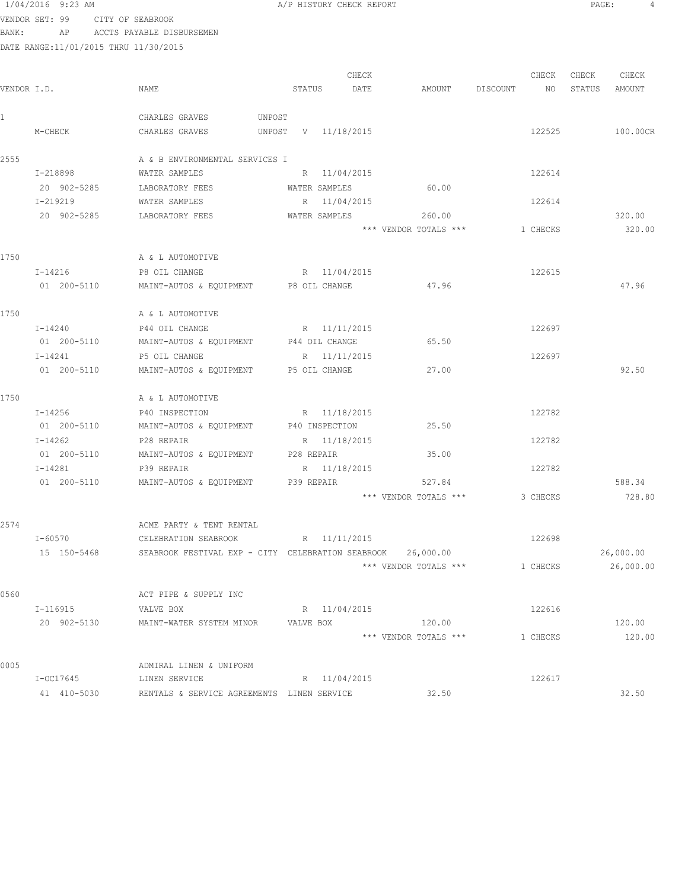1/04/2016 9:23 AM A/P HISTORY CHECK REPORT

VENDOR SET: 99 CITY OF SEABROOK
BANK: AP ACCTS PAYABLE DISBURSEMEN
DATE RANGE:11/01/2015 THRU 11/30/2015

| VENDOR I.D. | NAME | STATUS | CHECK DATE | AMOUNT | DISCOUNT | CHECK NO | CHECK STATUS | CHECK AMOUNT |
|---|---|---|---|---|---|---|---|---|
| 1 | CHARLES GRAVES | UNPOST | | | | | | |
| M-CHECK | CHARLES GRAVES | UNPOST V | 11/18/2015 | | | 122525 | | 100.00CR |
| 2555 | A & B ENVIRONMENTAL SERVICES I | | | | | | | |
| I-218898 | WATER SAMPLES | R | 11/04/2015 | | | 122614 | | |
| 20 902-5285 | LABORATORY FEES | WATER SAMPLES | | 60.00 | | | | |
| I-219219 | WATER SAMPLES | R | 11/04/2015 | | | 122614 | | |
| 20 902-5285 | LABORATORY FEES | WATER SAMPLES | | 260.00 | | | | 320.00 |
| | | | | *** VENDOR TOTALS *** | | 1 CHECKS | | 320.00 |
| 1750 | A & L AUTOMOTIVE | | | | | | | |
| I-14216 | P8 OIL CHANGE | R | 11/04/2015 | | | 122615 | | |
| 01 200-5110 | MAINT-AUTOS & EQUIPMENT | P8 OIL CHANGE | | 47.96 | | | | 47.96 |
| 1750 | A & L AUTOMOTIVE | | | | | | | |
| I-14240 | P44 OIL CHANGE | R | 11/11/2015 | | | 122697 | | |
| 01 200-5110 | MAINT-AUTOS & EQUIPMENT | P44 OIL CHANGE | | 65.50 | | | | |
| I-14241 | P5 OIL CHANGE | R | 11/11/2015 | | | 122697 | | |
| 01 200-5110 | MAINT-AUTOS & EQUIPMENT | P5 OIL CHANGE | | 27.00 | | | | 92.50 |
| 1750 | A & L AUTOMOTIVE | | | | | | | |
| I-14256 | P40 INSPECTION | R | 11/18/2015 | | | 122782 | | |
| 01 200-5110 | MAINT-AUTOS & EQUIPMENT | P40 INSPECTION | | 25.50 | | | | |
| I-14262 | P28 REPAIR | R | 11/18/2015 | | | 122782 | | |
| 01 200-5110 | MAINT-AUTOS & EQUIPMENT | P28 REPAIR | | 35.00 | | | | |
| I-14281 | P39 REPAIR | R | 11/18/2015 | | | 122782 | | |
| 01 200-5110 | MAINT-AUTOS & EQUIPMENT | P39 REPAIR | | 527.84 | | | | 588.34 |
| | | | | *** VENDOR TOTALS *** | | 3 CHECKS | | 728.80 |
| 2574 | ACME PARTY & TENT RENTAL | | | | | | | |
| I-60570 | CELEBRATION SEABROOK | R | 11/11/2015 | | | 122698 | | |
| 15 150-5468 | SEABROOK FESTIVAL EXP - CITY | CELEBRATION SEABROOK | | 26,000.00 | | | | 26,000.00 |
| | | | | *** VENDOR TOTALS *** | | 1 CHECKS | | 26,000.00 |
| 0560 | ACT PIPE & SUPPLY INC | | | | | | | |
| I-116915 | VALVE BOX | R | 11/04/2015 | | | 122616 | | |
| 20 902-5130 | MAINT-WATER SYSTEM MINOR | VALVE BOX | | 120.00 | | | | 120.00 |
| | | | | *** VENDOR TOTALS *** | | 1 CHECKS | | 120.00 |
| 0005 | ADMIRAL LINEN & UNIFORM | | | | | | | |
| I-OC17645 | LINEN SERVICE | R | 11/04/2015 | | | 122617 | | |
| 41 410-5030 | RENTALS & SERVICE AGREEMENTS | LINEN SERVICE | | 32.50 | | | | 32.50 |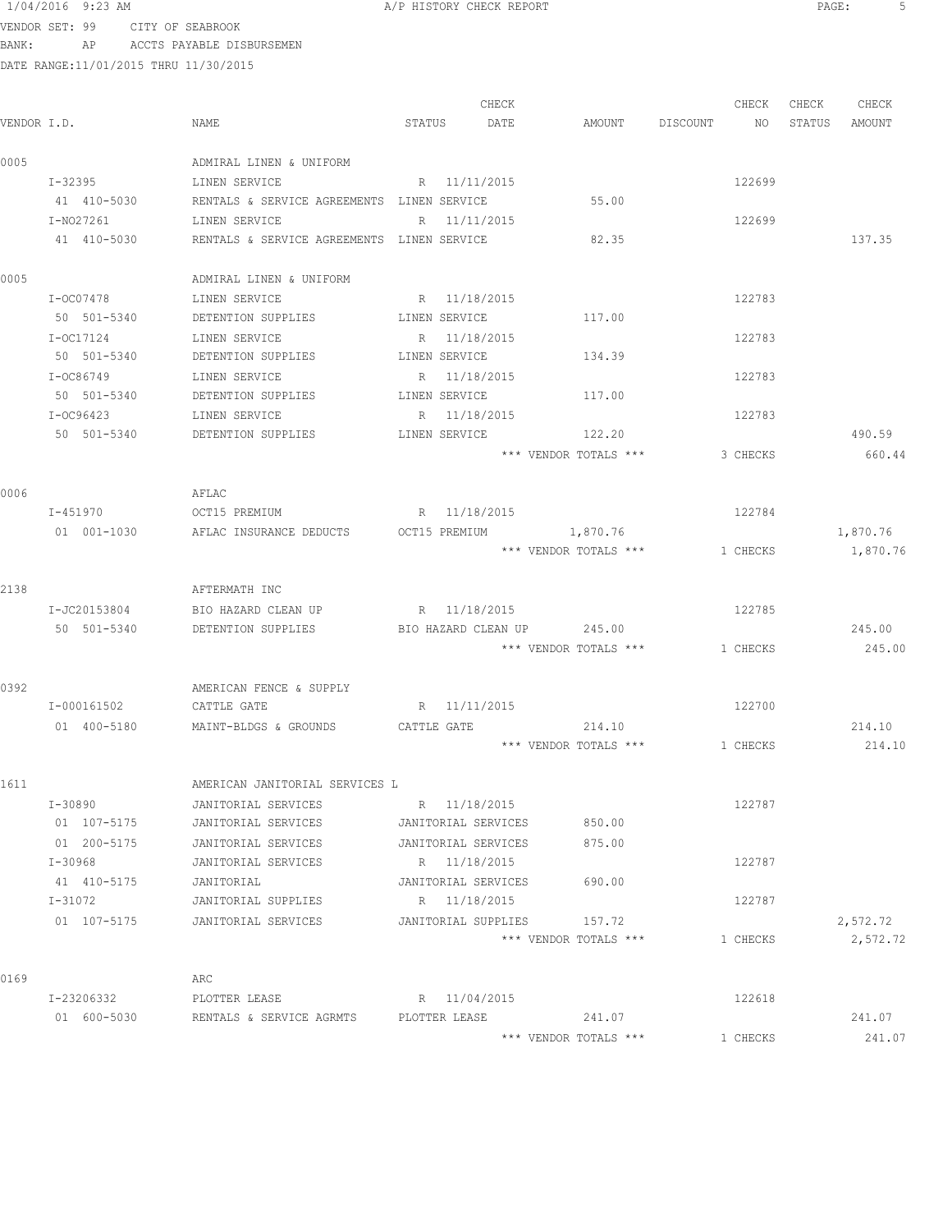1/04/2016 9:23 AM A/P HISTORY CHECK REPORT

VENDOR SET: 99 CITY OF SEABROOK

BANK: AP ACCTS PAYABLE DISBURSEMEN

DATE RANGE:11/01/2015 THRU 11/30/2015

| VENDOR I.D. | NAME | STATUS | CHECK DATE | AMOUNT | DISCOUNT | CHECK NO | CHECK STATUS | CHECK AMOUNT |
|---|---|---|---|---|---|---|---|---|
| 0005 | ADMIRAL LINEN & UNIFORM | | | | | | | |
| I-32395 | LINEN SERVICE | R | 11/11/2015 | | | 122699 | | |
| 41 410-5030 | RENTALS & SERVICE AGREEMENTS | LINEN SERVICE | | 55.00 | | | | |
| I-NO27261 | LINEN SERVICE | R | 11/11/2015 | | | 122699 | | |
| 41 410-5030 | RENTALS & SERVICE AGREEMENTS | LINEN SERVICE | | 82.35 | | | | 137.35 |
| 0005 | ADMIRAL LINEN & UNIFORM | | | | | | | |
| I-OC07478 | LINEN SERVICE | R | 11/18/2015 | | | 122783 | | |
| 50 501-5340 | DETENTION SUPPLIES | LINEN SERVICE | | 117.00 | | | | |
| I-OC17124 | LINEN SERVICE | R | 11/18/2015 | | | 122783 | | |
| 50 501-5340 | DETENTION SUPPLIES | LINEN SERVICE | | 134.39 | | | | |
| I-OC86749 | LINEN SERVICE | R | 11/18/2015 | | | 122783 | | |
| 50 501-5340 | DETENTION SUPPLIES | LINEN SERVICE | | 117.00 | | | | |
| I-OC96423 | LINEN SERVICE | R | 11/18/2015 | | | 122783 | | |
| 50 501-5340 | DETENTION SUPPLIES | LINEN SERVICE | | 122.20 | | | | 490.59 |
| | | | | *** VENDOR TOTALS *** | | 3 CHECKS | | 660.44 |
| 0006 | AFLAC | | | | | | | |
| I-451970 | OCT15 PREMIUM | R | 11/18/2015 | | | 122784 | | |
| 01 001-1030 | AFLAC INSURANCE DEDUCTS | OCT15 PREMIUM | | 1,870.76 | | | | 1,870.76 |
| | | | | *** VENDOR TOTALS *** | | 1 CHECKS | | 1,870.76 |
| 2138 | AFTERMATH INC | | | | | | | |
| I-JC20153804 | BIO HAZARD CLEAN UP | R | 11/18/2015 | | | 122785 | | |
| 50 501-5340 | DETENTION SUPPLIES | BIO HAZARD CLEAN UP | | 245.00 | | | | 245.00 |
| | | | | *** VENDOR TOTALS *** | | 1 CHECKS | | 245.00 |
| 0392 | AMERICAN FENCE & SUPPLY | | | | | | | |
| I-000161502 | CATTLE GATE | R | 11/11/2015 | | | 122700 | | |
| 01 400-5180 | MAINT-BLDGS & GROUNDS | CATTLE GATE | | 214.10 | | | | 214.10 |
| | | | | *** VENDOR TOTALS *** | | 1 CHECKS | | 214.10 |
| 1611 | AMERICAN JANITORIAL SERVICES L | | | | | | | |
| I-30890 | JANITORIAL SERVICES | R | 11/18/2015 | | | 122787 | | |
| 01 107-5175 | JANITORIAL SERVICES | JANITORIAL SERVICES | | 850.00 | | | | |
| 01 200-5175 | JANITORIAL SERVICES | JANITORIAL SERVICES | | 875.00 | | | | |
| I-30968 | JANITORIAL SERVICES | R | 11/18/2015 | | | 122787 | | |
| 41 410-5175 | JANITORIAL | JANITORIAL SERVICES | | 690.00 | | | | |
| I-31072 | JANITORIAL SUPPLIES | R | 11/18/2015 | | | 122787 | | |
| 01 107-5175 | JANITORIAL SERVICES | JANITORIAL SUPPLIES | | 157.72 | | | | 2,572.72 |
| | | | | *** VENDOR TOTALS *** | | 1 CHECKS | | 2,572.72 |
| 0169 | ARC | | | | | | | |
| I-23206332 | PLOTTER LEASE | R | 11/04/2015 | | | 122618 | | |
| 01 600-5030 | RENTALS & SERVICE AGRMTS | PLOTTER LEASE | | 241.07 | | | | 241.07 |
| | | | | *** VENDOR TOTALS *** | | 1 CHECKS | | 241.07 |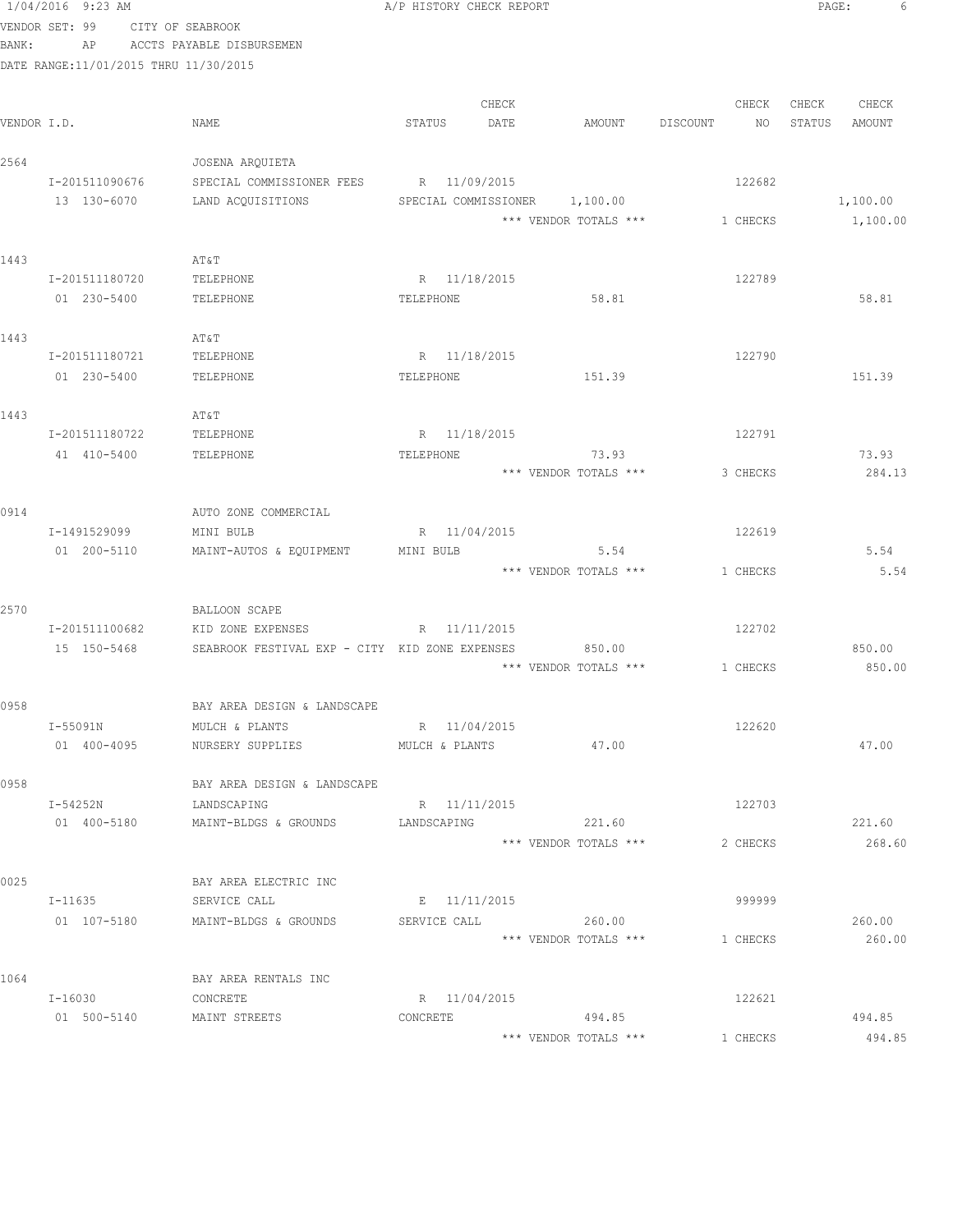1/04/2016 9:23 AM A/P HISTORY CHECK REPORT

VENDOR SET: 99 CITY OF SEABROOK
BANK: AP ACCTS PAYABLE DISBURSEMEN
DATE RANGE:11/01/2015 THRU 11/30/2015

| VENDOR I.D. | NAME | STATUS | CHECK DATE | AMOUNT | DISCOUNT | CHECK NO | CHECK STATUS | CHECK AMOUNT |
|---|---|---|---|---|---|---|---|---|
| 2564 | JOSENA ARQUIETA | | | | | | | |
| I-201511090676 | SPECIAL COMMISSIONER FEES | R | 11/09/2015 | | | 122682 | | |
| 13 130-6070 | LAND ACQUISITIONS | SPECIAL COMMISSIONER | | 1,100.00 | | | | 1,100.00 |
| | | | | *** VENDOR TOTALS *** | | 1 CHECKS | | 1,100.00 |
| 1443 | AT&T | | | | | | | |
| I-201511180720 | TELEPHONE | R | 11/18/2015 | | | 122789 | | |
| 01 230-5400 | TELEPHONE | TELEPHONE | | 58.81 | | | | 58.81 |
| 1443 | AT&T | | | | | | | |
| I-201511180721 | TELEPHONE | R | 11/18/2015 | | | 122790 | | |
| 01 230-5400 | TELEPHONE | TELEPHONE | | 151.39 | | | | 151.39 |
| 1443 | AT&T | | | | | | | |
| I-201511180722 | TELEPHONE | R | 11/18/2015 | | | 122791 | | |
| 41 410-5400 | TELEPHONE | TELEPHONE | | 73.93 | | | | 73.93 |
| | | | | *** VENDOR TOTALS *** | | 3 CHECKS | | 284.13 |
| 0914 | AUTO ZONE COMMERCIAL | | | | | | | |
| I-1491529099 | MINI BULB | R | 11/04/2015 | | | 122619 | | |
| 01 200-5110 | MAINT-AUTOS & EQUIPMENT | MINI BULB | | 5.54 | | | | 5.54 |
| | | | | *** VENDOR TOTALS *** | | 1 CHECKS | | 5.54 |
| 2570 | BALLOON SCAPE | | | | | | | |
| I-201511100682 | KID ZONE EXPENSES | R | 11/11/2015 | | | 122702 | | |
| 15 150-5468 | SEABROOK FESTIVAL EXP - CITY | KID ZONE EXPENSES | | 850.00 | | | | 850.00 |
| | | | | *** VENDOR TOTALS *** | | 1 CHECKS | | 850.00 |
| 0958 | BAY AREA DESIGN & LANDSCAPE | | | | | | | |
| I-55091N | MULCH & PLANTS | R | 11/04/2015 | | | 122620 | | |
| 01 400-4095 | NURSERY SUPPLIES | MULCH & PLANTS | | 47.00 | | | | 47.00 |
| 0958 | BAY AREA DESIGN & LANDSCAPE | | | | | | | |
| I-54252N | LANDSCAPING | R | 11/11/2015 | | | 122703 | | |
| 01 400-5180 | MAINT-BLDGS & GROUNDS | LANDSCAPING | | 221.60 | | | | 221.60 |
| | | | | *** VENDOR TOTALS *** | | 2 CHECKS | | 268.60 |
| 0025 | BAY AREA ELECTRIC INC | | | | | | | |
| I-11635 | SERVICE CALL | E | 11/11/2015 | | | 999999 | | |
| 01 107-5180 | MAINT-BLDGS & GROUNDS | SERVICE CALL | | 260.00 | | | | 260.00 |
| | | | | *** VENDOR TOTALS *** | | 1 CHECKS | | 260.00 |
| 1064 | BAY AREA RENTALS INC | | | | | | | |
| I-16030 | CONCRETE | R | 11/04/2015 | | | 122621 | | |
| 01 500-5140 | MAINT STREETS | CONCRETE | | 494.85 | | | | 494.85 |
| | | | | *** VENDOR TOTALS *** | | 1 CHECKS | | 494.85 |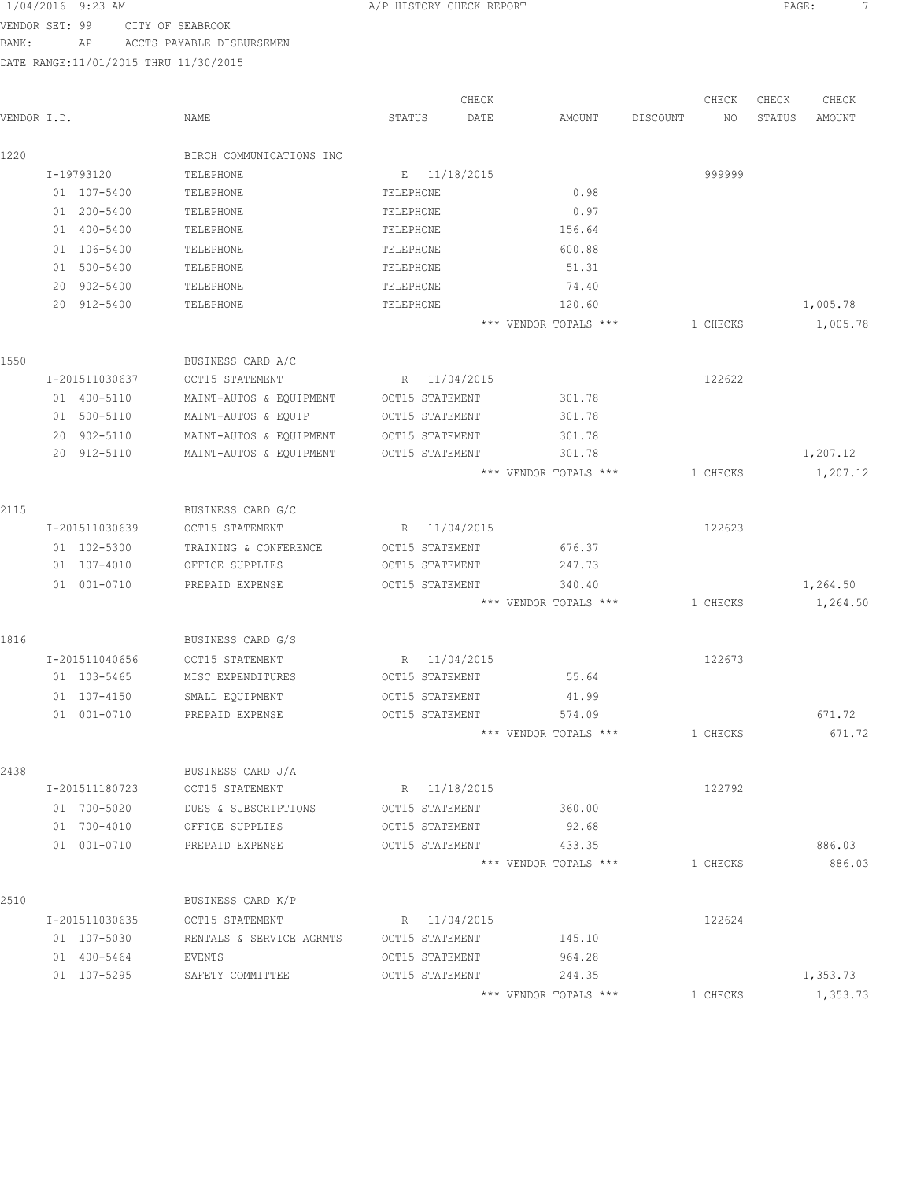1/04/2016 9:23 AM A/P HISTORY CHECK REPORT

VENDOR SET: 99 CITY OF SEABROOK
BANK: AP ACCTS PAYABLE DISBURSEMEN
DATE RANGE:11/01/2015 THRU 11/30/2015

| VENDOR I.D. | NAME | STATUS | CHECK DATE | AMOUNT | DISCOUNT | CHECK NO | CHECK STATUS | CHECK AMOUNT |
|---|---|---|---|---|---|---|---|---|
| 1220 | BIRCH COMMUNICATIONS INC | | | | | | | |
| I-19793120 | TELEPHONE | E | 11/18/2015 | | | 999999 | | |
| 01 107-5400 | TELEPHONE | TELEPHONE | | 0.98 | | | | |
| 01 200-5400 | TELEPHONE | TELEPHONE | | 0.97 | | | | |
| 01 400-5400 | TELEPHONE | TELEPHONE | | 156.64 | | | | |
| 01 106-5400 | TELEPHONE | TELEPHONE | | 600.88 | | | | |
| 01 500-5400 | TELEPHONE | TELEPHONE | | 51.31 | | | | |
| 20 902-5400 | TELEPHONE | TELEPHONE | | 74.40 | | | | |
| 20 912-5400 | TELEPHONE | TELEPHONE | | 120.60 | | | | 1,005.78 |
| | | | | *** VENDOR TOTALS *** | | 1 CHECKS | | 1,005.78 |
| 1550 | BUSINESS CARD A/C | | | | | | | |
| I-201511030637 | OCT15 STATEMENT | R | 11/04/2015 | | | 122622 | | |
| 01 400-5110 | MAINT-AUTOS & EQUIPMENT | OCT15 STATEMENT | | 301.78 | | | | |
| 01 500-5110 | MAINT-AUTOS & EQUIP | OCT15 STATEMENT | | 301.78 | | | | |
| 20 902-5110 | MAINT-AUTOS & EQUIPMENT | OCT15 STATEMENT | | 301.78 | | | | |
| 20 912-5110 | MAINT-AUTOS & EQUIPMENT | OCT15 STATEMENT | | 301.78 | | | | 1,207.12 |
| | | | | *** VENDOR TOTALS *** | | 1 CHECKS | | 1,207.12 |
| 2115 | BUSINESS CARD G/C | | | | | | | |
| I-201511030639 | OCT15 STATEMENT | R | 11/04/2015 | | | 122623 | | |
| 01 102-5300 | TRAINING & CONFERENCE | OCT15 STATEMENT | | 676.37 | | | | |
| 01 107-4010 | OFFICE SUPPLIES | OCT15 STATEMENT | | 247.73 | | | | |
| 01 001-0710 | PREPAID EXPENSE | OCT15 STATEMENT | | 340.40 | | | | 1,264.50 |
| | | | | *** VENDOR TOTALS *** | | 1 CHECKS | | 1,264.50 |
| 1816 | BUSINESS CARD G/S | | | | | | | |
| I-201511040656 | OCT15 STATEMENT | R | 11/04/2015 | | | 122673 | | |
| 01 103-5465 | MISC EXPENDITURES | OCT15 STATEMENT | | 55.64 | | | | |
| 01 107-4150 | SMALL EQUIPMENT | OCT15 STATEMENT | | 41.99 | | | | |
| 01 001-0710 | PREPAID EXPENSE | OCT15 STATEMENT | | 574.09 | | | | 671.72 |
| | | | | *** VENDOR TOTALS *** | | 1 CHECKS | | 671.72 |
| 2438 | BUSINESS CARD J/A | | | | | | | |
| I-201511180723 | OCT15 STATEMENT | R | 11/18/2015 | | | 122792 | | |
| 01 700-5020 | DUES & SUBSCRIPTIONS | OCT15 STATEMENT | | 360.00 | | | | |
| 01 700-4010 | OFFICE SUPPLIES | OCT15 STATEMENT | | 92.68 | | | | |
| 01 001-0710 | PREPAID EXPENSE | OCT15 STATEMENT | | 433.35 | | | | 886.03 |
| | | | | *** VENDOR TOTALS *** | | 1 CHECKS | | 886.03 |
| 2510 | BUSINESS CARD K/P | | | | | | | |
| I-201511030635 | OCT15 STATEMENT | R | 11/04/2015 | | | 122624 | | |
| 01 107-5030 | RENTALS & SERVICE AGRMTS | OCT15 STATEMENT | | 145.10 | | | | |
| 01 400-5464 | EVENTS | OCT15 STATEMENT | | 964.28 | | | | |
| 01 107-5295 | SAFETY COMMITTEE | OCT15 STATEMENT | | 244.35 | | | | 1,353.73 |
| | | | | *** VENDOR TOTALS *** | | 1 CHECKS | | 1,353.73 |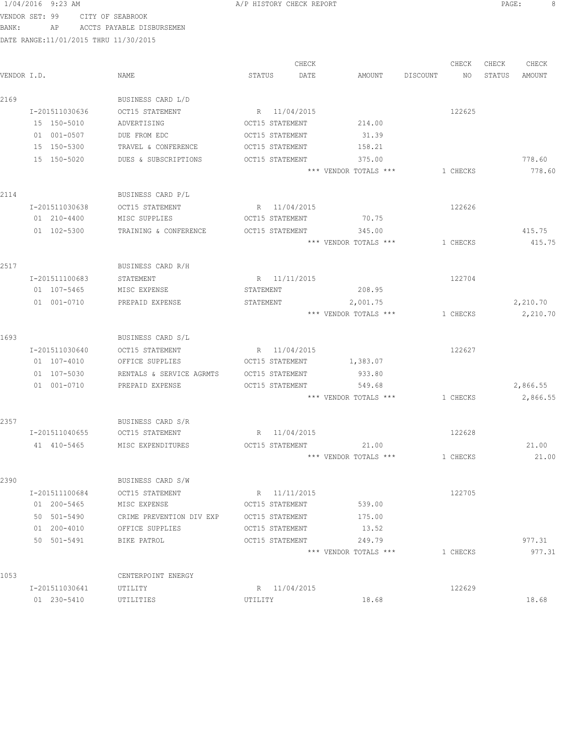1/04/2016 9:23 AM A/P HISTORY CHECK REPORT

VENDOR SET: 99 CITY OF SEABROOK

BANK: AP ACCTS PAYABLE DISBURSEMEN

DATE RANGE:11/01/2015 THRU 11/30/2015

| VENDOR I.D. | NAME | STATUS | CHECK DATE | AMOUNT | DISCOUNT | CHECK NO | CHECK STATUS | CHECK AMOUNT |
|---|---|---|---|---|---|---|---|---|
| 2169 | BUSINESS CARD L/D | | | | | | | |
| I-201511030636 | OCT15 STATEMENT | R | 11/04/2015 | | | 122625 | | |
| 15 150-5010 | ADVERTISING | OCT15 STATEMENT | | 214.00 | | | | |
| 01 001-0507 | DUE FROM EDC | OCT15 STATEMENT | | 31.39 | | | | |
| 15 150-5300 | TRAVEL & CONFERENCE | OCT15 STATEMENT | | 158.21 | | | | |
| 15 150-5020 | DUES & SUBSCRIPTIONS | OCT15 STATEMENT | | 375.00 | | | | 778.60 |
| | | | | *** VENDOR TOTALS *** | | 1 CHECKS | | 778.60 |
| 2114 | BUSINESS CARD P/L | | | | | | | |
| I-201511030638 | OCT15 STATEMENT | R | 11/04/2015 | | | 122626 | | |
| 01 210-4400 | MISC SUPPLIES | OCT15 STATEMENT | | 70.75 | | | | |
| 01 102-5300 | TRAINING & CONFERENCE | OCT15 STATEMENT | | 345.00 | | | | 415.75 |
| | | | | *** VENDOR TOTALS *** | | 1 CHECKS | | 415.75 |
| 2517 | BUSINESS CARD R/H | | | | | | | |
| I-201511100683 | STATEMENT | R | 11/11/2015 | | | 122704 | | |
| 01 107-5465 | MISC EXPENSE | STATEMENT | | 208.95 | | | | |
| 01 001-0710 | PREPAID EXPENSE | STATEMENT | | 2,001.75 | | | | 2,210.70 |
| | | | | *** VENDOR TOTALS *** | | 1 CHECKS | | 2,210.70 |
| 1693 | BUSINESS CARD S/L | | | | | | | |
| I-201511030640 | OCT15 STATEMENT | R | 11/04/2015 | | | 122627 | | |
| 01 107-4010 | OFFICE SUPPLIES | OCT15 STATEMENT | | 1,383.07 | | | | |
| 01 107-5030 | RENTALS & SERVICE AGRMTS | OCT15 STATEMENT | | 933.80 | | | | |
| 01 001-0710 | PREPAID EXPENSE | OCT15 STATEMENT | | 549.68 | | | | 2,866.55 |
| | | | | *** VENDOR TOTALS *** | | 1 CHECKS | | 2,866.55 |
| 2357 | BUSINESS CARD S/R | | | | | | | |
| I-201511040655 | OCT15 STATEMENT | R | 11/04/2015 | | | 122628 | | |
| 41 410-5465 | MISC EXPENDITURES | OCT15 STATEMENT | | 21.00 | | | | 21.00 |
| | | | | *** VENDOR TOTALS *** | | 1 CHECKS | | 21.00 |
| 2390 | BUSINESS CARD S/W | | | | | | | |
| I-201511100684 | OCT15 STATEMENT | R | 11/11/2015 | | | 122705 | | |
| 01 200-5465 | MISC EXPENSE | OCT15 STATEMENT | | 539.00 | | | | |
| 50 501-5490 | CRIME PREVENTION DIV EXP | OCT15 STATEMENT | | 175.00 | | | | |
| 01 200-4010 | OFFICE SUPPLIES | OCT15 STATEMENT | | 13.52 | | | | |
| 50 501-5491 | BIKE PATROL | OCT15 STATEMENT | | 249.79 | | | | 977.31 |
| | | | | *** VENDOR TOTALS *** | | 1 CHECKS | | 977.31 |
| 1053 | CENTERPOINT ENERGY | | | | | | | |
| I-201511030641 | UTILITY | R | 11/04/2015 | | | 122629 | | |
| 01 230-5410 | UTILITIES | UTILITY | | 18.68 | | | | 18.68 |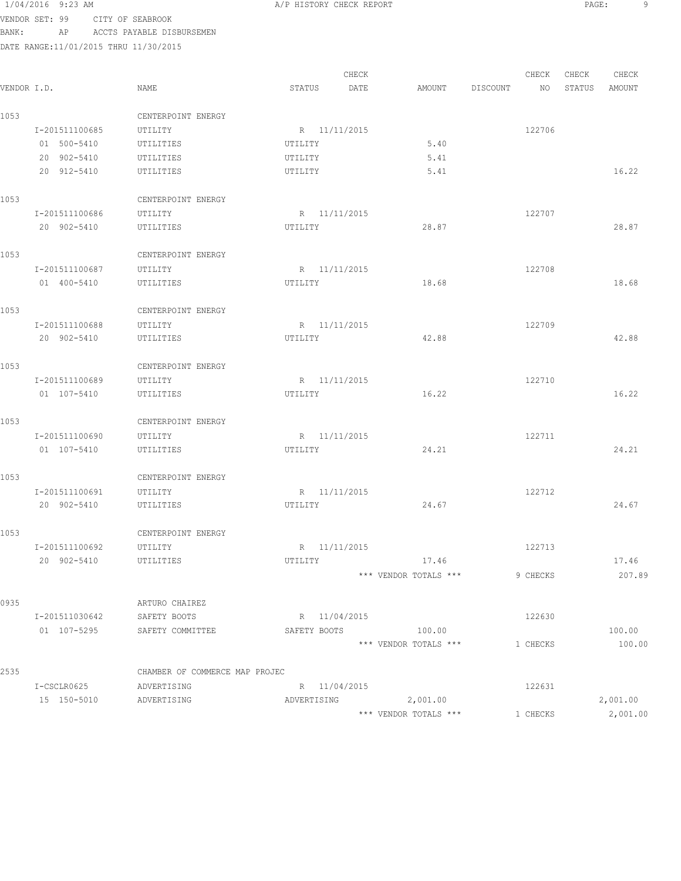1/04/2016 9:23 AM A/P HISTORY CHECK REPORT

VENDOR SET: 99 CITY OF SEABROOK
BANK: AP ACCTS PAYABLE DISBURSEMEN
DATE RANGE:11/01/2015 THRU 11/30/2015

| VENDOR I.D. | NAME | STATUS | CHECK DATE | AMOUNT | DISCOUNT | CHECK NO | CHECK STATUS | CHECK AMOUNT |
|---|---|---|---|---|---|---|---|---|
| 1053 | CENTERPOINT ENERGY | | | | | | | |
| I-201511100685 | UTILITY | R | 11/11/2015 | | | 122706 | | |
| 01 500-5410 | UTILITIES | UTILITY | | 5.40 | | | | |
| 20 902-5410 | UTILITIES | UTILITY | | 5.41 | | | | |
| 20 912-5410 | UTILITIES | UTILITY | | 5.41 | | | | 16.22 |
| 1053 | CENTERPOINT ENERGY | | | | | | | |
| I-201511100686 | UTILITY | R | 11/11/2015 | | | 122707 | | |
| 20 902-5410 | UTILITIES | UTILITY | | 28.87 | | | | 28.87 |
| 1053 | CENTERPOINT ENERGY | | | | | | | |
| I-201511100687 | UTILITY | R | 11/11/2015 | | | 122708 | | |
| 01 400-5410 | UTILITIES | UTILITY | | 18.68 | | | | 18.68 |
| 1053 | CENTERPOINT ENERGY | | | | | | | |
| I-201511100688 | UTILITY | R | 11/11/2015 | | | 122709 | | |
| 20 902-5410 | UTILITIES | UTILITY | | 42.88 | | | | 42.88 |
| 1053 | CENTERPOINT ENERGY | | | | | | | |
| I-201511100689 | UTILITY | R | 11/11/2015 | | | 122710 | | |
| 01 107-5410 | UTILITIES | UTILITY | | 16.22 | | | | 16.22 |
| 1053 | CENTERPOINT ENERGY | | | | | | | |
| I-201511100690 | UTILITY | R | 11/11/2015 | | | 122711 | | |
| 01 107-5410 | UTILITIES | UTILITY | | 24.21 | | | | 24.21 |
| 1053 | CENTERPOINT ENERGY | | | | | | | |
| I-201511100691 | UTILITY | R | 11/11/2015 | | | 122712 | | |
| 20 902-5410 | UTILITIES | UTILITY | | 24.67 | | | | 24.67 |
| 1053 | CENTERPOINT ENERGY | | | | | | | |
| I-201511100692 | UTILITY | R | 11/11/2015 | | | 122713 | | |
| 20 902-5410 | UTILITIES | UTILITY | | 17.46 | | | | 17.46 |
| | | | | *** VENDOR TOTALS *** | | 9 CHECKS | | 207.89 |
| 0935 | ARTURO CHAIREZ | | | | | | | |
| I-201511030642 | SAFETY BOOTS | R | 11/04/2015 | | | 122630 | | |
| 01 107-5295 | SAFETY COMMITTEE | SAFETY BOOTS | | 100.00 | | | | 100.00 |
| | | | | *** VENDOR TOTALS *** | | 1 CHECKS | | 100.00 |
| 2535 | CHAMBER OF COMMERCE MAP PROJEC | | | | | | | |
| I-CSCLR0625 | ADVERTISING | R | 11/04/2015 | | | 122631 | | |
| 15 150-5010 | ADVERTISING | ADVERTISING | | 2,001.00 | | | | 2,001.00 |
| | | | | *** VENDOR TOTALS *** | | 1 CHECKS | | 2,001.00 |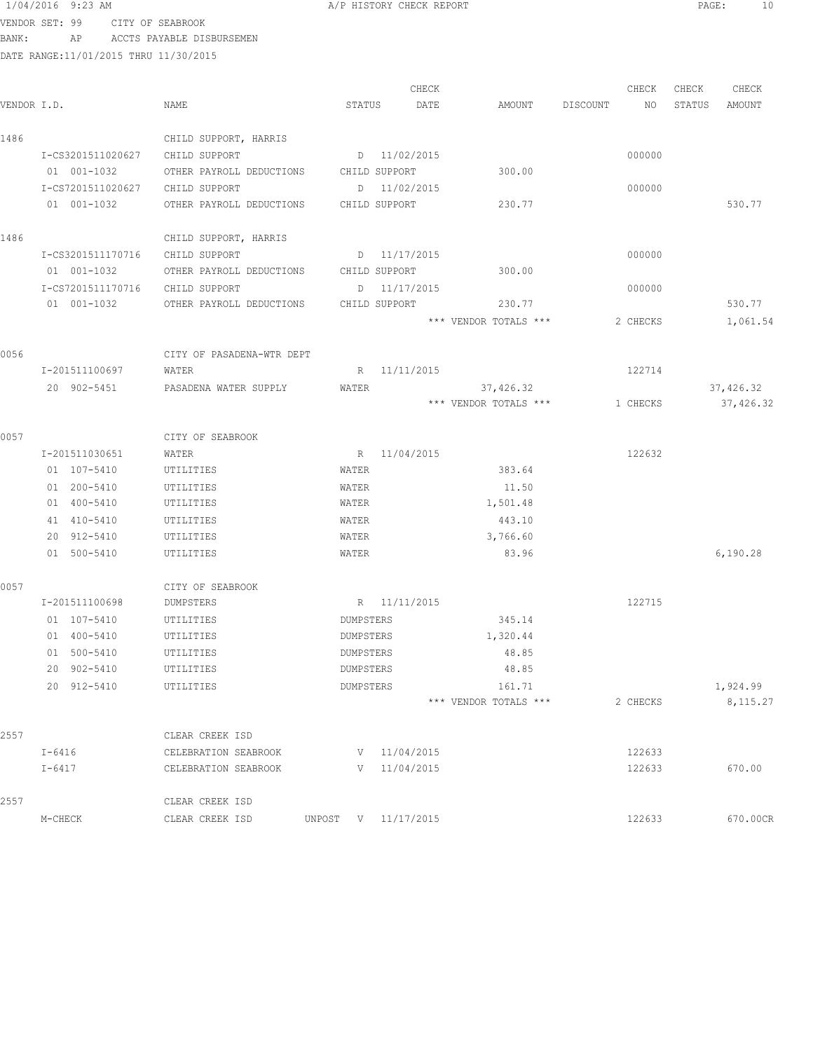1/04/2016 9:23 AM — A/P HISTORY CHECK REPORT

VENDOR SET: 99 CITY OF SEABROOK
BANK: AP ACCTS PAYABLE DISBURSEMEN
DATE RANGE:11/01/2015 THRU 11/30/2015

| VENDOR I.D. | NAME | STATUS | CHECK DATE | AMOUNT | DISCOUNT | CHECK NO | CHECK STATUS | CHECK AMOUNT |
|---|---|---|---|---|---|---|---|---|
| 1486 | CHILD SUPPORT, HARRIS | | | | | | | |
| I-CS3201511020627 | CHILD SUPPORT | D | 11/02/2015 | | | 000000 | | |
| 01 001-1032 | OTHER PAYROLL DEDUCTIONS | CHILD SUPPORT | | 300.00 | | | | |
| I-CS7201511020627 | CHILD SUPPORT | D | 11/02/2015 | | | 000000 | | |
| 01 001-1032 | OTHER PAYROLL DEDUCTIONS | CHILD SUPPORT | | 230.77 | | | | 530.77 |
| 1486 | CHILD SUPPORT, HARRIS | | | | | | | |
| I-CS3201511170716 | CHILD SUPPORT | D | 11/17/2015 | | | 000000 | | |
| 01 001-1032 | OTHER PAYROLL DEDUCTIONS | CHILD SUPPORT | | 300.00 | | | | |
| I-CS7201511170716 | CHILD SUPPORT | D | 11/17/2015 | | | 000000 | | |
| 01 001-1032 | OTHER PAYROLL DEDUCTIONS | CHILD SUPPORT | | 230.77 | | | | 530.77 |
| | | | | *** VENDOR TOTALS *** | | 2 CHECKS | | 1,061.54 |
| 0056 | CITY OF PASADENA-WTR DEPT | | | | | | | |
| I-201511100697 | WATER | R | 11/11/2015 | | | 122714 | | |
| 20 902-5451 | PASADENA WATER SUPPLY | WATER | | 37,426.32 | | | | 37,426.32 |
| | | | | *** VENDOR TOTALS *** | | 1 CHECKS | | 37,426.32 |
| 0057 | CITY OF SEABROOK | | | | | | | |
| I-201511030651 | WATER | R | 11/04/2015 | | | 122632 | | |
| 01 107-5410 | UTILITIES | WATER | | 383.64 | | | | |
| 01 200-5410 | UTILITIES | WATER | | 11.50 | | | | |
| 01 400-5410 | UTILITIES | WATER | | 1,501.48 | | | | |
| 41 410-5410 | UTILITIES | WATER | | 443.10 | | | | |
| 20 912-5410 | UTILITIES | WATER | | 3,766.60 | | | | |
| 01 500-5410 | UTILITIES | WATER | | 83.96 | | | | 6,190.28 |
| 0057 | CITY OF SEABROOK | | | | | | | |
| I-201511100698 | DUMPSTERS | R | 11/11/2015 | | | 122715 | | |
| 01 107-5410 | UTILITIES | DUMPSTERS | | 345.14 | | | | |
| 01 400-5410 | UTILITIES | DUMPSTERS | | 1,320.44 | | | | |
| 01 500-5410 | UTILITIES | DUMPSTERS | | 48.85 | | | | |
| 20 902-5410 | UTILITIES | DUMPSTERS | | 48.85 | | | | |
| 20 912-5410 | UTILITIES | DUMPSTERS | | 161.71 | | | | 1,924.99 |
| | | | | *** VENDOR TOTALS *** | | 2 CHECKS | | 8,115.27 |
| 2557 | CLEAR CREEK ISD | | | | | | | |
| I-6416 | CELEBRATION SEABROOK | V | 11/04/2015 | | | 122633 | | |
| I-6417 | CELEBRATION SEABROOK | V | 11/04/2015 | | | 122633 | | 670.00 |
| 2557 | CLEAR CREEK ISD | | | | | | | |
| M-CHECK | CLEAR CREEK ISD | UNPOST V | 11/17/2015 | | | 122633 | | 670.00CR |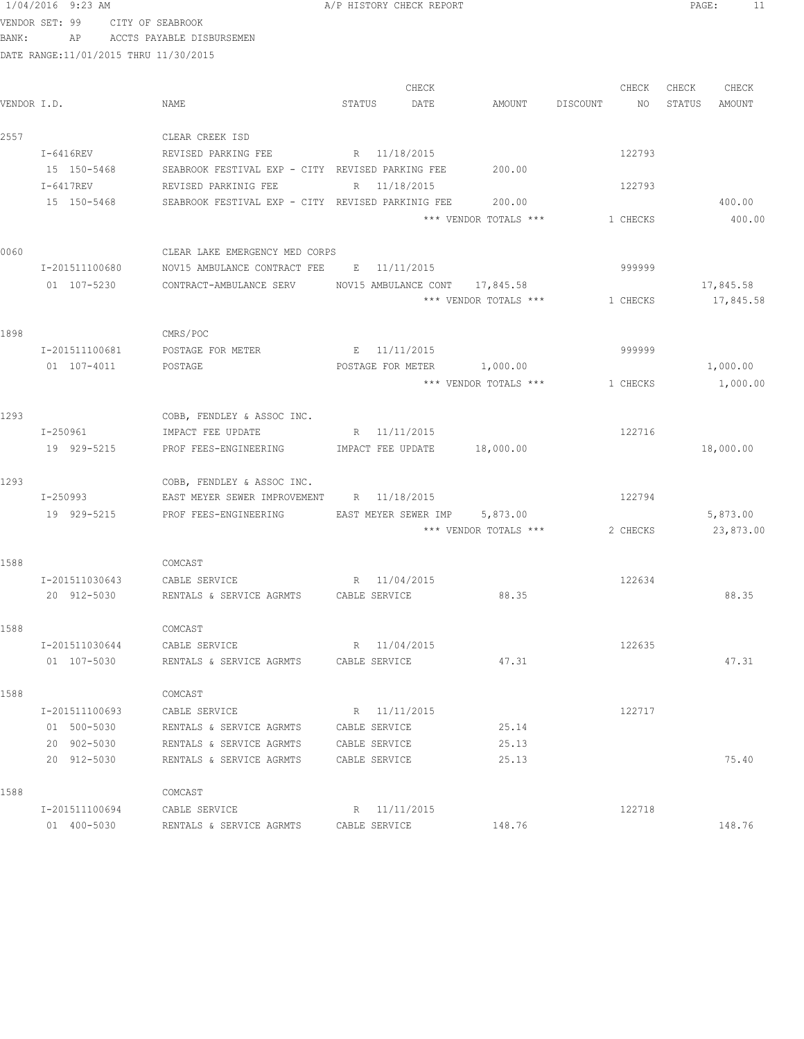A/P HISTORY CHECK REPORT

VENDOR SET: 99 CITY OF SEABROOK
BANK: AP ACCTS PAYABLE DISBURSEMEN
DATE RANGE:11/01/2015 THRU 11/30/2015

| VENDOR I.D. | NAME | STATUS | CHECK DATE | AMOUNT | DISCOUNT | CHECK NO | CHECK STATUS | CHECK AMOUNT |
|---|---|---|---|---|---|---|---|---|
| 2557 | CLEAR CREEK ISD | | | | | | | |
| I-6416REV | REVISED PARKING FEE | R | 11/18/2015 | | | 122793 | | |
| 15 150-5468 | SEABROOK FESTIVAL EXP - CITY | REVISED PARKING FEE | | 200.00 | | | | |
| I-6417REV | REVISED PARKINIG FEE | R | 11/18/2015 | | | 122793 | | |
| 15 150-5468 | SEABROOK FESTIVAL EXP - CITY | REVISED PARKINIG FEE | | 200.00 | | | | 400.00 |
| | | | | *** VENDOR TOTALS *** | | 1 CHECKS | | 400.00 |
| 0060 | CLEAR LAKE EMERGENCY MED CORPS | | | | | | | |
| I-201511100680 | NOV15 AMBULANCE CONTRACT FEE | E | 11/11/2015 | | | 999999 | | |
| 01 107-5230 | CONTRACT-AMBULANCE SERV | NOV15 AMBULANCE CONT | | 17,845.58 | | | | 17,845.58 |
| | | | | *** VENDOR TOTALS *** | | 1 CHECKS | | 17,845.58 |
| 1898 | CMRS/POC | | | | | | | |
| I-201511100681 | POSTAGE FOR METER | E | 11/11/2015 | | | 999999 | | |
| 01 107-4011 | POSTAGE | POSTAGE FOR METER | | 1,000.00 | | | | 1,000.00 |
| | | | | *** VENDOR TOTALS *** | | 1 CHECKS | | 1,000.00 |
| 1293 | COBB, FENDLEY & ASSOC INC. | | | | | | | |
| I-250961 | IMPACT FEE UPDATE | R | 11/11/2015 | | | 122716 | | |
| 19 929-5215 | PROF FEES-ENGINEERING | IMPACT FEE UPDATE | | 18,000.00 | | | | 18,000.00 |
| 1293 | COBB, FENDLEY & ASSOC INC. | | | | | | | |
| I-250993 | EAST MEYER SEWER IMPROVEMENT | R | 11/18/2015 | | | 122794 | | |
| 19 929-5215 | PROF FEES-ENGINEERING | EAST MEYER SEWER IMP | | 5,873.00 | | | | 5,873.00 |
| | | | | *** VENDOR TOTALS *** | | 2 CHECKS | | 23,873.00 |
| 1588 | COMCAST | | | | | | | |
| I-201511030643 | CABLE SERVICE | R | 11/04/2015 | | | 122634 | | |
| 20 912-5030 | RENTALS & SERVICE AGRMTS | CABLE SERVICE | | 88.35 | | | | 88.35 |
| 1588 | COMCAST | | | | | | | |
| I-201511030644 | CABLE SERVICE | R | 11/04/2015 | | | 122635 | | |
| 01 107-5030 | RENTALS & SERVICE AGRMTS | CABLE SERVICE | | 47.31 | | | | 47.31 |
| 1588 | COMCAST | | | | | | | |
| I-201511100693 | CABLE SERVICE | R | 11/11/2015 | | | 122717 | | |
| 01 500-5030 | RENTALS & SERVICE AGRMTS | CABLE SERVICE | | 25.14 | | | | |
| 20 902-5030 | RENTALS & SERVICE AGRMTS | CABLE SERVICE | | 25.13 | | | | |
| 20 912-5030 | RENTALS & SERVICE AGRMTS | CABLE SERVICE | | 25.13 | | | | 75.40 |
| 1588 | COMCAST | | | | | | | |
| I-201511100694 | CABLE SERVICE | R | 11/11/2015 | | | 122718 | | |
| 01 400-5030 | RENTALS & SERVICE AGRMTS | CABLE SERVICE | | 148.76 | | | | 148.76 |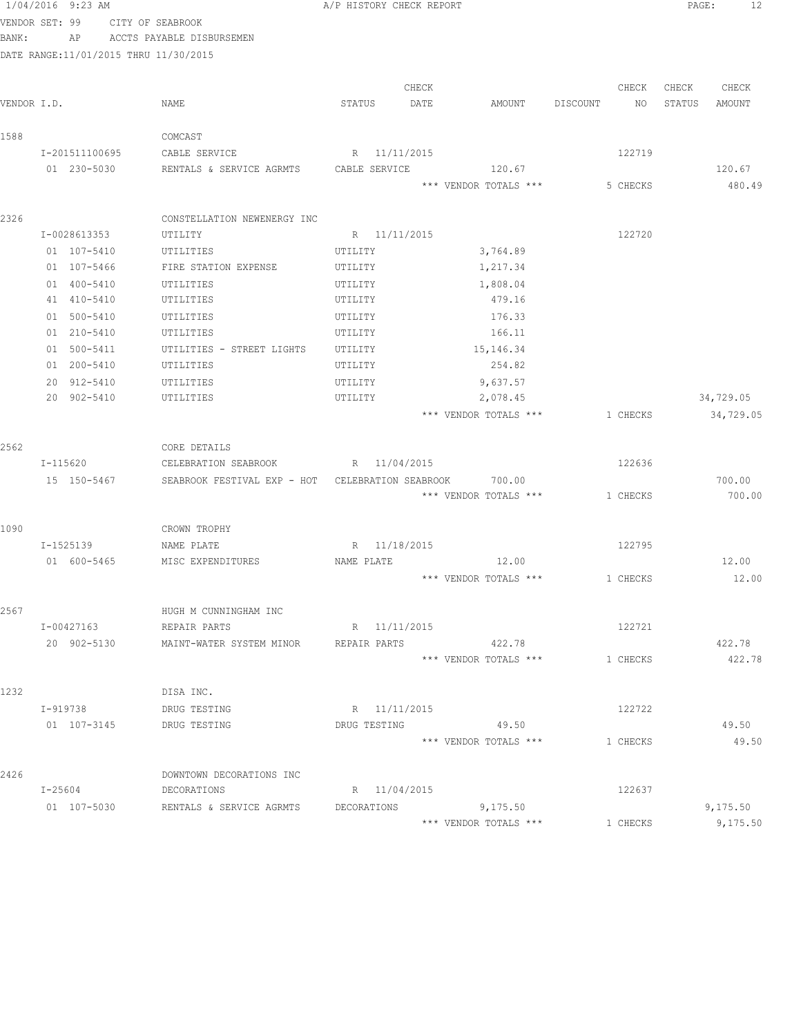1/04/2016 9:23 AM    A/P HISTORY CHECK REPORT

VENDOR SET: 99    CITY OF SEABROOK

BANK:    AP    ACCTS PAYABLE DISBURSEMEN

DATE RANGE:11/01/2015 THRU 11/30/2015

| VENDOR I.D. | NAME | STATUS | CHECK DATE | AMOUNT | DISCOUNT | CHECK NO | CHECK STATUS | CHECK AMOUNT |
|---|---|---|---|---|---|---|---|---|
| 1588 | COMCAST | | | | | | | |
| I-201511100695 | CABLE SERVICE | R | 11/11/2015 | | | 122719 | | |
| 01 230-5030 | RENTALS & SERVICE AGRMTS | CABLE SERVICE | | 120.67 | | | | 120.67 |
| | | | | *** VENDOR TOTALS *** | | 5 CHECKS | | 480.49 |
| 2326 | CONSTELLATION NEWENERGY INC | | | | | | | |
| I-0028613353 | UTILITY | R | 11/11/2015 | | | 122720 | | |
| 01 107-5410 | UTILITIES | UTILITY | | 3,764.89 | | | | |
| 01 107-5466 | FIRE STATION EXPENSE | UTILITY | | 1,217.34 | | | | |
| 01 400-5410 | UTILITIES | UTILITY | | 1,808.04 | | | | |
| 41 410-5410 | UTILITIES | UTILITY | | 479.16 | | | | |
| 01 500-5410 | UTILITIES | UTILITY | | 176.33 | | | | |
| 01 210-5410 | UTILITIES | UTILITY | | 166.11 | | | | |
| 01 500-5411 | UTILITIES - STREET LIGHTS | UTILITY | | 15,146.34 | | | | |
| 01 200-5410 | UTILITIES | UTILITY | | 254.82 | | | | |
| 20 912-5410 | UTILITIES | UTILITY | | 9,637.57 | | | | |
| 20 902-5410 | UTILITIES | UTILITY | | 2,078.45 | | | | 34,729.05 |
| | | | | *** VENDOR TOTALS *** | | 1 CHECKS | | 34,729.05 |
| 2562 | CORE DETAILS | | | | | | | |
| I-115620 | CELEBRATION SEABROOK | R | 11/04/2015 | | | 122636 | | |
| 15 150-5467 | SEABROOK FESTIVAL EXP - HOT | CELEBRATION SEABROOK | | 700.00 | | | | 700.00 |
| | | | | *** VENDOR TOTALS *** | | 1 CHECKS | | 700.00 |
| 1090 | CROWN TROPHY | | | | | | | |
| I-1525139 | NAME PLATE | R | 11/18/2015 | | | 122795 | | |
| 01 600-5465 | MISC EXPENDITURES | NAME PLATE | | 12.00 | | | | 12.00 |
| | | | | *** VENDOR TOTALS *** | | 1 CHECKS | | 12.00 |
| 2567 | HUGH M CUNNINGHAM INC | | | | | | | |
| I-00427163 | REPAIR PARTS | R | 11/11/2015 | | | 122721 | | |
| 20 902-5130 | MAINT-WATER SYSTEM MINOR | REPAIR PARTS | | 422.78 | | | | 422.78 |
| | | | | *** VENDOR TOTALS *** | | 1 CHECKS | | 422.78 |
| 1232 | DISA INC. | | | | | | | |
| I-919738 | DRUG TESTING | R | 11/11/2015 | | | 122722 | | |
| 01 107-3145 | DRUG TESTING | DRUG TESTING | | 49.50 | | | | 49.50 |
| | | | | *** VENDOR TOTALS *** | | 1 CHECKS | | 49.50 |
| 2426 | DOWNTOWN DECORATIONS INC | | | | | | | |
| I-25604 | DECORATIONS | R | 11/04/2015 | | | 122637 | | |
| 01 107-5030 | RENTALS & SERVICE AGRMTS | DECORATIONS | | 9,175.50 | | | | 9,175.50 |
| | | | | *** VENDOR TOTALS *** | | 1 CHECKS | | 9,175.50 |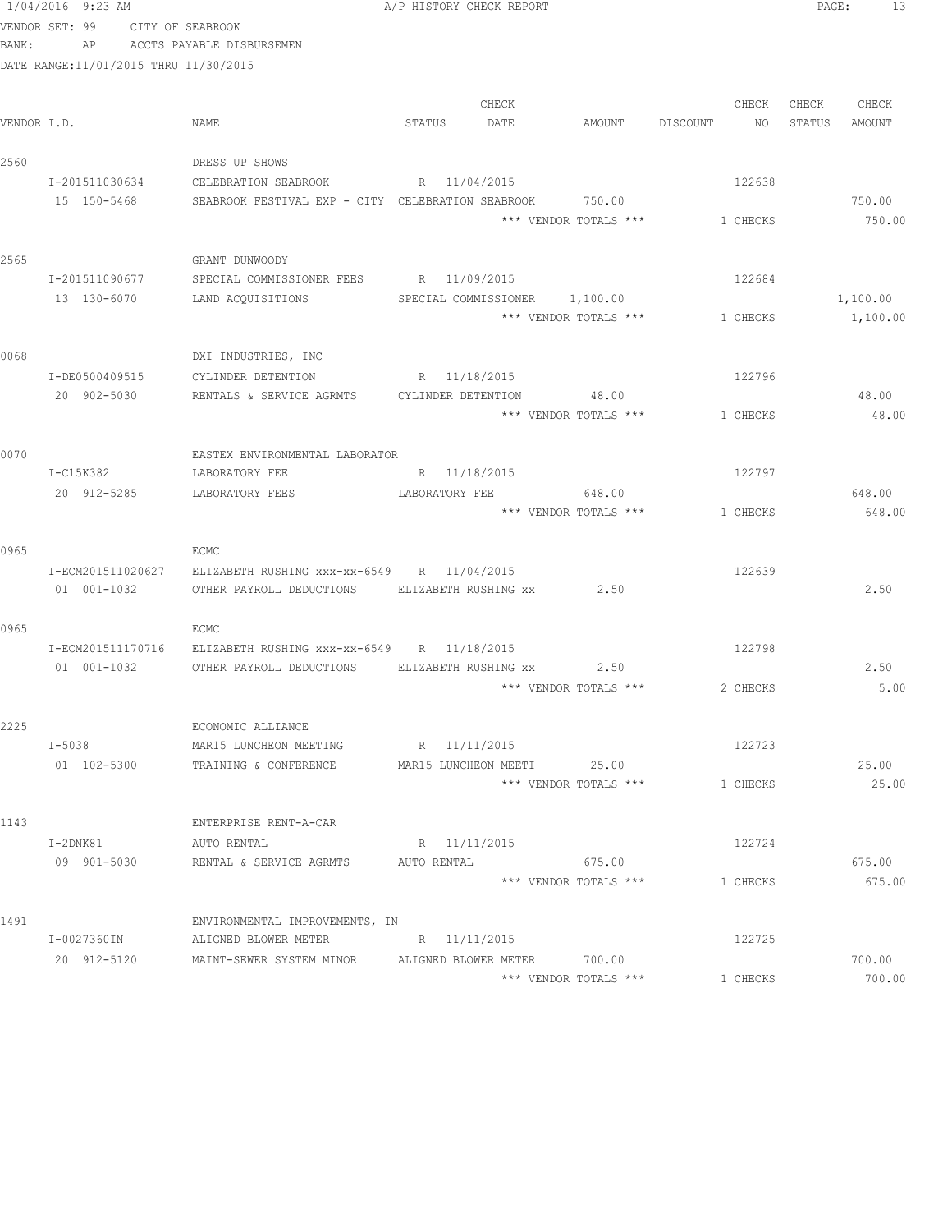1/04/2016 9:23 AM A/P HISTORY CHECK REPORT

VENDOR SET: 99 CITY OF SEABROOK
BANK: AP ACCTS PAYABLE DISBURSEMEN
DATE RANGE:11/01/2015 THRU 11/30/2015

| VENDOR I.D. | NAME | STATUS | CHECK DATE | AMOUNT | DISCOUNT | CHECK NO | CHECK STATUS | CHECK AMOUNT |
|---|---|---|---|---|---|---|---|---|
| 2560 | DRESS UP SHOWS | | | | | | | |
| I-201511030634 | CELEBRATION SEABROOK | R | 11/04/2015 | | | 122638 | | |
| 15 150-5468 | SEABROOK FESTIVAL EXP - CITY | CELEBRATION SEABROOK | | 750.00 | | | | 750.00 |
| | | | | *** VENDOR TOTALS *** | | 1 CHECKS | | 750.00 |
| 2565 | GRANT DUNWOODY | | | | | | | |
| I-201511090677 | SPECIAL COMMISSIONER FEES | R | 11/09/2015 | | | 122684 | | |
| 13 130-6070 | LAND ACQUISITIONS | SPECIAL COMMISSIONER | | 1,100.00 | | | | 1,100.00 |
| | | | | *** VENDOR TOTALS *** | | 1 CHECKS | | 1,100.00 |
| 0068 | DXI INDUSTRIES, INC | | | | | | | |
| I-DE0500409515 | CYLINDER DETENTION | R | 11/18/2015 | | | 122796 | | |
| 20 902-5030 | RENTALS & SERVICE AGRMTS | CYLINDER DETENTION | | 48.00 | | | | 48.00 |
| | | | | *** VENDOR TOTALS *** | | 1 CHECKS | | 48.00 |
| 0070 | EASTEX ENVIRONMENTAL LABORATOR | | | | | | | |
| I-C15K382 | LABORATORY FEE | R | 11/18/2015 | | | 122797 | | |
| 20 912-5285 | LABORATORY FEES | LABORATORY FEE | | 648.00 | | | | 648.00 |
| | | | | *** VENDOR TOTALS *** | | 1 CHECKS | | 648.00 |
| 0965 | ECMC | | | | | | | |
| I-ECM201511020627 | ELIZABETH RUSHING xxx-xx-6549 | R | 11/04/2015 | | | 122639 | | |
| 01 001-1032 | OTHER PAYROLL DEDUCTIONS | ELIZABETH RUSHING xx | | 2.50 | | | | 2.50 |
| 0965 | ECMC | | | | | | | |
| I-ECM201511170716 | ELIZABETH RUSHING xxx-xx-6549 | R | 11/18/2015 | | | 122798 | | |
| 01 001-1032 | OTHER PAYROLL DEDUCTIONS | ELIZABETH RUSHING xx | | 2.50 | | | | 2.50 |
| | | | | *** VENDOR TOTALS *** | | 2 CHECKS | | 5.00 |
| 2225 | ECONOMIC ALLIANCE | | | | | | | |
| I-5038 | MAR15 LUNCHEON MEETING | R | 11/11/2015 | | | 122723 | | |
| 01 102-5300 | TRAINING & CONFERENCE | MAR15 LUNCHEON MEETI | | 25.00 | | | | 25.00 |
| | | | | *** VENDOR TOTALS *** | | 1 CHECKS | | 25.00 |
| 1143 | ENTERPRISE RENT-A-CAR | | | | | | | |
| I-2DNK81 | AUTO RENTAL | R | 11/11/2015 | | | 122724 | | |
| 09 901-5030 | RENTAL & SERVICE AGRMTS | AUTO RENTAL | | 675.00 | | | | 675.00 |
| | | | | *** VENDOR TOTALS *** | | 1 CHECKS | | 675.00 |
| 1491 | ENVIRONMENTAL IMPROVEMENTS, IN | | | | | | | |
| I-0027360IN | ALIGNED BLOWER METER | R | 11/11/2015 | | | 122725 | | |
| 20 912-5120 | MAINT-SEWER SYSTEM MINOR | ALIGNED BLOWER METER | | 700.00 | | | | 700.00 |
| | | | | *** VENDOR TOTALS *** | | 1 CHECKS | | 700.00 |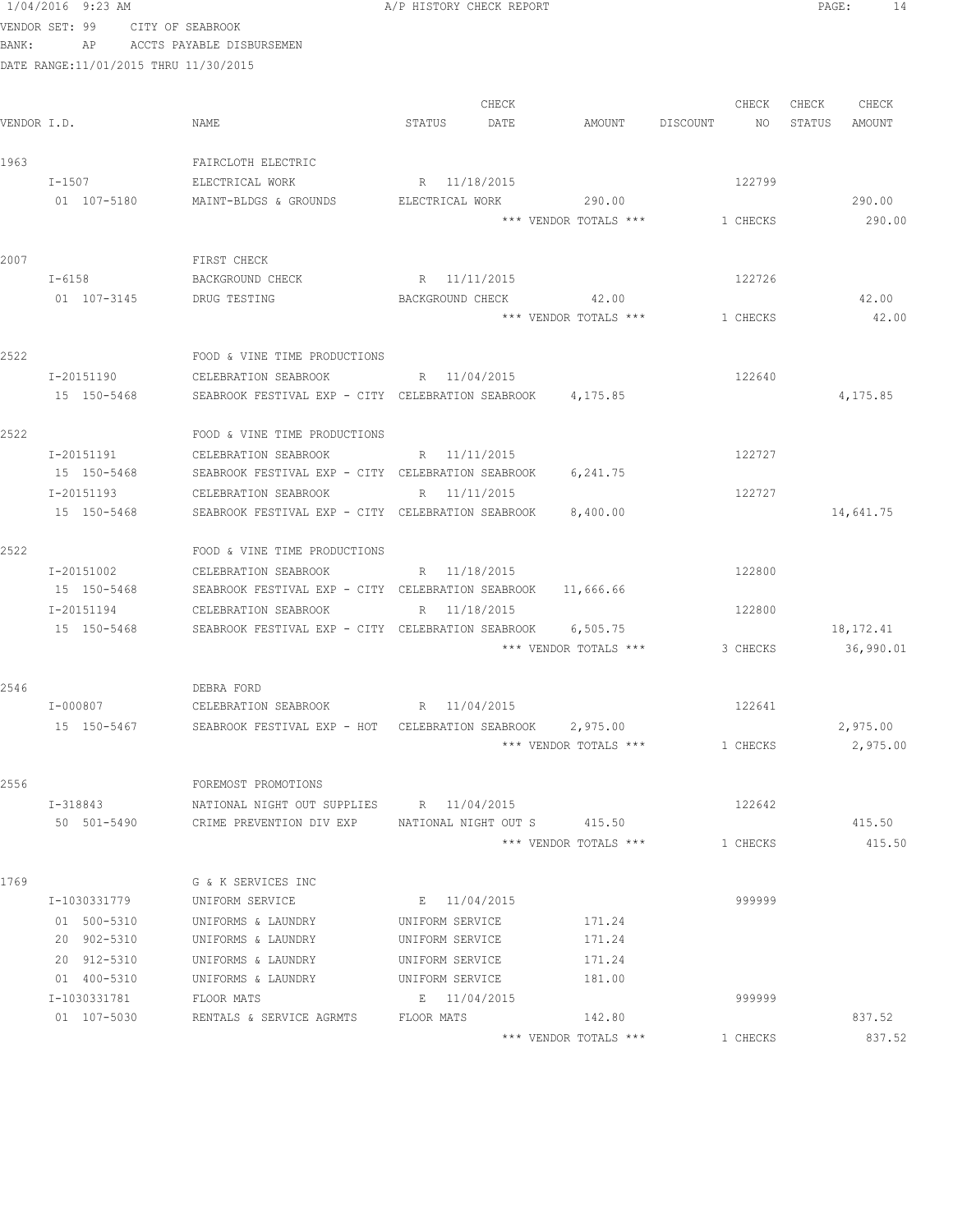1/04/2016 9:23 AM A/P HISTORY CHECK REPORT

VENDOR SET: 99 CITY OF SEABROOK
BANK: AP ACCTS PAYABLE DISBURSEMEN
DATE RANGE:11/01/2015 THRU 11/30/2015

| VENDOR I.D. | NAME | STATUS | CHECK DATE | AMOUNT | DISCOUNT | CHECK NO | CHECK STATUS | CHECK AMOUNT |
|---|---|---|---|---|---|---|---|---|
| 1963 | FAIRCLOTH ELECTRIC | | | | | | | |
| I-1507 | ELECTRICAL WORK | R | 11/18/2015 | | | 122799 | | |
| 01 107-5180 | MAINT-BLDGS & GROUNDS | ELECTRICAL WORK | | 290.00 | | | | 290.00 |
| | | | | *** VENDOR TOTALS *** | | 1 CHECKS | | 290.00 |
| 2007 | FIRST CHECK | | | | | | | |
| I-6158 | BACKGROUND CHECK | R | 11/11/2015 | | | 122726 | | |
| 01 107-3145 | DRUG TESTING | BACKGROUND CHECK | | 42.00 | | | | 42.00 |
| | | | | *** VENDOR TOTALS *** | | 1 CHECKS | | 42.00 |
| 2522 | FOOD & VINE TIME PRODUCTIONS | | | | | | | |
| I-20151190 | CELEBRATION SEABROOK | R | 11/04/2015 | | | 122640 | | |
| 15 150-5468 | SEABROOK FESTIVAL EXP - CITY | CELEBRATION SEABROOK | | 4,175.85 | | | | 4,175.85 |
| 2522 | FOOD & VINE TIME PRODUCTIONS | | | | | | | |
| I-20151191 | CELEBRATION SEABROOK | R | 11/11/2015 | | | 122727 | | |
| 15 150-5468 | SEABROOK FESTIVAL EXP - CITY | CELEBRATION SEABROOK | | 6,241.75 | | | | |
| I-20151193 | CELEBRATION SEABROOK | R | 11/11/2015 | | | 122727 | | |
| 15 150-5468 | SEABROOK FESTIVAL EXP - CITY | CELEBRATION SEABROOK | | 8,400.00 | | | | 14,641.75 |
| 2522 | FOOD & VINE TIME PRODUCTIONS | | | | | | | |
| I-20151002 | CELEBRATION SEABROOK | R | 11/18/2015 | | | 122800 | | |
| 15 150-5468 | SEABROOK FESTIVAL EXP - CITY | CELEBRATION SEABROOK | | 11,666.66 | | | | |
| I-20151194 | CELEBRATION SEABROOK | R | 11/18/2015 | | | 122800 | | |
| 15 150-5468 | SEABROOK FESTIVAL EXP - CITY | CELEBRATION SEABROOK | | 6,505.75 | | | | 18,172.41 |
| | | | | *** VENDOR TOTALS *** | | 3 CHECKS | | 36,990.01 |
| 2546 | DEBRA FORD | | | | | | | |
| I-000807 | CELEBRATION SEABROOK | R | 11/04/2015 | | | 122641 | | |
| 15 150-5467 | SEABROOK FESTIVAL EXP - HOT | CELEBRATION SEABROOK | | 2,975.00 | | | | 2,975.00 |
| | | | | *** VENDOR TOTALS *** | | 1 CHECKS | | 2,975.00 |
| 2556 | FOREMOST PROMOTIONS | | | | | | | |
| I-318843 | NATIONAL NIGHT OUT SUPPLIES | R | 11/04/2015 | | | 122642 | | |
| 50 501-5490 | CRIME PREVENTION DIV EXP | NATIONAL NIGHT OUT S | | 415.50 | | | | 415.50 |
| | | | | *** VENDOR TOTALS *** | | 1 CHECKS | | 415.50 |
| 1769 | G & K SERVICES INC | | | | | | | |
| I-1030331779 | UNIFORM SERVICE | E | 11/04/2015 | | | 999999 | | |
| 01 500-5310 | UNIFORMS & LAUNDRY | UNIFORM SERVICE | | 171.24 | | | | |
| 20 902-5310 | UNIFORMS & LAUNDRY | UNIFORM SERVICE | | 171.24 | | | | |
| 20 912-5310 | UNIFORMS & LAUNDRY | UNIFORM SERVICE | | 171.24 | | | | |
| 01 400-5310 | UNIFORMS & LAUNDRY | UNIFORM SERVICE | | 181.00 | | | | |
| I-1030331781 | FLOOR MATS | E | 11/04/2015 | | | 999999 | | |
| 01 107-5030 | RENTALS & SERVICE AGRMTS | FLOOR MATS | | 142.80 | | | | 837.52 |
| | | | | *** VENDOR TOTALS *** | | 1 CHECKS | | 837.52 |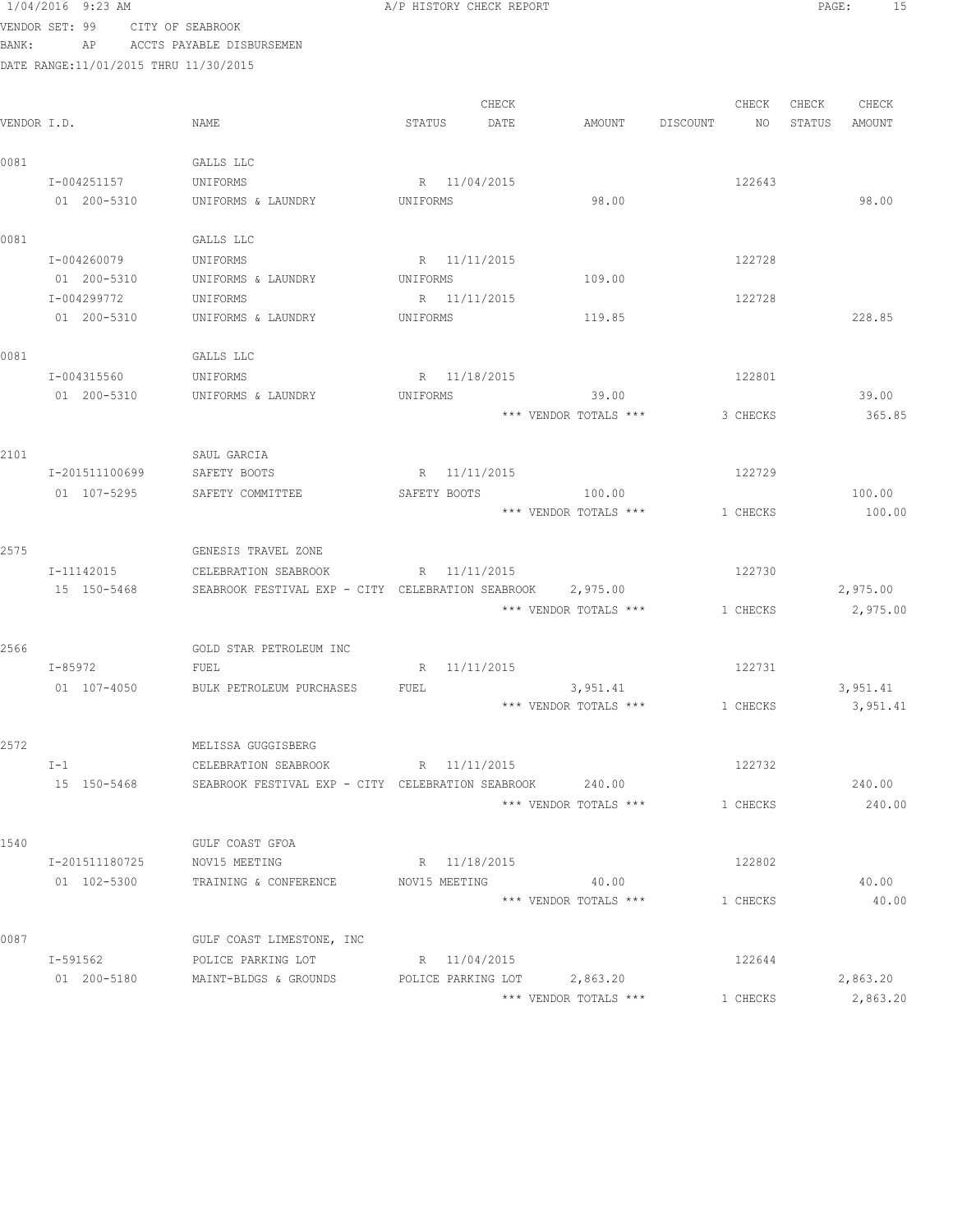1/04/2016 9:23 AM A/P HISTORY CHECK REPORT

VENDOR SET: 99 CITY OF SEABROOK
BANK: AP ACCTS PAYABLE DISBURSEMEN
DATE RANGE:11/01/2015 THRU 11/30/2015

| VENDOR I.D. | NAME | STATUS | CHECK DATE | AMOUNT | DISCOUNT | CHECK NO | CHECK STATUS | CHECK AMOUNT |
|---|---|---|---|---|---|---|---|---|
| 0081 | GALLS LLC | | | | | | | |
| I-004251157 | UNIFORMS | R | 11/04/2015 | | | 122643 | | |
| 01 200-5310 | UNIFORMS & LAUNDRY | UNIFORMS | | 98.00 | | | | 98.00 |
| 0081 | GALLS LLC | | | | | | | |
| I-004260079 | UNIFORMS | R | 11/11/2015 | | | 122728 | | |
| 01 200-5310 | UNIFORMS & LAUNDRY | UNIFORMS | | 109.00 | | | | |
| I-004299772 | UNIFORMS | R | 11/11/2015 | | | 122728 | | |
| 01 200-5310 | UNIFORMS & LAUNDRY | UNIFORMS | | 119.85 | | | | 228.85 |
| 0081 | GALLS LLC | | | | | | | |
| I-004315560 | UNIFORMS | R | 11/18/2015 | | | 122801 | | |
| 01 200-5310 | UNIFORMS & LAUNDRY | UNIFORMS | | 39.00 | | | | 39.00 |
| | | | | *** VENDOR TOTALS *** | | 3 CHECKS | | 365.85 |
| 2101 | SAUL GARCIA | | | | | | | |
| I-201511100699 | SAFETY BOOTS | R | 11/11/2015 | | | 122729 | | |
| 01 107-5295 | SAFETY COMMITTEE | SAFETY BOOTS | | 100.00 | | | | 100.00 |
| | | | | *** VENDOR TOTALS *** | | 1 CHECKS | | 100.00 |
| 2575 | GENESIS TRAVEL ZONE | | | | | | | |
| I-11142015 | CELEBRATION SEABROOK | R | 11/11/2015 | | | 122730 | | |
| 15 150-5468 | SEABROOK FESTIVAL EXP - CITY | CELEBRATION SEABROOK | | 2,975.00 | | | | 2,975.00 |
| | | | | *** VENDOR TOTALS *** | | 1 CHECKS | | 2,975.00 |
| 2566 | GOLD STAR PETROLEUM INC | | | | | | | |
| I-85972 | FUEL | R | 11/11/2015 | | | 122731 | | |
| 01 107-4050 | BULK PETROLEUM PURCHASES | FUEL | | 3,951.41 | | | | 3,951.41 |
| | | | | *** VENDOR TOTALS *** | | 1 CHECKS | | 3,951.41 |
| 2572 | MELISSA GUGGISBERG | | | | | | | |
| I-1 | CELEBRATION SEABROOK | R | 11/11/2015 | | | 122732 | | |
| 15 150-5468 | SEABROOK FESTIVAL EXP - CITY | CELEBRATION SEABROOK | | 240.00 | | | | 240.00 |
| | | | | *** VENDOR TOTALS *** | | 1 CHECKS | | 240.00 |
| 1540 | GULF COAST GFOA | | | | | | | |
| I-201511180725 | NOV15 MEETING | R | 11/18/2015 | | | 122802 | | |
| 01 102-5300 | TRAINING & CONFERENCE | NOV15 MEETING | | 40.00 | | | | 40.00 |
| | | | | *** VENDOR TOTALS *** | | 1 CHECKS | | 40.00 |
| 0087 | GULF COAST LIMESTONE, INC | | | | | | | |
| I-591562 | POLICE PARKING LOT | R | 11/04/2015 | | | 122644 | | |
| 01 200-5180 | MAINT-BLDGS & GROUNDS | POLICE PARKING LOT | | 2,863.20 | | | | 2,863.20 |
| | | | | *** VENDOR TOTALS *** | | 1 CHECKS | | 2,863.20 |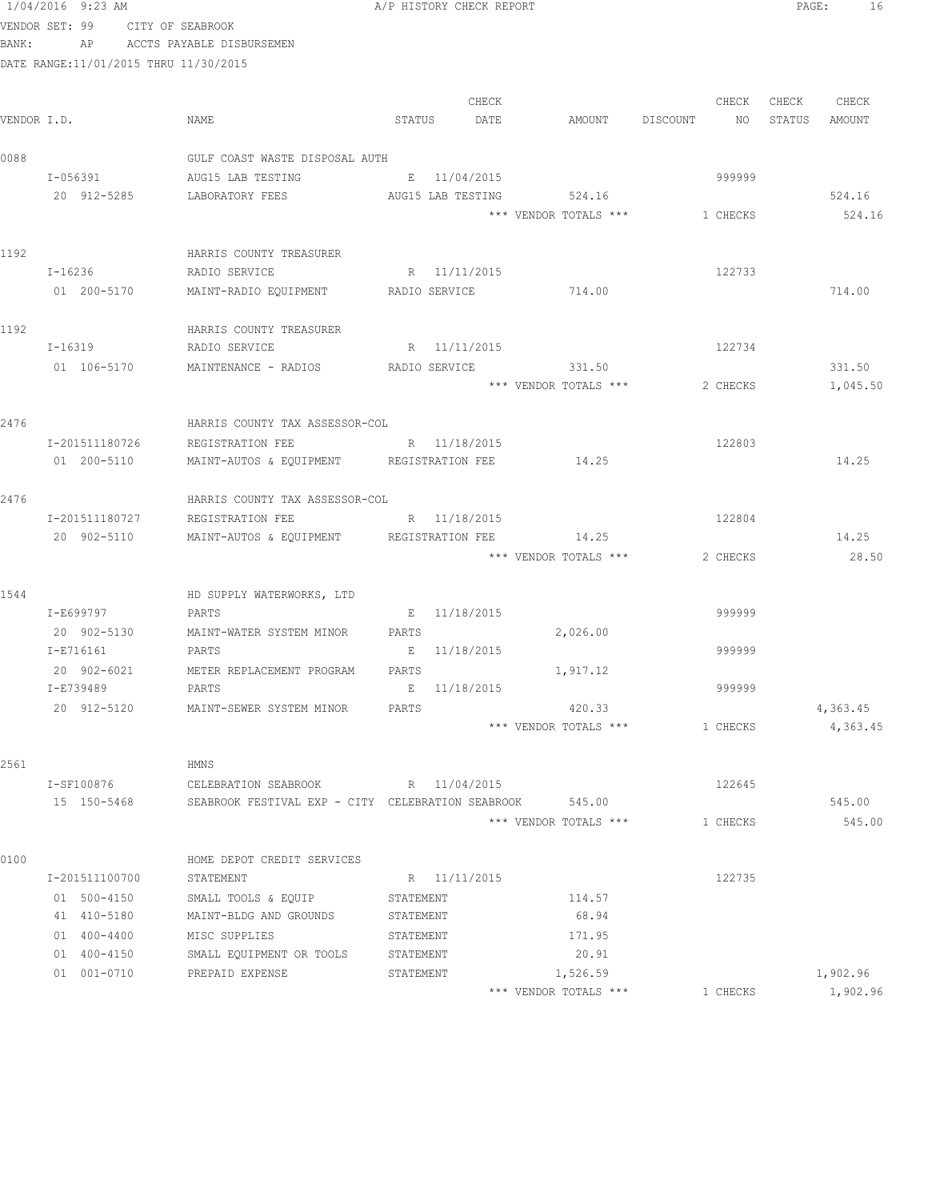1/04/2016 9:23 AM A/P HISTORY CHECK REPORT

VENDOR SET: 99 CITY OF SEABROOK
BANK: AP ACCTS PAYABLE DISBURSEMEN
DATE RANGE:11/01/2015 THRU 11/30/2015

| VENDOR I.D. | NAME | STATUS | CHECK DATE | AMOUNT | DISCOUNT | CHECK NO | CHECK STATUS | CHECK AMOUNT |
|---|---|---|---|---|---|---|---|---|
| 0088 | GULF COAST WASTE DISPOSAL AUTH | | | | | | | |
| I-056391 | AUG15 LAB TESTING | E | 11/04/2015 | | | 999999 | | |
| 20 912-5285 | LABORATORY FEES | AUG15 LAB TESTING | | 524.16 | | | | 524.16 |
| | | | | *** VENDOR TOTALS *** | | 1 CHECKS | | 524.16 |
| 1192 | HARRIS COUNTY TREASURER | | | | | | | |
| I-16236 | RADIO SERVICE | R | 11/11/2015 | | | 122733 | | |
| 01 200-5170 | MAINT-RADIO EQUIPMENT | RADIO SERVICE | | 714.00 | | | | 714.00 |
| 1192 | HARRIS COUNTY TREASURER | | | | | | | |
| I-16319 | RADIO SERVICE | R | 11/11/2015 | | | 122734 | | |
| 01 106-5170 | MAINTENANCE - RADIOS | RADIO SERVICE | | 331.50 | | | | 331.50 |
| | | | | *** VENDOR TOTALS *** | | 2 CHECKS | | 1,045.50 |
| 2476 | HARRIS COUNTY TAX ASSESSOR-COL | | | | | | | |
| I-201511180726 | REGISTRATION FEE | R | 11/18/2015 | | | 122803 | | |
| 01 200-5110 | MAINT-AUTOS & EQUIPMENT | REGISTRATION FEE | | 14.25 | | | | 14.25 |
| 2476 | HARRIS COUNTY TAX ASSESSOR-COL | | | | | | | |
| I-201511180727 | REGISTRATION FEE | R | 11/18/2015 | | | 122804 | | |
| 20 902-5110 | MAINT-AUTOS & EQUIPMENT | REGISTRATION FEE | | 14.25 | | | | 14.25 |
| | | | | *** VENDOR TOTALS *** | | 2 CHECKS | | 28.50 |
| 1544 | HD SUPPLY WATERWORKS, LTD | | | | | | | |
| I-E699797 | PARTS | E | 11/18/2015 | | | 999999 | | |
| 20 902-5130 | MAINT-WATER SYSTEM MINOR | PARTS | | 2,026.00 | | | | |
| I-E716161 | PARTS | E | 11/18/2015 | | | 999999 | | |
| 20 902-6021 | METER REPLACEMENT PROGRAM | PARTS | | 1,917.12 | | | | |
| I-E739489 | PARTS | E | 11/18/2015 | | | 999999 | | |
| 20 912-5120 | MAINT-SEWER SYSTEM MINOR | PARTS | | 420.33 | | | | 4,363.45 |
| | | | | *** VENDOR TOTALS *** | | 1 CHECKS | | 4,363.45 |
| 2561 | HMNS | | | | | | | |
| I-SF100876 | CELEBRATION SEABROOK | R | 11/04/2015 | | | 122645 | | |
| 15 150-5468 | SEABROOK FESTIVAL EXP - CITY | CELEBRATION SEABROOK | | 545.00 | | | | 545.00 |
| | | | | *** VENDOR TOTALS *** | | 1 CHECKS | | 545.00 |
| 0100 | HOME DEPOT CREDIT SERVICES | | | | | | | |
| I-201511100700 | STATEMENT | R | 11/11/2015 | | | 122735 | | |
| 01 500-4150 | SMALL TOOLS & EQUIP | STATEMENT | | 114.57 | | | | |
| 41 410-5180 | MAINT-BLDG AND GROUNDS | STATEMENT | | 68.94 | | | | |
| 01 400-4400 | MISC SUPPLIES | STATEMENT | | 171.95 | | | | |
| 01 400-4150 | SMALL EQUIPMENT OR TOOLS | STATEMENT | | 20.91 | | | | |
| 01 001-0710 | PREPAID EXPENSE | STATEMENT | | 1,526.59 | | | | 1,902.96 |
| | | | | *** VENDOR TOTALS *** | | 1 CHECKS | | 1,902.96 |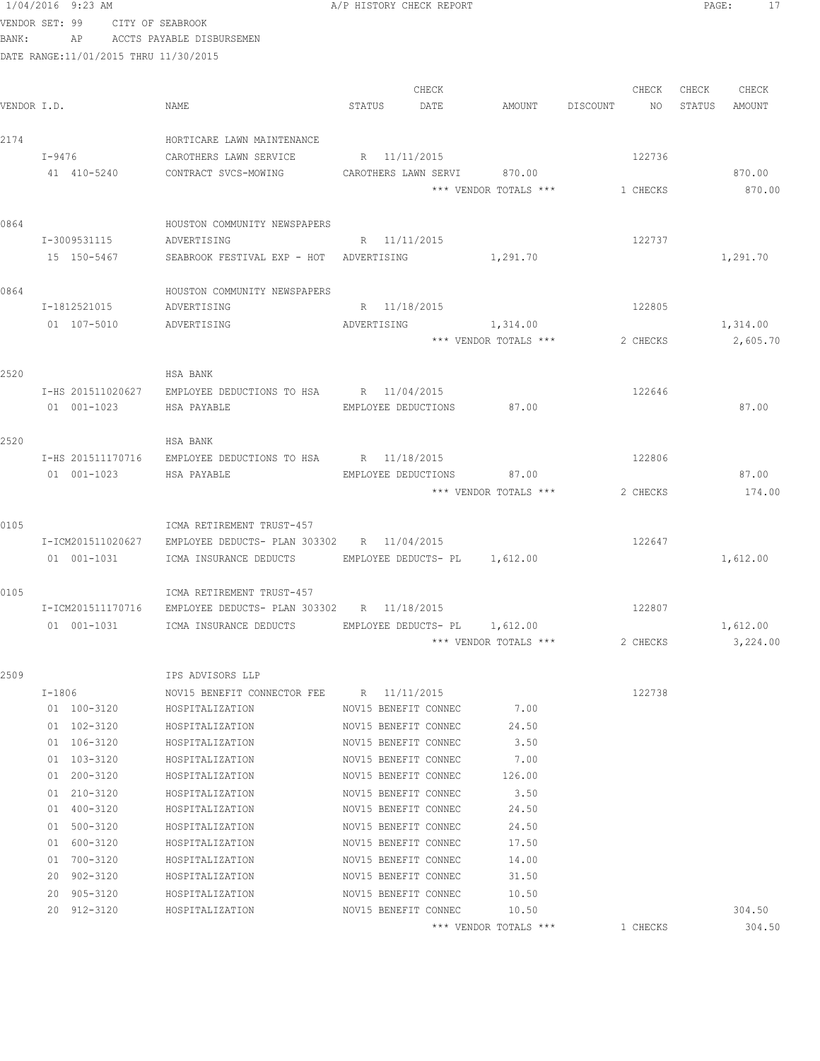1/04/2016 9:23 AM A/P HISTORY CHECK REPORT

VENDOR SET: 99 CITY OF SEABROOK
BANK: AP ACCTS PAYABLE DISBURSEMEN
DATE RANGE:11/01/2015 THRU 11/30/2015

| VENDOR I.D. | NAME | STATUS | CHECK DATE | AMOUNT | DISCOUNT | CHECK NO | CHECK STATUS | CHECK AMOUNT |
|---|---|---|---|---|---|---|---|---|
| 2174 | HORTICARE LAWN MAINTENANCE | | | | | | | |
| I-9476 | CAROTHERS LAWN SERVICE | R | 11/11/2015 | | | 122736 | | |
| 41 410-5240 | CONTRACT SVCS-MOWING | CAROTHERS LAWN SERVI | | 870.00 | | | | 870.00 |
| | | | | *** VENDOR TOTALS *** | | 1 CHECKS | | 870.00 |
| 0864 | HOUSTON COMMUNITY NEWSPAPERS | | | | | | | |
| I-3009531115 | ADVERTISING | R | 11/11/2015 | | | 122737 | | |
| 15 150-5467 | SEABROOK FESTIVAL EXP - HOT | ADVERTISING | | 1,291.70 | | | | 1,291.70 |
| 0864 | HOUSTON COMMUNITY NEWSPAPERS | | | | | | | |
| I-1812521015 | ADVERTISING | R | 11/18/2015 | | | 122805 | | |
| 01 107-5010 | ADVERTISING | ADVERTISING | | 1,314.00 | | | | 1,314.00 |
| | | | | *** VENDOR TOTALS *** | | 2 CHECKS | | 2,605.70 |
| 2520 | HSA BANK | | | | | | | |
| I-HS 201511020627 | EMPLOYEE DEDUCTIONS TO HSA | R | 11/04/2015 | | | 122646 | | |
| 01 001-1023 | HSA PAYABLE | EMPLOYEE DEDUCTIONS | | 87.00 | | | | 87.00 |
| 2520 | HSA BANK | | | | | | | |
| I-HS 201511170716 | EMPLOYEE DEDUCTIONS TO HSA | R | 11/18/2015 | | | 122806 | | |
| 01 001-1023 | HSA PAYABLE | EMPLOYEE DEDUCTIONS | | 87.00 | | | | 87.00 |
| | | | | *** VENDOR TOTALS *** | | 2 CHECKS | | 174.00 |
| 0105 | ICMA RETIREMENT TRUST-457 | | | | | | | |
| I-ICM201511020627 | EMPLOYEE DEDUCTS- PLAN 303302 | R | 11/04/2015 | | | 122647 | | |
| 01 001-1031 | ICMA INSURANCE DEDUCTS | EMPLOYEE DEDUCTS- PL | | 1,612.00 | | | | 1,612.00 |
| 0105 | ICMA RETIREMENT TRUST-457 | | | | | | | |
| I-ICM201511170716 | EMPLOYEE DEDUCTS- PLAN 303302 | R | 11/18/2015 | | | 122807 | | |
| 01 001-1031 | ICMA INSURANCE DEDUCTS | EMPLOYEE DEDUCTS- PL | | 1,612.00 | | | | 1,612.00 |
| | | | | *** VENDOR TOTALS *** | | 2 CHECKS | | 3,224.00 |
| 2509 | IPS ADVISORS LLP | | | | | | | |
| I-1806 | NOV15 BENEFIT CONNECTOR FEE | R | 11/11/2015 | | | 122738 | | |
| 01 100-3120 | HOSPITALIZATION | NOV15 BENEFIT CONNEC | | 7.00 | | | | |
| 01 102-3120 | HOSPITALIZATION | NOV15 BENEFIT CONNEC | | 24.50 | | | | |
| 01 106-3120 | HOSPITALIZATION | NOV15 BENEFIT CONNEC | | 3.50 | | | | |
| 01 103-3120 | HOSPITALIZATION | NOV15 BENEFIT CONNEC | | 7.00 | | | | |
| 01 200-3120 | HOSPITALIZATION | NOV15 BENEFIT CONNEC | | 126.00 | | | | |
| 01 210-3120 | HOSPITALIZATION | NOV15 BENEFIT CONNEC | | 3.50 | | | | |
| 01 400-3120 | HOSPITALIZATION | NOV15 BENEFIT CONNEC | | 24.50 | | | | |
| 01 500-3120 | HOSPITALIZATION | NOV15 BENEFIT CONNEC | | 24.50 | | | | |
| 01 600-3120 | HOSPITALIZATION | NOV15 BENEFIT CONNEC | | 17.50 | | | | |
| 01 700-3120 | HOSPITALIZATION | NOV15 BENEFIT CONNEC | | 14.00 | | | | |
| 20 902-3120 | HOSPITALIZATION | NOV15 BENEFIT CONNEC | | 31.50 | | | | |
| 20 905-3120 | HOSPITALIZATION | NOV15 BENEFIT CONNEC | | 10.50 | | | | |
| 20 912-3120 | HOSPITALIZATION | NOV15 BENEFIT CONNEC | | 10.50 | | | | 304.50 |
| | | | | *** VENDOR TOTALS *** | | 1 CHECKS | | 304.50 |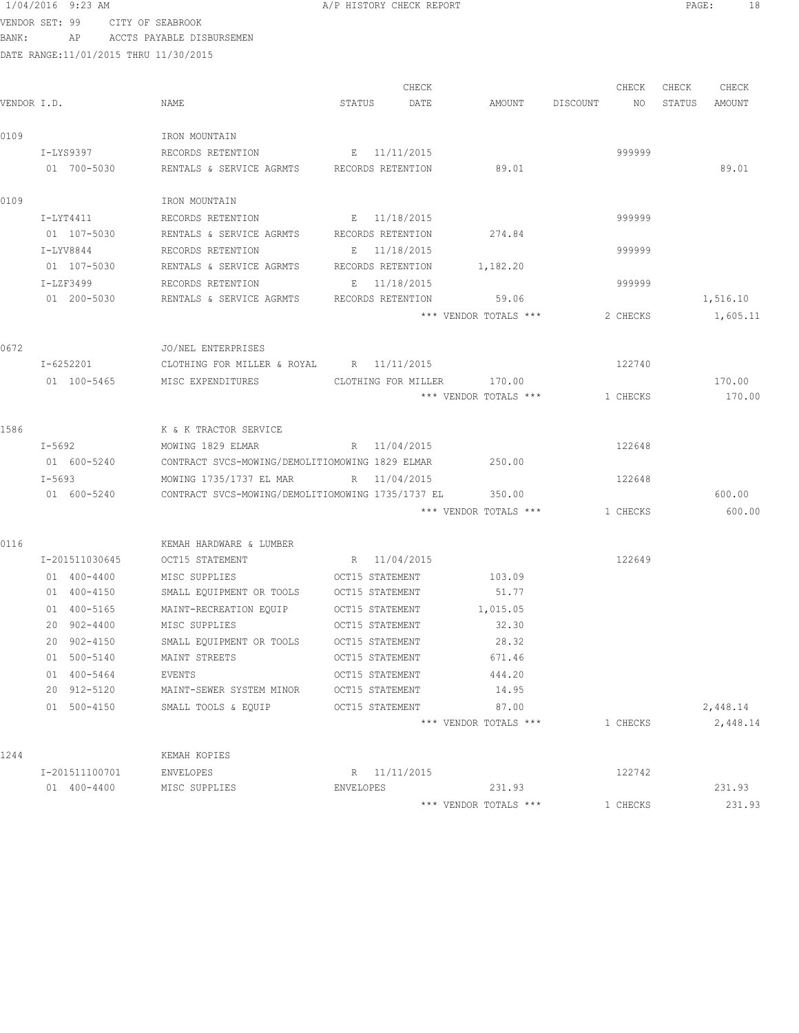1/04/2016 9:23 AM A/P HISTORY CHECK REPORT

VENDOR SET: 99 CITY OF SEABROOK
BANK: AP ACCTS PAYABLE DISBURSEMEN
DATE RANGE:11/01/2015 THRU 11/30/2015

| VENDOR I.D. | NAME | STATUS | CHECK DATE | AMOUNT | DISCOUNT | CHECK NO | CHECK STATUS | CHECK AMOUNT |
|---|---|---|---|---|---|---|---|---|
| 0109 | IRON MOUNTAIN | | | | | | | |
| I-LYS9397 | RECORDS RETENTION | E | 11/11/2015 | | | 999999 | | |
| 01 700-5030 | RENTALS & SERVICE AGRMTS | RECORDS RETENTION | | 89.01 | | | | 89.01 |
| 0109 | IRON MOUNTAIN | | | | | | | |
| I-LYT4411 | RECORDS RETENTION | E | 11/18/2015 | | | 999999 | | |
| 01 107-5030 | RENTALS & SERVICE AGRMTS | RECORDS RETENTION | | 274.84 | | | | |
| I-LYV8844 | RECORDS RETENTION | E | 11/18/2015 | | | 999999 | | |
| 01 107-5030 | RENTALS & SERVICE AGRMTS | RECORDS RETENTION | | 1,182.20 | | | | |
| I-LZF3499 | RECORDS RETENTION | E | 11/18/2015 | | | 999999 | | |
| 01 200-5030 | RENTALS & SERVICE AGRMTS | RECORDS RETENTION | | 59.06 | | | | 1,516.10 |
| | | | | *** VENDOR TOTALS *** | | 2 CHECKS | | 1,605.11 |
| 0672 | JO/NEL ENTERPRISES | | | | | | | |
| I-6252201 | CLOTHING FOR MILLER & ROYAL | R | 11/11/2015 | | | 122740 | | |
| 01 100-5465 | MISC EXPENDITURES | CLOTHING FOR MILLER | | 170.00 | | | | 170.00 |
| | | | | *** VENDOR TOTALS *** | | 1 CHECKS | | 170.00 |
| 1586 | K & K TRACTOR SERVICE | | | | | | | |
| I-5692 | MOWING 1829 ELMAR | R | 11/04/2015 | | | 122648 | | |
| 01 600-5240 | CONTRACT SVCS-MOWING/DEMOLITIO | MOWING 1829 ELMAR | | 250.00 | | | | |
| I-5693 | MOWING 1735/1737 EL MAR | R | 11/04/2015 | | | 122648 | | |
| 01 600-5240 | CONTRACT SVCS-MOWING/DEMOLITIO | MOWING 1735/1737 EL | | 350.00 | | | | 600.00 |
| | | | | *** VENDOR TOTALS *** | | 1 CHECKS | | 600.00 |
| 0116 | KEMAH HARDWARE & LUMBER | | | | | | | |
| I-201511030645 | OCT15 STATEMENT | R | 11/04/2015 | | | 122649 | | |
| 01 400-4400 | MISC SUPPLIES | OCT15 STATEMENT | | 103.09 | | | | |
| 01 400-4150 | SMALL EQUIPMENT OR TOOLS | OCT15 STATEMENT | | 51.77 | | | | |
| 01 400-5165 | MAINT-RECREATION EQUIP | OCT15 STATEMENT | | 1,015.05 | | | | |
| 20 902-4400 | MISC SUPPLIES | OCT15 STATEMENT | | 32.30 | | | | |
| 20 902-4150 | SMALL EQUIPMENT OR TOOLS | OCT15 STATEMENT | | 28.32 | | | | |
| 01 500-5140 | MAINT STREETS | OCT15 STATEMENT | | 671.46 | | | | |
| 01 400-5464 | EVENTS | OCT15 STATEMENT | | 444.20 | | | | |
| 20 912-5120 | MAINT-SEWER SYSTEM MINOR | OCT15 STATEMENT | | 14.95 | | | | |
| 01 500-4150 | SMALL TOOLS & EQUIP | OCT15 STATEMENT | | 87.00 | | | | 2,448.14 |
| | | | | *** VENDOR TOTALS *** | | 1 CHECKS | | 2,448.14 |
| 1244 | KEMAH KOPIES | | | | | | | |
| I-201511100701 | ENVELOPES | R | 11/11/2015 | | | 122742 | | |
| 01 400-4400 | MISC SUPPLIES | ENVELOPES | | 231.93 | | | | 231.93 |
| | | | | *** VENDOR TOTALS *** | | 1 CHECKS | | 231.93 |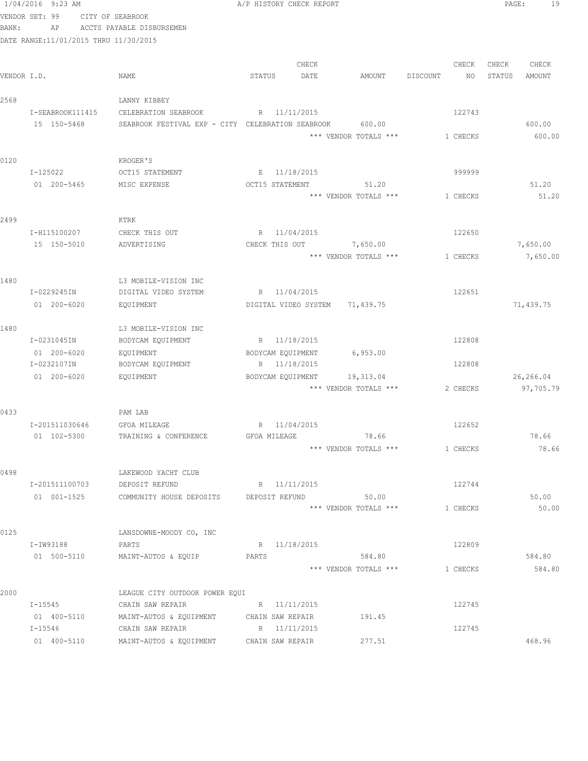A/P HISTORY CHECK REPORT

VENDOR SET: 99 CITY OF SEABROOK
BANK: AP ACCTS PAYABLE DISBURSEMEN
DATE RANGE:11/01/2015 THRU 11/30/2015

| VENDOR I.D. | NAME | STATUS | CHECK DATE | AMOUNT | DISCOUNT | CHECK NO | CHECK STATUS | CHECK AMOUNT |
|---|---|---|---|---|---|---|---|---|
| 2568 | LANNY KIBBEY | | | | | | | |
| I-SEABROOK111415 | CELEBRATION SEABROOK | R | 11/11/2015 | | | 122743 | | |
| 15 150-5468 | SEABROOK FESTIVAL EXP - CITY | CELEBRATION SEABROOK | | 600.00 | | | | 600.00 |
| | | | | *** VENDOR TOTALS *** | | 1 CHECKS | | 600.00 |
| 0120 | KROGER'S | | | | | | | |
| I-125022 | OCT15 STATEMENT | E | 11/18/2015 | | | 999999 | | |
| 01 200-5465 | MISC EXPENSE | OCT15 STATEMENT | | 51.20 | | | | 51.20 |
| | | | | *** VENDOR TOTALS *** | | 1 CHECKS | | 51.20 |
| 2499 | KTRK | | | | | | | |
| I-H115100207 | CHECK THIS OUT | R | 11/04/2015 | | | 122650 | | |
| 15 150-5010 | ADVERTISING | CHECK THIS OUT | | 7,650.00 | | | | 7,650.00 |
| | | | | *** VENDOR TOTALS *** | | 1 CHECKS | | 7,650.00 |
| 1480 | L3 MOBILE-VISION INC | | | | | | | |
| I-0229245IN | DIGITAL VIDEO SYSTEM | R | 11/04/2015 | | | 122651 | | |
| 01 200-6020 | EQUIPMENT | DIGITAL VIDEO SYSTEM | | 71,439.75 | | | | 71,439.75 |
| 1480 | L3 MOBILE-VISION INC | | | | | | | |
| I-0231045IN | BODYCAM EQUIPMENT | R | 11/18/2015 | | | 122808 | | |
| 01 200-6020 | EQUIPMENT | BODYCAM EQUIPMENT | | 6,953.00 | | | | |
| I-0232107IN | BODYCAM EQUIPMENT | R | 11/18/2015 | | | 122808 | | |
| 01 200-6020 | EQUIPMENT | BODYCAM EQUIPMENT | | 19,313.04 | | | | 26,266.04 |
| | | | | *** VENDOR TOTALS *** | | 2 CHECKS | | 97,705.79 |
| 0433 | PAM LAB | | | | | | | |
| I-201511030646 | GFOA MILEAGE | R | 11/04/2015 | | | 122652 | | |
| 01 102-5300 | TRAINING & CONFERENCE | GFOA MILEAGE | | 78.66 | | | | 78.66 |
| | | | | *** VENDOR TOTALS *** | | 1 CHECKS | | 78.66 |
| 0498 | LAKEWOOD YACHT CLUB | | | | | | | |
| I-201511100703 | DEPOSIT REFUND | R | 11/11/2015 | | | 122744 | | |
| 01 001-1525 | COMMUNITY HOUSE DEPOSITS | DEPOSIT REFUND | | 50.00 | | | | 50.00 |
| | | | | *** VENDOR TOTALS *** | | 1 CHECKS | | 50.00 |
| 0125 | LANSDOWNE-MOODY CO, INC | | | | | | | |
| I-IW93188 | PARTS | R | 11/18/2015 | | | 122809 | | |
| 01 500-5110 | MAINT-AUTOS & EQUIP | PARTS | | 584.80 | | | | 584.80 |
| | | | | *** VENDOR TOTALS *** | | 1 CHECKS | | 584.80 |
| 2000 | LEAGUE CITY OUTDOOR POWER EQUI | | | | | | | |
| I-15545 | CHAIN SAW REPAIR | R | 11/11/2015 | | | 122745 | | |
| 01 400-5110 | MAINT-AUTOS & EQUIPMENT | CHAIN SAW REPAIR | | 191.45 | | | | |
| I-15546 | CHAIN SAW REPAIR | R | 11/11/2015 | | | 122745 | | |
| 01 400-5110 | MAINT-AUTOS & EQUIPMENT | CHAIN SAW REPAIR | | 277.51 | | | | 468.96 |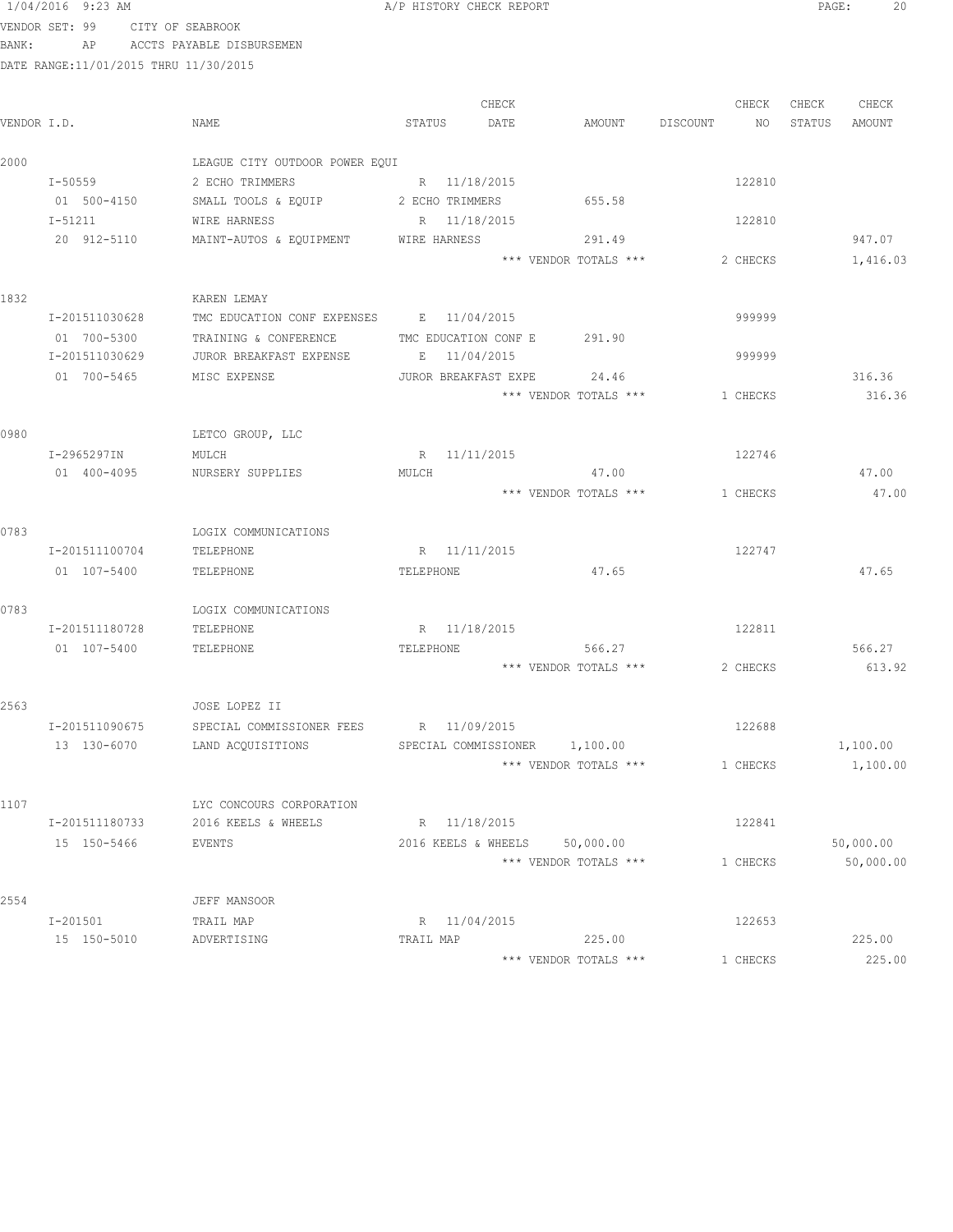1/04/2016 9:23 AM A/P HISTORY CHECK REPORT

VENDOR SET: 99 CITY OF SEABROOK
BANK: AP ACCTS PAYABLE DISBURSEMEN
DATE RANGE:11/01/2015 THRU 11/30/2015

| VENDOR I.D. | NAME | STATUS | CHECK DATE | AMOUNT | DISCOUNT | CHECK NO | CHECK STATUS | CHECK AMOUNT |
|---|---|---|---|---|---|---|---|---|
| 2000 | LEAGUE CITY OUTDOOR POWER EQUI | | | | | | | |
| I-50559 | 2 ECHO TRIMMERS | R | 11/18/2015 | | | 122810 | | |
| 01 500-4150 | SMALL TOOLS & EQUIP | 2 ECHO TRIMMERS | | 655.58 | | | | |
| I-51211 | WIRE HARNESS | R | 11/18/2015 | | | 122810 | | |
| 20 912-5110 | MAINT-AUTOS & EQUIPMENT | WIRE HARNESS | | 291.49 | | | | 947.07 |
| | | | | *** VENDOR TOTALS *** | | 2 CHECKS | | 1,416.03 |
| 1832 | KAREN LEMAY | | | | | | | |
| I-201511030628 | TMC EDUCATION CONF EXPENSES | E | 11/04/2015 | | | 999999 | | |
| 01 700-5300 | TRAINING & CONFERENCE | TMC EDUCATION CONF E | | 291.90 | | | | |
| I-201511030629 | JUROR BREAKFAST EXPENSE | E | 11/04/2015 | | | 999999 | | |
| 01 700-5465 | MISC EXPENSE | JUROR BREAKFAST EXPE | | 24.46 | | | | 316.36 |
| | | | | *** VENDOR TOTALS *** | | 1 CHECKS | | 316.36 |
| 0980 | LETCO GROUP, LLC | | | | | | | |
| I-2965297IN | MULCH | R | 11/11/2015 | | | 122746 | | |
| 01 400-4095 | NURSERY SUPPLIES | MULCH | | 47.00 | | | | 47.00 |
| | | | | *** VENDOR TOTALS *** | | 1 CHECKS | | 47.00 |
| 0783 | LOGIX COMMUNICATIONS | | | | | | | |
| I-201511100704 | TELEPHONE | R | 11/11/2015 | | | 122747 | | |
| 01 107-5400 | TELEPHONE | TELEPHONE | | 47.65 | | | | 47.65 |
| 0783 | LOGIX COMMUNICATIONS | | | | | | | |
| I-201511180728 | TELEPHONE | R | 11/18/2015 | | | 122811 | | |
| 01 107-5400 | TELEPHONE | TELEPHONE | | 566.27 | | | | 566.27 |
| | | | | *** VENDOR TOTALS *** | | 2 CHECKS | | 613.92 |
| 2563 | JOSE LOPEZ II | | | | | | | |
| I-201511090675 | SPECIAL COMMISSIONER FEES | R | 11/09/2015 | | | 122688 | | |
| 13 130-6070 | LAND ACQUISITIONS | SPECIAL COMMISSIONER | | 1,100.00 | | | | 1,100.00 |
| | | | | *** VENDOR TOTALS *** | | 1 CHECKS | | 1,100.00 |
| 1107 | LYC CONCOURS CORPORATION | | | | | | | |
| I-201511180733 | 2016 KEELS & WHEELS | R | 11/18/2015 | | | 122841 | | |
| 15 150-5466 | EVENTS | 2016 KEELS & WHEELS | | 50,000.00 | | | | 50,000.00 |
| | | | | *** VENDOR TOTALS *** | | 1 CHECKS | | 50,000.00 |
| 2554 | JEFF MANSOOR | | | | | | | |
| I-201501 | TRAIL MAP | R | 11/04/2015 | | | 122653 | | |
| 15 150-5010 | ADVERTISING | TRAIL MAP | | 225.00 | | | | 225.00 |
| | | | | *** VENDOR TOTALS *** | | 1 CHECKS | | 225.00 |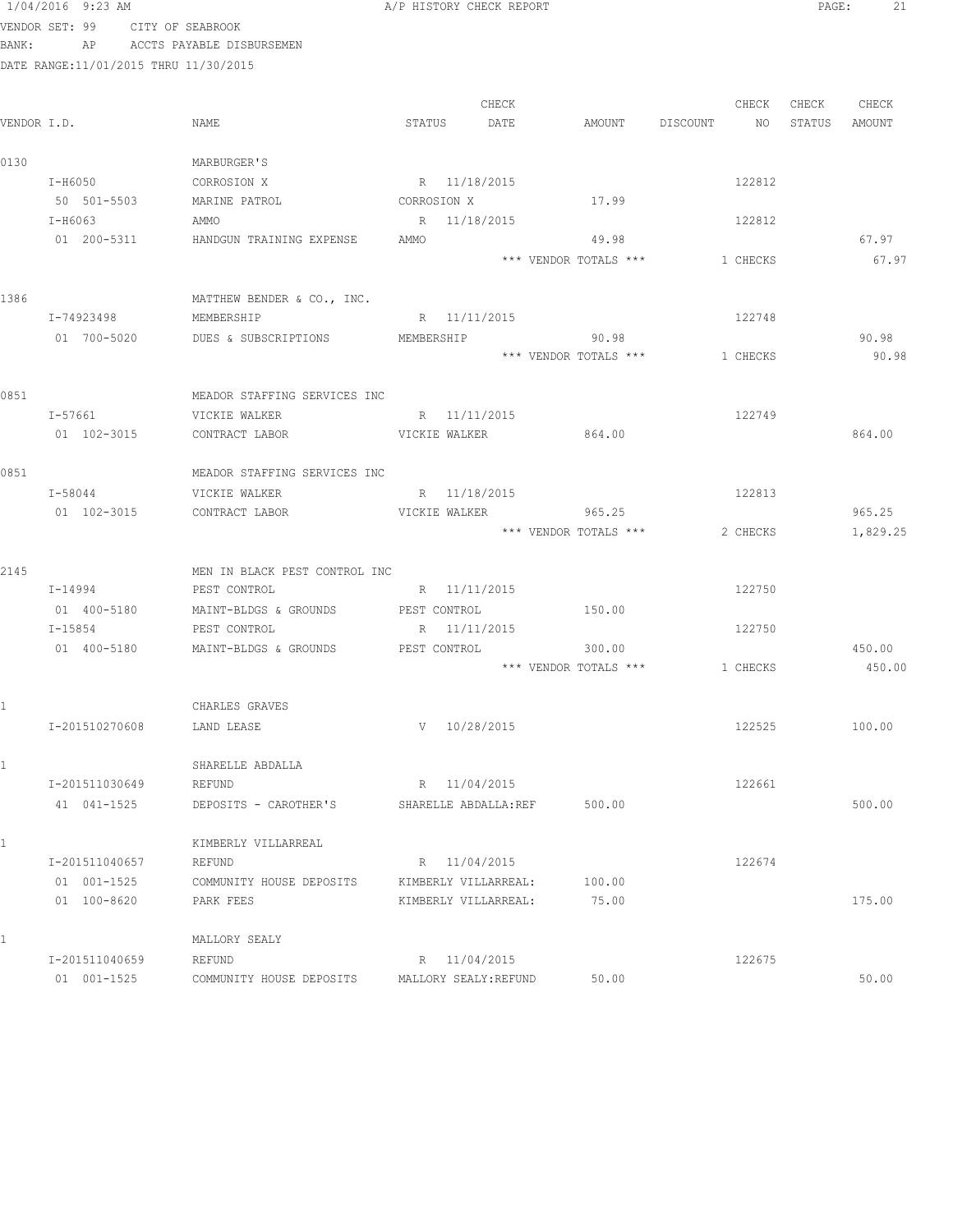1/04/2016 9:23 AM A/P HISTORY CHECK REPORT

VENDOR SET: 99 CITY OF SEABROOK
BANK: AP ACCTS PAYABLE DISBURSEMEN
DATE RANGE:11/01/2015 THRU 11/30/2015

| VENDOR I.D. | NAME | STATUS | CHECK DATE | AMOUNT | DISCOUNT | CHECK NO | CHECK STATUS | CHECK AMOUNT |
|---|---|---|---|---|---|---|---|---|
| 0130 | MARBURGER'S | | | | | | | |
| I-H6050 | CORROSION X | R | 11/18/2015 | | | 122812 | | |
| 50 501-5503 | MARINE PATROL | CORROSION X | | 17.99 | | | | |
| I-H6063 | AMMO | R | 11/18/2015 | | | 122812 | | |
| 01 200-5311 | HANDGUN TRAINING EXPENSE | AMMO | | 49.98 | | | | 67.97 |
| | | | | *** VENDOR TOTALS *** | | 1 CHECKS | | 67.97 |
| 1386 | MATTHEW BENDER & CO., INC. | | | | | | | |
| I-74923498 | MEMBERSHIP | R | 11/11/2015 | | | 122748 | | |
| 01 700-5020 | DUES & SUBSCRIPTIONS | MEMBERSHIP | | 90.98 | | | | 90.98 |
| | | | | *** VENDOR TOTALS *** | | 1 CHECKS | | 90.98 |
| 0851 | MEADOR STAFFING SERVICES INC | | | | | | | |
| I-57661 | VICKIE WALKER | R | 11/11/2015 | | | 122749 | | |
| 01 102-3015 | CONTRACT LABOR | VICKIE WALKER | | 864.00 | | | | 864.00 |
| 0851 | MEADOR STAFFING SERVICES INC | | | | | | | |
| I-58044 | VICKIE WALKER | R | 11/18/2015 | | | 122813 | | |
| 01 102-3015 | CONTRACT LABOR | VICKIE WALKER | | 965.25 | | | | 965.25 |
| | | | | *** VENDOR TOTALS *** | | 2 CHECKS | | 1,829.25 |
| 2145 | MEN IN BLACK PEST CONTROL INC | | | | | | | |
| I-14994 | PEST CONTROL | R | 11/11/2015 | | | 122750 | | |
| 01 400-5180 | MAINT-BLDGS & GROUNDS | PEST CONTROL | | 150.00 | | | | |
| I-15854 | PEST CONTROL | R | 11/11/2015 | | | 122750 | | |
| 01 400-5180 | MAINT-BLDGS & GROUNDS | PEST CONTROL | | 300.00 | | | | 450.00 |
| | | | | *** VENDOR TOTALS *** | | 1 CHECKS | | 450.00 |
| 1 | CHARLES GRAVES | | | | | | | |
| I-201510270608 | LAND LEASE | V | 10/28/2015 | | | 122525 | | 100.00 |
| 1 | SHARELLE ABDALLA | | | | | | | |
| I-201511030649 | REFUND | R | 11/04/2015 | | | 122661 | | |
| 41 041-1525 | DEPOSITS - CAROTHER'S | SHARELLE ABDALLA:REF | | 500.00 | | | | 500.00 |
| 1 | KIMBERLY VILLARREAL | | | | | | | |
| I-201511040657 | REFUND | R | 11/04/2015 | | | 122674 | | |
| 01 001-1525 | COMMUNITY HOUSE DEPOSITS | KIMBERLY VILLARREAL: | | 100.00 | | | | |
| 01 100-8620 | PARK FEES | KIMBERLY VILLARREAL: | | 75.00 | | | | 175.00 |
| 1 | MALLORY SEALY | | | | | | | |
| I-201511040659 | REFUND | R | 11/04/2015 | | | 122675 | | |
| 01 001-1525 | COMMUNITY HOUSE DEPOSITS | MALLORY SEALY:REFUND | | 50.00 | | | | 50.00 |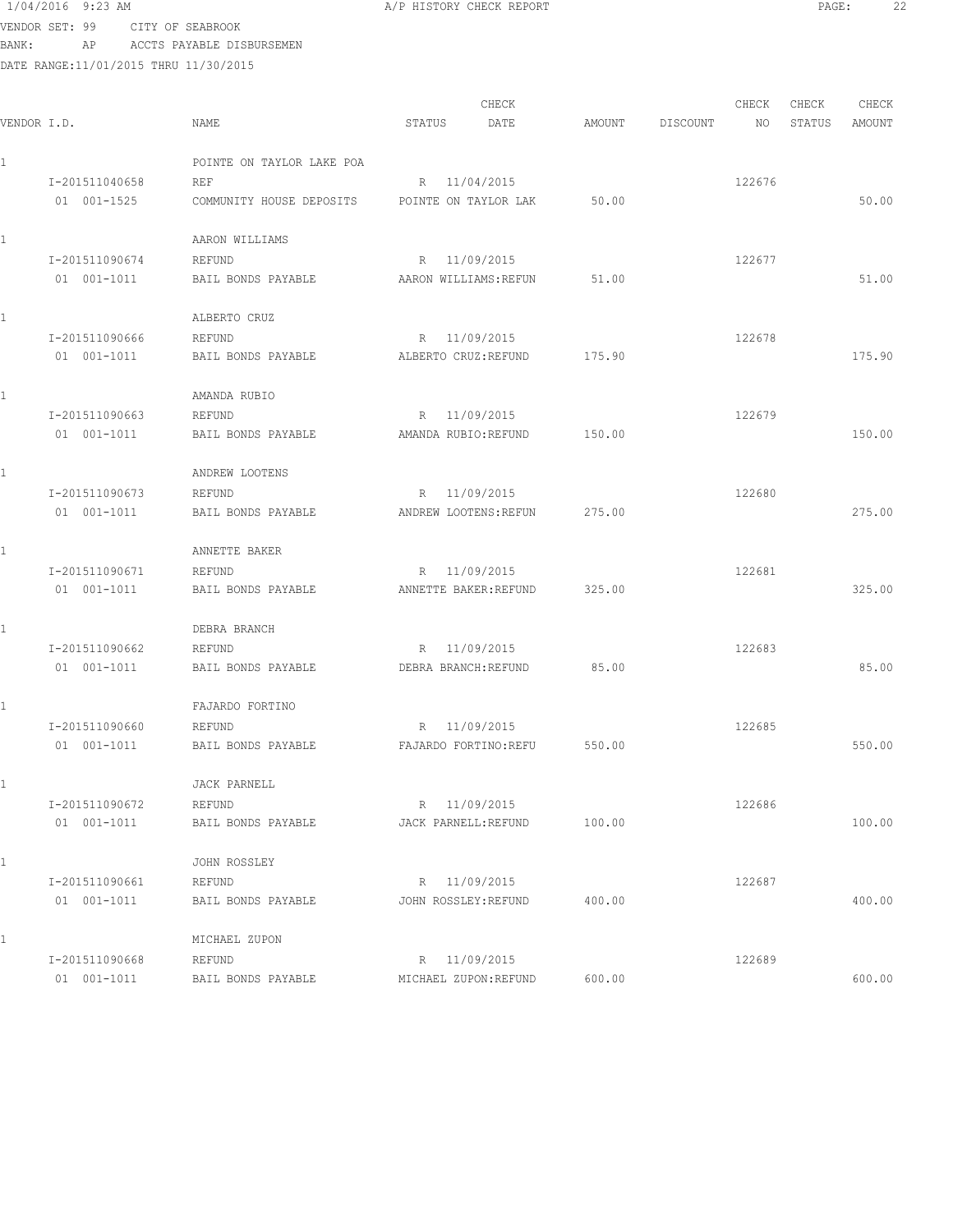1/04/2016 9:23 AM A/P HISTORY CHECK REPORT

VENDOR SET: 99 CITY OF SEABROOK

BANK: AP ACCTS PAYABLE DISBURSEMEN

DATE RANGE:11/01/2015 THRU 11/30/2015

| VENDOR I.D. | NAME | STATUS | CHECK DATE | AMOUNT | DISCOUNT | CHECK NO | CHECK STATUS | CHECK AMOUNT |
|---|---|---|---|---|---|---|---|---|
| 1 | POINTE ON TAYLOR LAKE POA | | | | | | | |
| I-201511040658 | REF | R | 11/04/2015 | | | 122676 | | |
| 01 001-1525 | COMMUNITY HOUSE DEPOSITS | POINTE ON TAYLOR LAK | | 50.00 | | | | 50.00 |
| 1 | AARON WILLIAMS | | | | | | | |
| I-201511090674 | REFUND | R | 11/09/2015 | | | 122677 | | |
| 01 001-1011 | BAIL BONDS PAYABLE | AARON WILLIAMS:REFUN | | 51.00 | | | | 51.00 |
| 1 | ALBERTO CRUZ | | | | | | | |
| I-201511090666 | REFUND | R | 11/09/2015 | | | 122678 | | |
| 01 001-1011 | BAIL BONDS PAYABLE | ALBERTO CRUZ:REFUND | | 175.90 | | | | 175.90 |
| 1 | AMANDA RUBIO | | | | | | | |
| I-201511090663 | REFUND | R | 11/09/2015 | | | 122679 | | |
| 01 001-1011 | BAIL BONDS PAYABLE | AMANDA RUBIO:REFUND | | 150.00 | | | | 150.00 |
| 1 | ANDREW LOOTENS | | | | | | | |
| I-201511090673 | REFUND | R | 11/09/2015 | | | 122680 | | |
| 01 001-1011 | BAIL BONDS PAYABLE | ANDREW LOOTENS:REFUN | | 275.00 | | | | 275.00 |
| 1 | ANNETTE BAKER | | | | | | | |
| I-201511090671 | REFUND | R | 11/09/2015 | | | 122681 | | |
| 01 001-1011 | BAIL BONDS PAYABLE | ANNETTE BAKER:REFUND | | 325.00 | | | | 325.00 |
| 1 | DEBRA BRANCH | | | | | | | |
| I-201511090662 | REFUND | R | 11/09/2015 | | | 122683 | | |
| 01 001-1011 | BAIL BONDS PAYABLE | DEBRA BRANCH:REFUND | | 85.00 | | | | 85.00 |
| 1 | FAJARDO FORTINO | | | | | | | |
| I-201511090660 | REFUND | R | 11/09/2015 | | | 122685 | | |
| 01 001-1011 | BAIL BONDS PAYABLE | FAJARDO FORTINO:REFU | | 550.00 | | | | 550.00 |
| 1 | JACK PARNELL | | | | | | | |
| I-201511090672 | REFUND | R | 11/09/2015 | | | 122686 | | |
| 01 001-1011 | BAIL BONDS PAYABLE | JACK PARNELL:REFUND | | 100.00 | | | | 100.00 |
| 1 | JOHN ROSSLEY | | | | | | | |
| I-201511090661 | REFUND | R | 11/09/2015 | | | 122687 | | |
| 01 001-1011 | BAIL BONDS PAYABLE | JOHN ROSSLEY:REFUND | | 400.00 | | | | 400.00 |
| 1 | MICHAEL ZUPON | | | | | | | |
| I-201511090668 | REFUND | R | 11/09/2015 | | | 122689 | | |
| 01 001-1011 | BAIL BONDS PAYABLE | MICHAEL ZUPON:REFUND | | 600.00 | | | | 600.00 |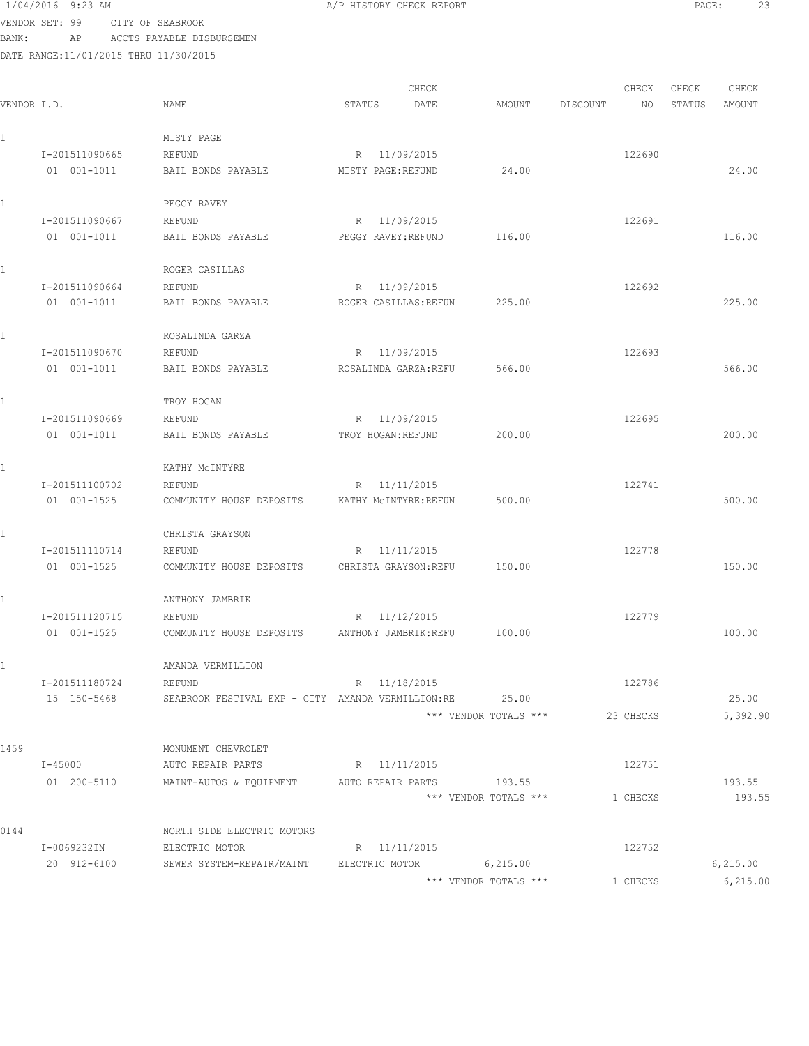1/04/2016 9:23 AM    A/P HISTORY CHECK REPORT

VENDOR SET: 99    CITY OF SEABROOK
BANK: AP    ACCTS PAYABLE DISBURSEMEN
DATE RANGE:11/01/2015 THRU 11/30/2015

| VENDOR I.D. | NAME | STATUS | CHECK DATE | AMOUNT | DISCOUNT | CHECK NO | CHECK STATUS | CHECK AMOUNT |
|---|---|---|---|---|---|---|---|---|
| 1 | MISTY PAGE | | | | | | | |
| I-201511090665 | REFUND | R | 11/09/2015 | | | 122690 | | |
| 01 001-1011 | BAIL BONDS PAYABLE | MISTY PAGE:REFUND | | 24.00 | | | | 24.00 |
| 1 | PEGGY RAVEY | | | | | | | |
| I-201511090667 | REFUND | R | 11/09/2015 | | | 122691 | | |
| 01 001-1011 | BAIL BONDS PAYABLE | PEGGY RAVEY:REFUND | | 116.00 | | | | 116.00 |
| 1 | ROGER CASILLAS | | | | | | | |
| I-201511090664 | REFUND | R | 11/09/2015 | | | 122692 | | |
| 01 001-1011 | BAIL BONDS PAYABLE | ROGER CASILLAS:REFUN | | 225.00 | | | | 225.00 |
| 1 | ROSALINDA GARZA | | | | | | | |
| I-201511090670 | REFUND | R | 11/09/2015 | | | 122693 | | |
| 01 001-1011 | BAIL BONDS PAYABLE | ROSALINDA GARZA:REFU | | 566.00 | | | | 566.00 |
| 1 | TROY HOGAN | | | | | | | |
| I-201511090669 | REFUND | R | 11/09/2015 | | | 122695 | | |
| 01 001-1011 | BAIL BONDS PAYABLE | TROY HOGAN:REFUND | | 200.00 | | | | 200.00 |
| 1 | KATHY McINTYRE | | | | | | | |
| I-201511100702 | REFUND | R | 11/11/2015 | | | 122741 | | |
| 01 001-1525 | COMMUNITY HOUSE DEPOSITS | KATHY McINTYRE:REFUN | | 500.00 | | | | 500.00 |
| 1 | CHRISTA GRAYSON | | | | | | | |
| I-201511110714 | REFUND | R | 11/11/2015 | | | 122778 | | |
| 01 001-1525 | COMMUNITY HOUSE DEPOSITS | CHRISTA GRAYSON:REFU | | 150.00 | | | | 150.00 |
| 1 | ANTHONY JAMBRIK | | | | | | | |
| I-201511120715 | REFUND | R | 11/12/2015 | | | 122779 | | |
| 01 001-1525 | COMMUNITY HOUSE DEPOSITS | ANTHONY JAMBRIK:REFU | | 100.00 | | | | 100.00 |
| 1 | AMANDA VERMILLION | | | | | | | |
| I-201511180724 | REFUND | R | 11/18/2015 | | | 122786 | | |
| 15 150-5468 | SEABROOK FESTIVAL EXP - CITY | AMANDA VERMILLION:RE | | 25.00 | | | | 25.00 |
| | | | | *** VENDOR TOTALS *** | | 23 CHECKS | | 5,392.90 |
| 1459 | MONUMENT CHEVROLET | | | | | | | |
| I-45000 | AUTO REPAIR PARTS | R | 11/11/2015 | | | 122751 | | |
| 01 200-5110 | MAINT-AUTOS & EQUIPMENT | AUTO REPAIR PARTS | | 193.55 | | | | 193.55 |
| | | | | *** VENDOR TOTALS *** | | 1 CHECKS | | 193.55 |
| 0144 | NORTH SIDE ELECTRIC MOTORS | | | | | | | |
| I-0069232IN | ELECTRIC MOTOR | R | 11/11/2015 | | | 122752 | | |
| 20 912-6100 | SEWER SYSTEM-REPAIR/MAINT | ELECTRIC MOTOR | | 6,215.00 | | | | 6,215.00 |
| | | | | *** VENDOR TOTALS *** | | 1 CHECKS | | 6,215.00 |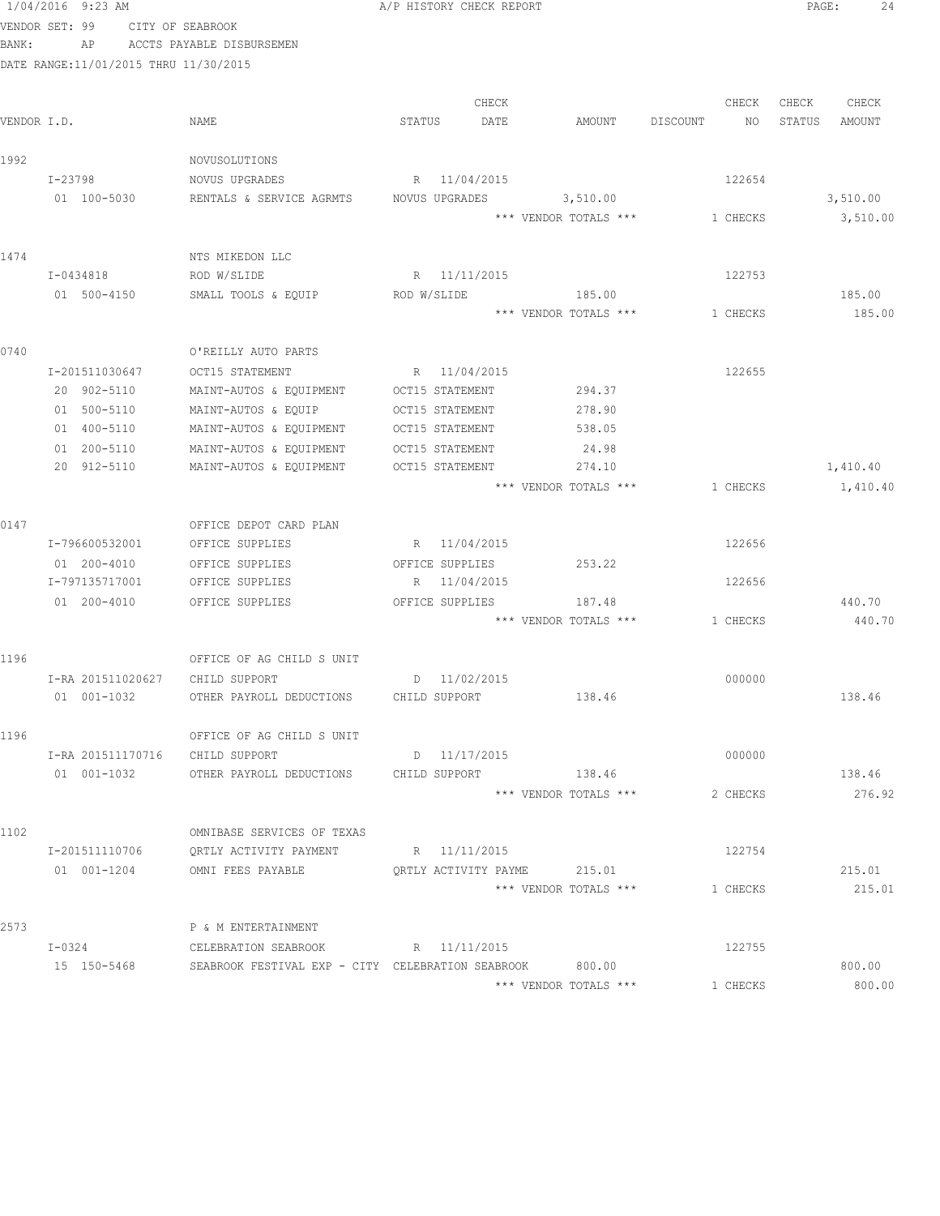1/04/2016 9:23 AM A/P HISTORY CHECK REPORT

VENDOR SET: 99 CITY OF SEABROOK
BANK: AP ACCTS PAYABLE DISBURSEMEN
DATE RANGE:11/01/2015 THRU 11/30/2015

| VENDOR I.D. | NAME | STATUS | CHECK DATE | AMOUNT | DISCOUNT | CHECK NO | CHECK STATUS | CHECK AMOUNT |
|---|---|---|---|---|---|---|---|---|
| 1992 | NOVUSOLUTIONS | | | | | | | |
| I-23798 | NOVUS UPGRADES | R | 11/04/2015 | | | 122654 | | |
| 01 100-5030 | RENTALS & SERVICE AGRMTS | NOVUS UPGRADES | | 3,510.00 | | | | 3,510.00 |
| | | | | *** VENDOR TOTALS *** | | 1 CHECKS | | 3,510.00 |
| 1474 | NTS MIKEDON LLC | | | | | | | |
| I-0434818 | ROD W/SLIDE | R | 11/11/2015 | | | 122753 | | |
| 01 500-4150 | SMALL TOOLS & EQUIP | ROD W/SLIDE | | 185.00 | | | | 185.00 |
| | | | | *** VENDOR TOTALS *** | | 1 CHECKS | | 185.00 |
| 0740 | O'REILLY AUTO PARTS | | | | | | | |
| I-201511030647 | OCT15 STATEMENT | R | 11/04/2015 | | | 122655 | | |
| 20 902-5110 | MAINT-AUTOS & EQUIPMENT | OCT15 STATEMENT | | 294.37 | | | | |
| 01 500-5110 | MAINT-AUTOS & EQUIP | OCT15 STATEMENT | | 278.90 | | | | |
| 01 400-5110 | MAINT-AUTOS & EQUIPMENT | OCT15 STATEMENT | | 538.05 | | | | |
| 01 200-5110 | MAINT-AUTOS & EQUIPMENT | OCT15 STATEMENT | | 24.98 | | | | |
| 20 912-5110 | MAINT-AUTOS & EQUIPMENT | OCT15 STATEMENT | | 274.10 | | | | 1,410.40 |
| | | | | *** VENDOR TOTALS *** | | 1 CHECKS | | 1,410.40 |
| 0147 | OFFICE DEPOT CARD PLAN | | | | | | | |
| I-796600532001 | OFFICE SUPPLIES | R | 11/04/2015 | | | 122656 | | |
| 01 200-4010 | OFFICE SUPPLIES | OFFICE SUPPLIES | | 253.22 | | | | |
| I-797135717001 | OFFICE SUPPLIES | R | 11/04/2015 | | | 122656 | | |
| 01 200-4010 | OFFICE SUPPLIES | OFFICE SUPPLIES | | 187.48 | | | | 440.70 |
| | | | | *** VENDOR TOTALS *** | | 1 CHECKS | | 440.70 |
| 1196 | OFFICE OF AG CHILD S UNIT | | | | | | | |
| I-RA 201511020627 | CHILD SUPPORT | D | 11/02/2015 | | | 000000 | | |
| 01 001-1032 | OTHER PAYROLL DEDUCTIONS | CHILD SUPPORT | | 138.46 | | | | 138.46 |
| 1196 | OFFICE OF AG CHILD S UNIT | | | | | | | |
| I-RA 201511170716 | CHILD SUPPORT | D | 11/17/2015 | | | 000000 | | |
| 01 001-1032 | OTHER PAYROLL DEDUCTIONS | CHILD SUPPORT | | 138.46 | | | | 138.46 |
| | | | | *** VENDOR TOTALS *** | | 2 CHECKS | | 276.92 |
| 1102 | OMNIBASE SERVICES OF TEXAS | | | | | | | |
| I-201511110706 | QRTLY ACTIVITY PAYMENT | R | 11/11/2015 | | | 122754 | | |
| 01 001-1204 | OMNI FEES PAYABLE | QRTLY ACTIVITY PAYME | | 215.01 | | | | 215.01 |
| | | | | *** VENDOR TOTALS *** | | 1 CHECKS | | 215.01 |
| 2573 | P & M ENTERTAINMENT | | | | | | | |
| I-0324 | CELEBRATION SEABROOK | R | 11/11/2015 | | | 122755 | | |
| 15 150-5468 | SEABROOK FESTIVAL EXP - CITY | CELEBRATION SEABROOK | | 800.00 | | | | 800.00 |
| | | | | *** VENDOR TOTALS *** | | 1 CHECKS | | 800.00 |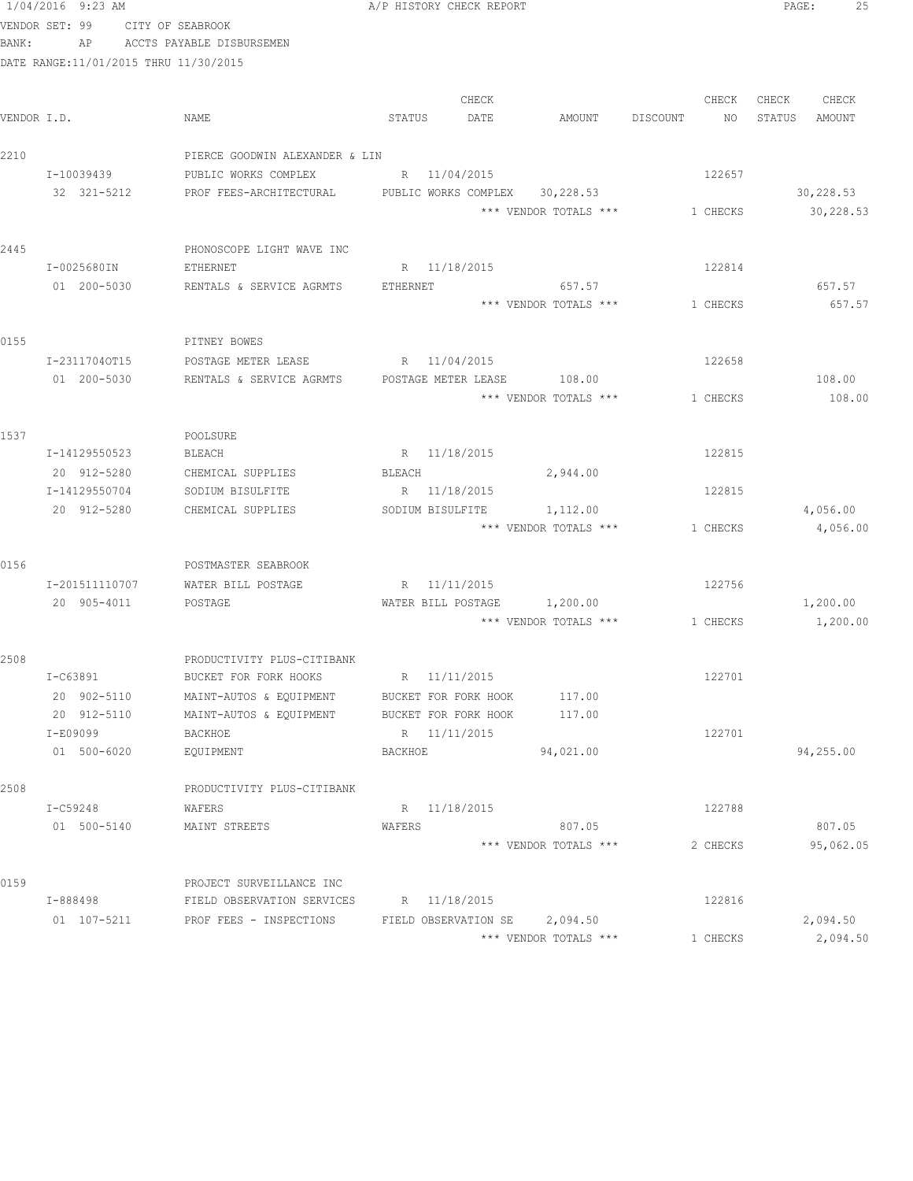1/04/2016 9:23 AM A/P HISTORY CHECK REPORT

VENDOR SET: 99 CITY OF SEABROOK
BANK: AP ACCTS PAYABLE DISBURSEMEN
DATE RANGE:11/01/2015 THRU 11/30/2015

| VENDOR I.D. | NAME | STATUS | CHECK DATE | AMOUNT | DISCOUNT | CHECK NO | CHECK STATUS | CHECK AMOUNT |
|---|---|---|---|---|---|---|---|---|
| 2210 | PIERCE GOODWIN ALEXANDER & LIN | | | | | | | |
| I-10039439 | PUBLIC WORKS COMPLEX | R | 11/04/2015 | | | 122657 | | |
| 32 321-5212 | PROF FEES-ARCHITECTURAL | PUBLIC WORKS COMPLEX | | 30,228.53 | | | | 30,228.53 |
| | | | | *** VENDOR TOTALS *** | | 1 CHECKS | | 30,228.53 |
| 2445 | PHONOSCOPE LIGHT WAVE INC | | | | | | | |
| I-0025680IN | ETHERNET | R | 11/18/2015 | | | 122814 | | |
| 01 200-5030 | RENTALS & SERVICE AGRMTS | ETHERNET | | 657.57 | | | | 657.57 |
| | | | | *** VENDOR TOTALS *** | | 1 CHECKS | | 657.57 |
| 0155 | PITNEY BOWES | | | | | | | |
| I-23117040T15 | POSTAGE METER LEASE | R | 11/04/2015 | | | 122658 | | |
| 01 200-5030 | RENTALS & SERVICE AGRMTS | POSTAGE METER LEASE | | 108.00 | | | | 108.00 |
| | | | | *** VENDOR TOTALS *** | | 1 CHECKS | | 108.00 |
| 1537 | POOLSURE | | | | | | | |
| I-14129550523 | BLEACH | R | 11/18/2015 | | | 122815 | | |
| 20 912-5280 | CHEMICAL SUPPLIES | BLEACH | | 2,944.00 | | | | |
| I-14129550704 | SODIUM BISULFITE | R | 11/18/2015 | | | 122815 | | |
| 20 912-5280 | CHEMICAL SUPPLIES | SODIUM BISULFITE | | 1,112.00 | | | | 4,056.00 |
| | | | | *** VENDOR TOTALS *** | | 1 CHECKS | | 4,056.00 |
| 0156 | POSTMASTER SEABROOK | | | | | | | |
| I-201511110707 | WATER BILL POSTAGE | R | 11/11/2015 | | | 122756 | | |
| 20 905-4011 | POSTAGE | WATER BILL POSTAGE | | 1,200.00 | | | | 1,200.00 |
| | | | | *** VENDOR TOTALS *** | | 1 CHECKS | | 1,200.00 |
| 2508 | PRODUCTIVITY PLUS-CITIBANK | | | | | | | |
| I-C63891 | BUCKET FOR FORK HOOKS | R | 11/11/2015 | | | 122701 | | |
| 20 902-5110 | MAINT-AUTOS & EQUIPMENT | BUCKET FOR FORK HOOK | | 117.00 | | | | |
| 20 912-5110 | MAINT-AUTOS & EQUIPMENT | BUCKET FOR FORK HOOK | | 117.00 | | | | |
| I-E09099 | BACKHOE | R | 11/11/2015 | | | 122701 | | |
| 01 500-6020 | EQUIPMENT | BACKHOE | | 94,021.00 | | | | 94,255.00 |
| 2508 | PRODUCTIVITY PLUS-CITIBANK | | | | | | | |
| I-C59248 | WAFERS | R | 11/18/2015 | | | 122788 | | |
| 01 500-5140 | MAINT STREETS | WAFERS | | 807.05 | | | | 807.05 |
| | | | | *** VENDOR TOTALS *** | | 2 CHECKS | | 95,062.05 |
| 0159 | PROJECT SURVEILLANCE INC | | | | | | | |
| I-888498 | FIELD OBSERVATION SERVICES | R | 11/18/2015 | | | 122816 | | |
| 01 107-5211 | PROF FEES - INSPECTIONS | FIELD OBSERVATION SE | | 2,094.50 | | | | 2,094.50 |
| | | | | *** VENDOR TOTALS *** | | 1 CHECKS | | 2,094.50 |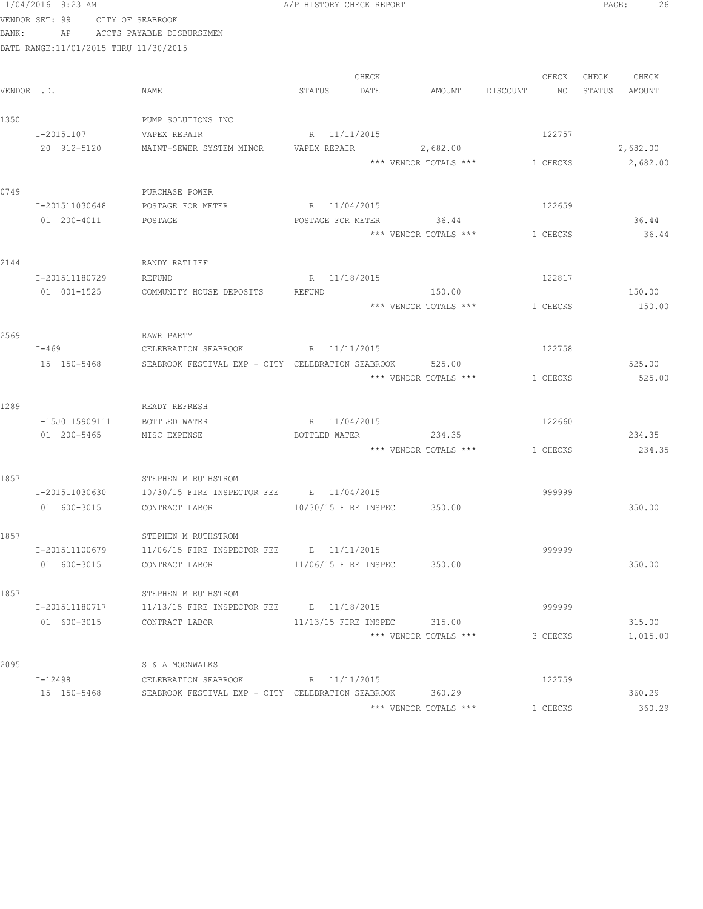VENDOR SET: 99 CITY OF SEABROOK
BANK: AP ACCTS PAYABLE DISBURSEMEN
DATE RANGE:11/01/2015 THRU 11/30/2015

| VENDOR I.D. | NAME | STATUS | CHECK DATE | AMOUNT | DISCOUNT | CHECK NO | CHECK STATUS | CHECK AMOUNT |
|---|---|---|---|---|---|---|---|---|
| 1350 | PUMP SOLUTIONS INC | | | | | | | |
| I-20151107 | VAPEX REPAIR | R | 11/11/2015 | | | 122757 | | |
| 20 912-5120 | MAINT-SEWER SYSTEM MINOR | VAPEX REPAIR | | 2,682.00 | | | | 2,682.00 |
| | | | | *** VENDOR TOTALS *** | | 1 CHECKS | | 2,682.00 |
| 0749 | PURCHASE POWER | | | | | | | |
| I-201511030648 | POSTAGE FOR METER | R | 11/04/2015 | | | 122659 | | |
| 01 200-4011 | POSTAGE | POSTAGE FOR METER | | 36.44 | | | | 36.44 |
| | | | | *** VENDOR TOTALS *** | | 1 CHECKS | | 36.44 |
| 2144 | RANDY RATLIFF | | | | | | | |
| I-201511180729 | REFUND | R | 11/18/2015 | | | 122817 | | |
| 01 001-1525 | COMMUNITY HOUSE DEPOSITS | REFUND | | 150.00 | | | | 150.00 |
| | | | | *** VENDOR TOTALS *** | | 1 CHECKS | | 150.00 |
| 2569 | RAWR PARTY | | | | | | | |
| I-469 | CELEBRATION SEABROOK | R | 11/11/2015 | | | 122758 | | |
| 15 150-5468 | SEABROOK FESTIVAL EXP - CITY | CELEBRATION SEABROOK | | 525.00 | | | | 525.00 |
| | | | | *** VENDOR TOTALS *** | | 1 CHECKS | | 525.00 |
| 1289 | READY REFRESH | | | | | | | |
| I-15J0115909111 | BOTTLED WATER | R | 11/04/2015 | | | 122660 | | |
| 01 200-5465 | MISC EXPENSE | BOTTLED WATER | | 234.35 | | | | 234.35 |
| | | | | *** VENDOR TOTALS *** | | 1 CHECKS | | 234.35 |
| 1857 | STEPHEN M RUTHSTROM | | | | | | | |
| I-201511030630 | 10/30/15 FIRE INSPECTOR FEE | E | 11/04/2015 | | | 999999 | | |
| 01 600-3015 | CONTRACT LABOR | 10/30/15 FIRE INSPEC | | 350.00 | | | | 350.00 |
| 1857 | STEPHEN M RUTHSTROM | | | | | | | |
| I-201511100679 | 11/06/15 FIRE INSPECTOR FEE | E | 11/11/2015 | | | 999999 | | |
| 01 600-3015 | CONTRACT LABOR | 11/06/15 FIRE INSPEC | | 350.00 | | | | 350.00 |
| 1857 | STEPHEN M RUTHSTROM | | | | | | | |
| I-201511180717 | 11/13/15 FIRE INSPECTOR FEE | E | 11/18/2015 | | | 999999 | | |
| 01 600-3015 | CONTRACT LABOR | 11/13/15 FIRE INSPEC | | 315.00 | | | | 315.00 |
| | | | | *** VENDOR TOTALS *** | | 3 CHECKS | | 1,015.00 |
| 2095 | S & A MOONWALKS | | | | | | | |
| I-12498 | CELEBRATION SEABROOK | R | 11/11/2015 | | | 122759 | | |
| 15 150-5468 | SEABROOK FESTIVAL EXP - CITY | CELEBRATION SEABROOK | | 360.29 | | | | 360.29 |
| | | | | *** VENDOR TOTALS *** | | 1 CHECKS | | 360.29 |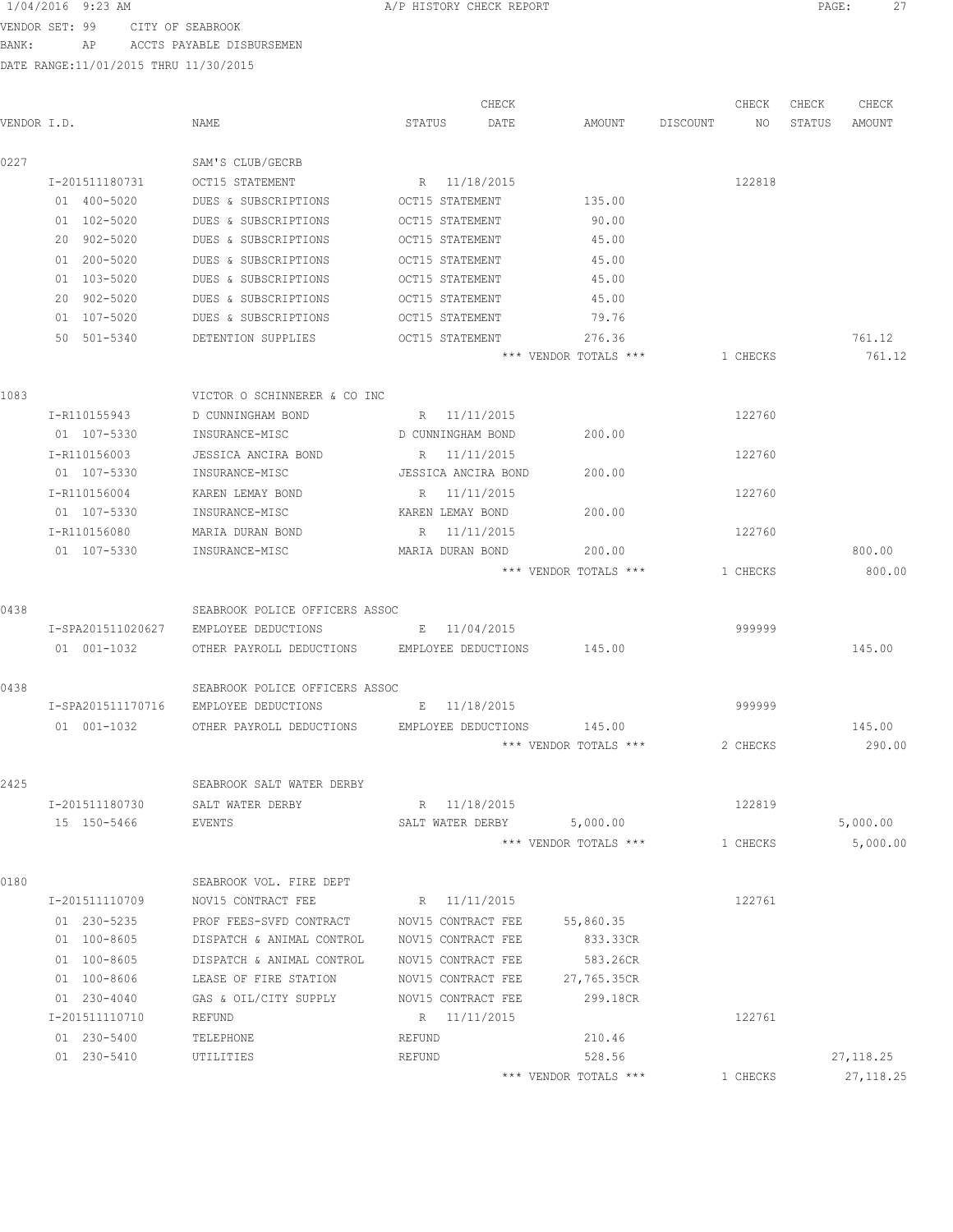1/04/2016 9:23 AM A/P HISTORY CHECK REPORT

VENDOR SET: 99 CITY OF SEABROOK
BANK: AP ACCTS PAYABLE DISBURSEMEN
DATE RANGE:11/01/2015 THRU 11/30/2015

| VENDOR I.D. | NAME | STATUS | CHECK DATE | AMOUNT | DISCOUNT | CHECK NO | CHECK STATUS | CHECK AMOUNT |
|---|---|---|---|---|---|---|---|---|
| 0227 | SAM'S CLUB/GECRB | | | | | | | |
| I-201511180731 | OCT15 STATEMENT | R | 11/18/2015 | | | 122818 | | |
| 01 400-5020 | DUES & SUBSCRIPTIONS | OCT15 STATEMENT | | 135.00 | | | | |
| 01 102-5020 | DUES & SUBSCRIPTIONS | OCT15 STATEMENT | | 90.00 | | | | |
| 20 902-5020 | DUES & SUBSCRIPTIONS | OCT15 STATEMENT | | 45.00 | | | | |
| 01 200-5020 | DUES & SUBSCRIPTIONS | OCT15 STATEMENT | | 45.00 | | | | |
| 01 103-5020 | DUES & SUBSCRIPTIONS | OCT15 STATEMENT | | 45.00 | | | | |
| 20 902-5020 | DUES & SUBSCRIPTIONS | OCT15 STATEMENT | | 45.00 | | | | |
| 01 107-5020 | DUES & SUBSCRIPTIONS | OCT15 STATEMENT | | 79.76 | | | | |
| 50 501-5340 | DETENTION SUPPLIES | OCT15 STATEMENT | | 276.36 | | | | 761.12 |
| | | | | *** VENDOR TOTALS *** | | 1 CHECKS | | 761.12 |
| 1083 | VICTOR O SCHINNERER & CO INC | | | | | | | |
| I-R110155943 | D CUNNINGHAM BOND | R | 11/11/2015 | | | 122760 | | |
| 01 107-5330 | INSURANCE-MISC | D CUNNINGHAM BOND | | 200.00 | | | | |
| I-R110156003 | JESSICA ANCIRA BOND | R | 11/11/2015 | | | 122760 | | |
| 01 107-5330 | INSURANCE-MISC | JESSICA ANCIRA BOND | | 200.00 | | | | |
| I-R110156004 | KAREN LEMAY BOND | R | 11/11/2015 | | | 122760 | | |
| 01 107-5330 | INSURANCE-MISC | KAREN LEMAY BOND | | 200.00 | | | | |
| I-R110156080 | MARIA DURAN BOND | R | 11/11/2015 | | | 122760 | | |
| 01 107-5330 | INSURANCE-MISC | MARIA DURAN BOND | | 200.00 | | | | 800.00 |
| | | | | *** VENDOR TOTALS *** | | 1 CHECKS | | 800.00 |
| 0438 | SEABROOK POLICE OFFICERS ASSOC | | | | | | | |
| I-SPA201511020627 | EMPLOYEE DEDUCTIONS | E | 11/04/2015 | | | 999999 | | |
| 01 001-1032 | OTHER PAYROLL DEDUCTIONS | EMPLOYEE DEDUCTIONS | | 145.00 | | | | 145.00 |
| 0438 | SEABROOK POLICE OFFICERS ASSOC | | | | | | | |
| I-SPA201511170716 | EMPLOYEE DEDUCTIONS | E | 11/18/2015 | | | 999999 | | |
| 01 001-1032 | OTHER PAYROLL DEDUCTIONS | EMPLOYEE DEDUCTIONS | | 145.00 | | | | 145.00 |
| | | | | *** VENDOR TOTALS *** | | 2 CHECKS | | 290.00 |
| 2425 | SEABROOK SALT WATER DERBY | | | | | | | |
| I-201511180730 | SALT WATER DERBY | R | 11/18/2015 | | | 122819 | | |
| 15 150-5466 | EVENTS | SALT WATER DERBY | | 5,000.00 | | | | 5,000.00 |
| | | | | *** VENDOR TOTALS *** | | 1 CHECKS | | 5,000.00 |
| 0180 | SEABROOK VOL. FIRE DEPT | | | | | | | |
| I-201511110709 | NOV15 CONTRACT FEE | R | 11/11/2015 | | | 122761 | | |
| 01 230-5235 | PROF FEES-SVFD CONTRACT | NOV15 CONTRACT FEE | | 55,860.35 | | | | |
| 01 100-8605 | DISPATCH & ANIMAL CONTROL | NOV15 CONTRACT FEE | | 833.33CR | | | | |
| 01 100-8605 | DISPATCH & ANIMAL CONTROL | NOV15 CONTRACT FEE | | 583.26CR | | | | |
| 01 100-8606 | LEASE OF FIRE STATION | NOV15 CONTRACT FEE | | 27,765.35CR | | | | |
| 01 230-4040 | GAS & OIL/CITY SUPPLY | NOV15 CONTRACT FEE | | 299.18CR | | | | |
| I-201511110710 | REFUND | R | 11/11/2015 | | | 122761 | | |
| 01 230-5400 | TELEPHONE | REFUND | | 210.46 | | | | |
| 01 230-5410 | UTILITIES | REFUND | | 528.56 | | | | 27,118.25 |
| | | | | *** VENDOR TOTALS *** | | 1 CHECKS | | 27,118.25 |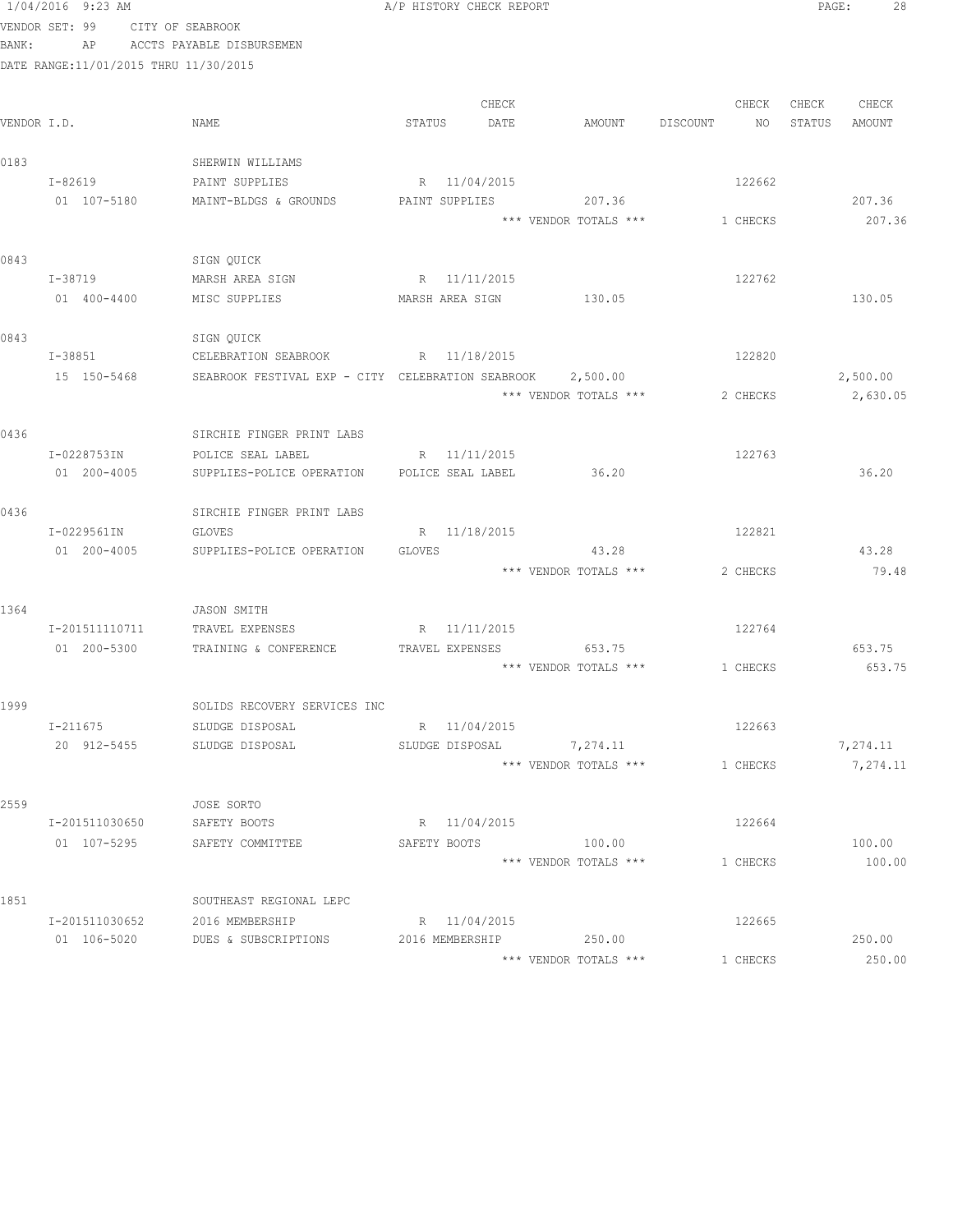1/04/2016 9:23 AM A/P HISTORY CHECK REPORT

VENDOR SET: 99 CITY OF SEABROOK
BANK: AP ACCTS PAYABLE DISBURSEMEN
DATE RANGE:11/01/2015 THRU 11/30/2015

| VENDOR I.D. | NAME | STATUS | CHECK DATE | AMOUNT | DISCOUNT | CHECK NO | CHECK STATUS | CHECK AMOUNT |
|---|---|---|---|---|---|---|---|---|
| 0183 | SHERWIN WILLIAMS | | | | | | | |
| I-82619 | PAINT SUPPLIES | R | 11/04/2015 | | | 122662 | | |
| 01 107-5180 | MAINT-BLDGS & GROUNDS | PAINT SUPPLIES | | 207.36 | | | | 207.36 |
| | | | | *** VENDOR TOTALS *** | | 1 CHECKS | | 207.36 |
| 0843 | SIGN QUICK | | | | | | | |
| I-38719 | MARSH AREA SIGN | R | 11/11/2015 | | | 122762 | | |
| 01 400-4400 | MISC SUPPLIES | MARSH AREA SIGN | | 130.05 | | | | 130.05 |
| 0843 | SIGN QUICK | | | | | | | |
| I-38851 | CELEBRATION SEABROOK | R | 11/18/2015 | | | 122820 | | |
| 15 150-5468 | SEABROOK FESTIVAL EXP - CITY | CELEBRATION SEABROOK | | 2,500.00 | | | | 2,500.00 |
| | | | | *** VENDOR TOTALS *** | | 2 CHECKS | | 2,630.05 |
| 0436 | SIRCHIE FINGER PRINT LABS | | | | | | | |
| I-0228753IN | POLICE SEAL LABEL | R | 11/11/2015 | | | 122763 | | |
| 01 200-4005 | SUPPLIES-POLICE OPERATION | POLICE SEAL LABEL | | 36.20 | | | | 36.20 |
| 0436 | SIRCHIE FINGER PRINT LABS | | | | | | | |
| I-0229561IN | GLOVES | R | 11/18/2015 | | | 122821 | | |
| 01 200-4005 | SUPPLIES-POLICE OPERATION | GLOVES | | 43.28 | | | | 43.28 |
| | | | | *** VENDOR TOTALS *** | | 2 CHECKS | | 79.48 |
| 1364 | JASON SMITH | | | | | | | |
| I-201511110711 | TRAVEL EXPENSES | R | 11/11/2015 | | | 122764 | | |
| 01 200-5300 | TRAINING & CONFERENCE | TRAVEL EXPENSES | | 653.75 | | | | 653.75 |
| | | | | *** VENDOR TOTALS *** | | 1 CHECKS | | 653.75 |
| 1999 | SOLIDS RECOVERY SERVICES INC | | | | | | | |
| I-211675 | SLUDGE DISPOSAL | R | 11/04/2015 | | | 122663 | | |
| 20 912-5455 | SLUDGE DISPOSAL | SLUDGE DISPOSAL | | 7,274.11 | | | | 7,274.11 |
| | | | | *** VENDOR TOTALS *** | | 1 CHECKS | | 7,274.11 |
| 2559 | JOSE SORTO | | | | | | | |
| I-201511030650 | SAFETY BOOTS | R | 11/04/2015 | | | 122664 | | |
| 01 107-5295 | SAFETY COMMITTEE | SAFETY BOOTS | | 100.00 | | | | 100.00 |
| | | | | *** VENDOR TOTALS *** | | 1 CHECKS | | 100.00 |
| 1851 | SOUTHEAST REGIONAL LEPC | | | | | | | |
| I-201511030652 | 2016 MEMBERSHIP | R | 11/04/2015 | | | 122665 | | |
| 01 106-5020 | DUES & SUBSCRIPTIONS | 2016 MEMBERSHIP | | 250.00 | | | | 250.00 |
| | | | | *** VENDOR TOTALS *** | | 1 CHECKS | | 250.00 |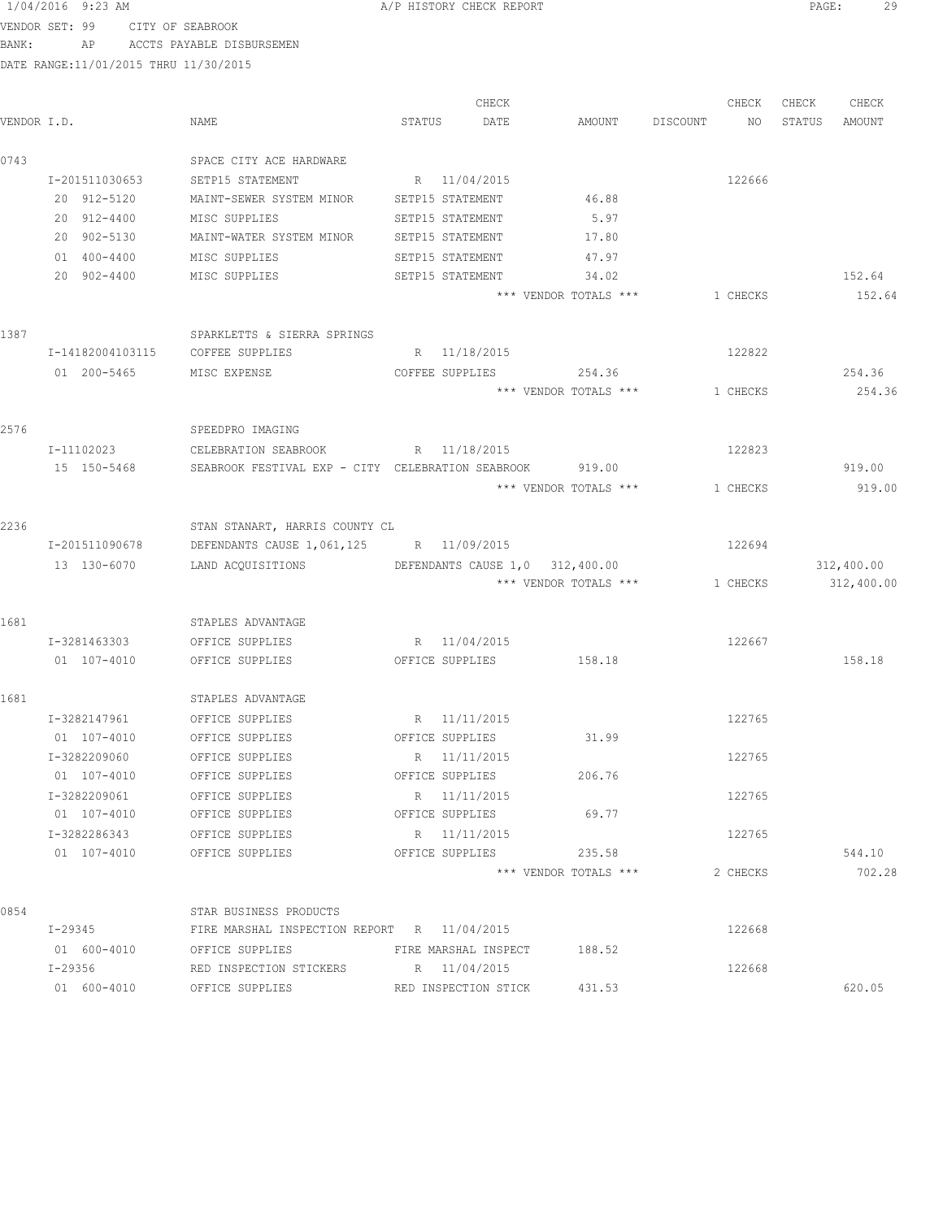1/04/2016 9:23 AM A/P HISTORY CHECK REPORT

VENDOR SET: 99 CITY OF SEABROOK
BANK: AP ACCTS PAYABLE DISBURSEMEN
DATE RANGE:11/01/2015 THRU 11/30/2015

| VENDOR I.D. | NAME | STATUS | CHECK DATE | AMOUNT | DISCOUNT | CHECK NO | CHECK STATUS | CHECK AMOUNT |
|---|---|---|---|---|---|---|---|---|
| 0743 | SPACE CITY ACE HARDWARE | | | | | | | |
| I-201511030653 | SETP15 STATEMENT | R | 11/04/2015 | | | 122666 | | |
| 20 912-5120 | MAINT-SEWER SYSTEM MINOR | SETP15 STATEMENT | | 46.88 | | | | |
| 20 912-4400 | MISC SUPPLIES | SETP15 STATEMENT | | 5.97 | | | | |
| 20 902-5130 | MAINT-WATER SYSTEM MINOR | SETP15 STATEMENT | | 17.80 | | | | |
| 01 400-4400 | MISC SUPPLIES | SETP15 STATEMENT | | 47.97 | | | | |
| 20 902-4400 | MISC SUPPLIES | SETP15 STATEMENT | | 34.02 | | | | 152.64 |
| | | | | *** VENDOR TOTALS *** | | 1 CHECKS | | 152.64 |
| 1387 | SPARKLETTS & SIERRA SPRINGS | | | | | | | |
| I-14182004103115 | COFFEE SUPPLIES | R | 11/18/2015 | | | 122822 | | |
| 01 200-5465 | MISC EXPENSE | COFFEE SUPPLIES | | 254.36 | | | | 254.36 |
| | | | | *** VENDOR TOTALS *** | | 1 CHECKS | | 254.36 |
| 2576 | SPEEDPRO IMAGING | | | | | | | |
| I-11102023 | CELEBRATION SEABROOK | R | 11/18/2015 | | | 122823 | | |
| 15 150-5468 | SEABROOK FESTIVAL EXP - CITY | CELEBRATION SEABROOK | | 919.00 | | | | 919.00 |
| | | | | *** VENDOR TOTALS *** | | 1 CHECKS | | 919.00 |
| 2236 | STAN STANART, HARRIS COUNTY CL | | | | | | | |
| I-201511090678 | DEFENDANTS CAUSE 1,061,125 | R | 11/09/2015 | | | 122694 | | |
| 13 130-6070 | LAND ACQUISITIONS | DEFENDANTS CAUSE 1,0 | | 312,400.00 | | | | 312,400.00 |
| | | | | *** VENDOR TOTALS *** | | 1 CHECKS | | 312,400.00 |
| 1681 | STAPLES ADVANTAGE | | | | | | | |
| I-3281463303 | OFFICE SUPPLIES | R | 11/04/2015 | | | 122667 | | |
| 01 107-4010 | OFFICE SUPPLIES | OFFICE SUPPLIES | | 158.18 | | | | 158.18 |
| 1681 | STAPLES ADVANTAGE | | | | | | | |
| I-3282147961 | OFFICE SUPPLIES | R | 11/11/2015 | | | 122765 | | |
| 01 107-4010 | OFFICE SUPPLIES | OFFICE SUPPLIES | | 31.99 | | | | |
| I-3282209060 | OFFICE SUPPLIES | R | 11/11/2015 | | | 122765 | | |
| 01 107-4010 | OFFICE SUPPLIES | OFFICE SUPPLIES | | 206.76 | | | | |
| I-3282209061 | OFFICE SUPPLIES | R | 11/11/2015 | | | 122765 | | |
| 01 107-4010 | OFFICE SUPPLIES | OFFICE SUPPLIES | | 69.77 | | | | |
| I-3282286343 | OFFICE SUPPLIES | R | 11/11/2015 | | | 122765 | | |
| 01 107-4010 | OFFICE SUPPLIES | OFFICE SUPPLIES | | 235.58 | | | | 544.10 |
| | | | | *** VENDOR TOTALS *** | | 2 CHECKS | | 702.28 |
| 0854 | STAR BUSINESS PRODUCTS | | | | | | | |
| I-29345 | FIRE MARSHAL INSPECTION REPORT | R | 11/04/2015 | | | 122668 | | |
| 01 600-4010 | OFFICE SUPPLIES | FIRE MARSHAL INSPECT | | 188.52 | | | | |
| I-29356 | RED INSPECTION STICKERS | R | 11/04/2015 | | | 122668 | | |
| 01 600-4010 | OFFICE SUPPLIES | RED INSPECTION STICK | | 431.53 | | | | 620.05 |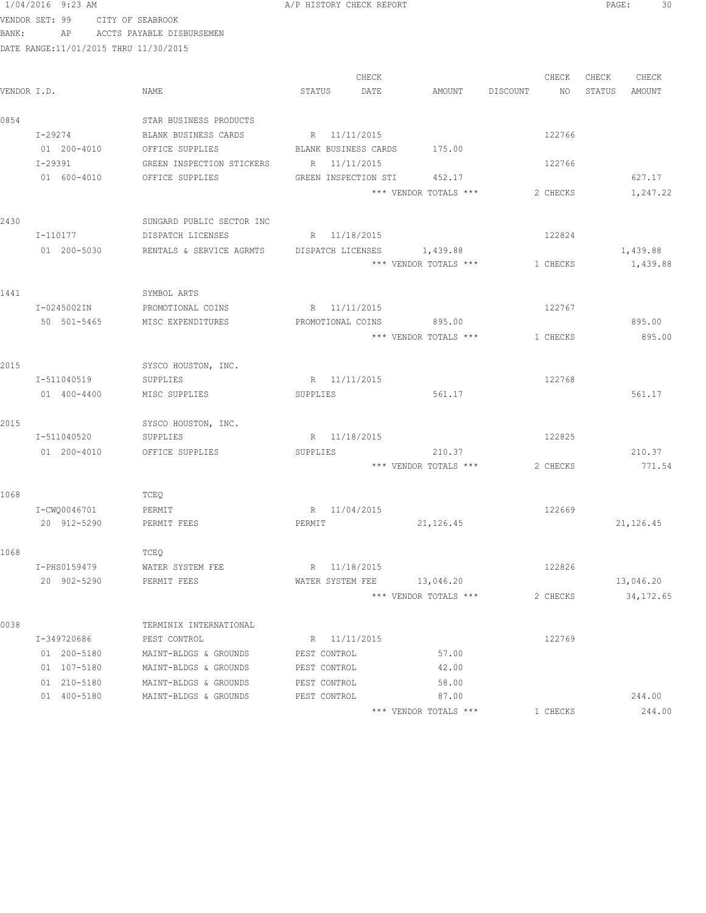1/04/2016 9:23 AM A/P HISTORY CHECK REPORT

VENDOR SET: 99 CITY OF SEABROOK
BANK: AP ACCTS PAYABLE DISBURSEMEN
DATE RANGE:11/01/2015 THRU 11/30/2015

| VENDOR I.D. | NAME | STATUS | CHECK DATE | AMOUNT | DISCOUNT | CHECK NO | CHECK STATUS | CHECK AMOUNT |
|---|---|---|---|---|---|---|---|---|
| 0854 | STAR BUSINESS PRODUCTS | | | | | | | |
| I-29274 | BLANK BUSINESS CARDS | R | 11/11/2015 | | | 122766 | | |
| 01 200-4010 | OFFICE SUPPLIES | BLANK BUSINESS CARDS | | 175.00 | | | | |
| I-29391 | GREEN INSPECTION STICKERS | R | 11/11/2015 | | | 122766 | | |
| 01 600-4010 | OFFICE SUPPLIES | GREEN INSPECTION STI | | 452.17 | | | | 627.17 |
| | | | | *** VENDOR TOTALS *** | | 2 CHECKS | | 1,247.22 |
| 2430 | SUNGARD PUBLIC SECTOR INC | | | | | | | |
| I-110177 | DISPATCH LICENSES | R | 11/18/2015 | | | 122824 | | |
| 01 200-5030 | RENTALS & SERVICE AGRMTS | DISPATCH LICENSES | | 1,439.88 | | | | 1,439.88 |
| | | | | *** VENDOR TOTALS *** | | 1 CHECKS | | 1,439.88 |
| 1441 | SYMBOL ARTS | | | | | | | |
| I-0245002IN | PROMOTIONAL COINS | R | 11/11/2015 | | | 122767 | | |
| 50 501-5465 | MISC EXPENDITURES | PROMOTIONAL COINS | | 895.00 | | | | 895.00 |
| | | | | *** VENDOR TOTALS *** | | 1 CHECKS | | 895.00 |
| 2015 | SYSCO HOUSTON, INC. | | | | | | | |
| I-511040519 | SUPPLIES | R | 11/11/2015 | | | 122768 | | |
| 01 400-4400 | MISC SUPPLIES | SUPPLIES | | 561.17 | | | | 561.17 |
| 2015 | SYSCO HOUSTON, INC. | | | | | | | |
| I-511040520 | SUPPLIES | R | 11/18/2015 | | | 122825 | | |
| 01 200-4010 | OFFICE SUPPLIES | SUPPLIES | | 210.37 | | | | 210.37 |
| | | | | *** VENDOR TOTALS *** | | 2 CHECKS | | 771.54 |
| 1068 | TCEQ | | | | | | | |
| I-CWQ0046701 | PERMIT | R | 11/04/2015 | | | 122669 | | |
| 20 912-5290 | PERMIT FEES | PERMIT | | 21,126.45 | | | | 21,126.45 |
| 1068 | TCEQ | | | | | | | |
| I-PHS0159479 | WATER SYSTEM FEE | R | 11/18/2015 | | | 122826 | | |
| 20 902-5290 | PERMIT FEES | WATER SYSTEM FEE | | 13,046.20 | | | | 13,046.20 |
| | | | | *** VENDOR TOTALS *** | | 2 CHECKS | | 34,172.65 |
| 0038 | TERMINIX INTERNATIONAL | | | | | | | |
| I-349720686 | PEST CONTROL | R | 11/11/2015 | | | 122769 | | |
| 01 200-5180 | MAINT-BLDGS & GROUNDS | PEST CONTROL | | 57.00 | | | | |
| 01 107-5180 | MAINT-BLDGS & GROUNDS | PEST CONTROL | | 42.00 | | | | |
| 01 210-5180 | MAINT-BLDGS & GROUNDS | PEST CONTROL | | 58.00 | | | | |
| 01 400-5180 | MAINT-BLDGS & GROUNDS | PEST CONTROL | | 87.00 | | | | 244.00 |
| | | | | *** VENDOR TOTALS *** | | 1 CHECKS | | 244.00 |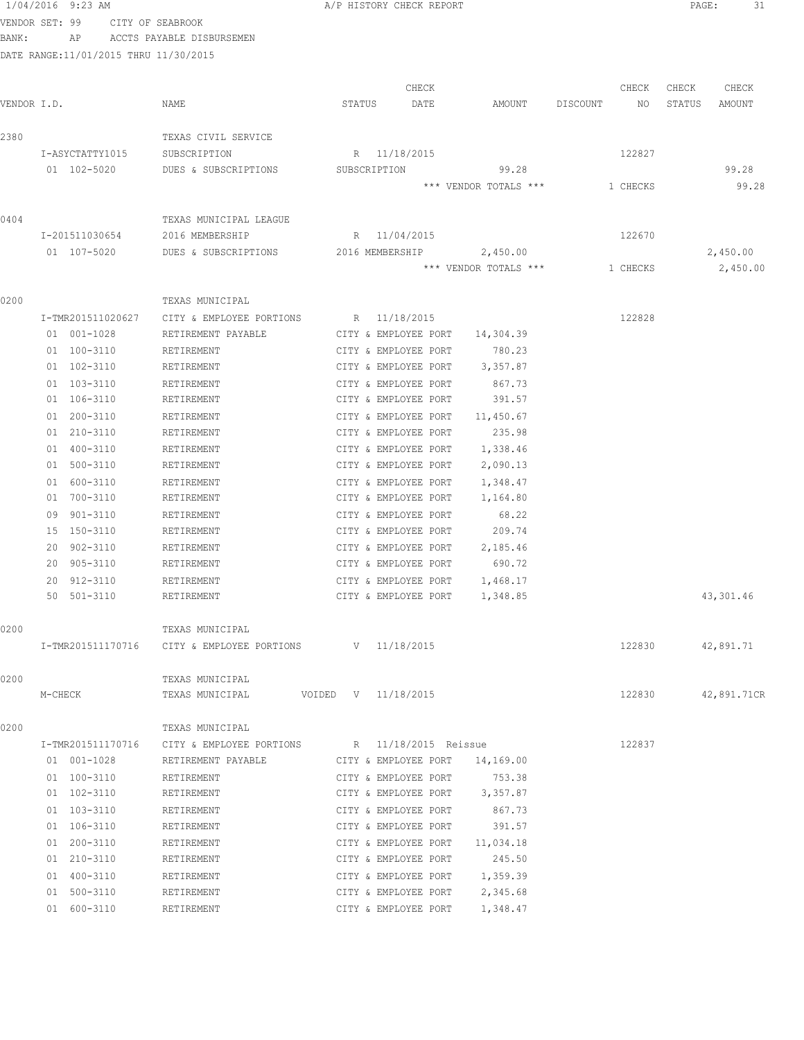1/04/2016 9:23 AM A/P HISTORY CHECK REPORT

VENDOR SET: 99 CITY OF SEABROOK
BANK: AP ACCTS PAYABLE DISBURSEMEN
DATE RANGE:11/01/2015 THRU 11/30/2015

| VENDOR I.D. | NAME | STATUS | CHECK DATE | AMOUNT | DISCOUNT | CHECK NO | CHECK STATUS | CHECK AMOUNT |
|---|---|---|---|---|---|---|---|---|
| 2380 | TEXAS CIVIL SERVICE | | | | | | | |
| I-ASYCTATTY1015 | SUBSCRIPTION | R | 11/18/2015 | | | 122827 | | |
| 01 102-5020 | DUES & SUBSCRIPTIONS | SUBSCRIPTION | | 99.28 | | | | 99.28 |
| | | | | *** VENDOR TOTALS *** | | 1 CHECKS | | 99.28 |
| 0404 | TEXAS MUNICIPAL LEAGUE | | | | | | | |
| I-201511030654 | 2016 MEMBERSHIP | R | 11/04/2015 | | | 122670 | | |
| 01 107-5020 | DUES & SUBSCRIPTIONS | 2016 MEMBERSHIP | | 2,450.00 | | | | 2,450.00 |
| | | | | *** VENDOR TOTALS *** | | 1 CHECKS | | 2,450.00 |
| 0200 | TEXAS MUNICIPAL | | | | | | | |
| I-TMR201511020627 | CITY & EMPLOYEE PORTIONS | R | 11/18/2015 | | | 122828 | | |
| 01 001-1028 | RETIREMENT PAYABLE | CITY & EMPLOYEE PORT | | 14,304.39 | | | | |
| 01 100-3110 | RETIREMENT | CITY & EMPLOYEE PORT | | 780.23 | | | | |
| 01 102-3110 | RETIREMENT | CITY & EMPLOYEE PORT | | 3,357.87 | | | | |
| 01 103-3110 | RETIREMENT | CITY & EMPLOYEE PORT | | 867.73 | | | | |
| 01 106-3110 | RETIREMENT | CITY & EMPLOYEE PORT | | 391.57 | | | | |
| 01 200-3110 | RETIREMENT | CITY & EMPLOYEE PORT | | 11,450.67 | | | | |
| 01 210-3110 | RETIREMENT | CITY & EMPLOYEE PORT | | 235.98 | | | | |
| 01 400-3110 | RETIREMENT | CITY & EMPLOYEE PORT | | 1,338.46 | | | | |
| 01 500-3110 | RETIREMENT | CITY & EMPLOYEE PORT | | 2,090.13 | | | | |
| 01 600-3110 | RETIREMENT | CITY & EMPLOYEE PORT | | 1,348.47 | | | | |
| 01 700-3110 | RETIREMENT | CITY & EMPLOYEE PORT | | 1,164.80 | | | | |
| 09 901-3110 | RETIREMENT | CITY & EMPLOYEE PORT | | 68.22 | | | | |
| 15 150-3110 | RETIREMENT | CITY & EMPLOYEE PORT | | 209.74 | | | | |
| 20 902-3110 | RETIREMENT | CITY & EMPLOYEE PORT | | 2,185.46 | | | | |
| 20 905-3110 | RETIREMENT | CITY & EMPLOYEE PORT | | 690.72 | | | | |
| 20 912-3110 | RETIREMENT | CITY & EMPLOYEE PORT | | 1,468.17 | | | | |
| 50 501-3110 | RETIREMENT | CITY & EMPLOYEE PORT | | 1,348.85 | | | | 43,301.46 |
| 0200 | TEXAS MUNICIPAL | | | | | | | |
| I-TMR201511170716 | CITY & EMPLOYEE PORTIONS | V | 11/18/2015 | | | 122830 | | 42,891.71 |
| 0200 | TEXAS MUNICIPAL | | | | | | | |
| M-CHECK | TEXAS MUNICIPAL VOIDED | V | 11/18/2015 | | | 122830 | | 42,891.71CR |
| 0200 | TEXAS MUNICIPAL | | | | | | | |
| I-TMR201511170716 | CITY & EMPLOYEE PORTIONS | R | 11/18/2015 Reissue | | | 122837 | | |
| 01 001-1028 | RETIREMENT PAYABLE | CITY & EMPLOYEE PORT | | 14,169.00 | | | | |
| 01 100-3110 | RETIREMENT | CITY & EMPLOYEE PORT | | 753.38 | | | | |
| 01 102-3110 | RETIREMENT | CITY & EMPLOYEE PORT | | 3,357.87 | | | | |
| 01 103-3110 | RETIREMENT | CITY & EMPLOYEE PORT | | 867.73 | | | | |
| 01 106-3110 | RETIREMENT | CITY & EMPLOYEE PORT | | 391.57 | | | | |
| 01 200-3110 | RETIREMENT | CITY & EMPLOYEE PORT | | 11,034.18 | | | | |
| 01 210-3110 | RETIREMENT | CITY & EMPLOYEE PORT | | 245.50 | | | | |
| 01 400-3110 | RETIREMENT | CITY & EMPLOYEE PORT | | 1,359.39 | | | | |
| 01 500-3110 | RETIREMENT | CITY & EMPLOYEE PORT | | 2,345.68 | | | | |
| 01 600-3110 | RETIREMENT | CITY & EMPLOYEE PORT | | 1,348.47 | | | | |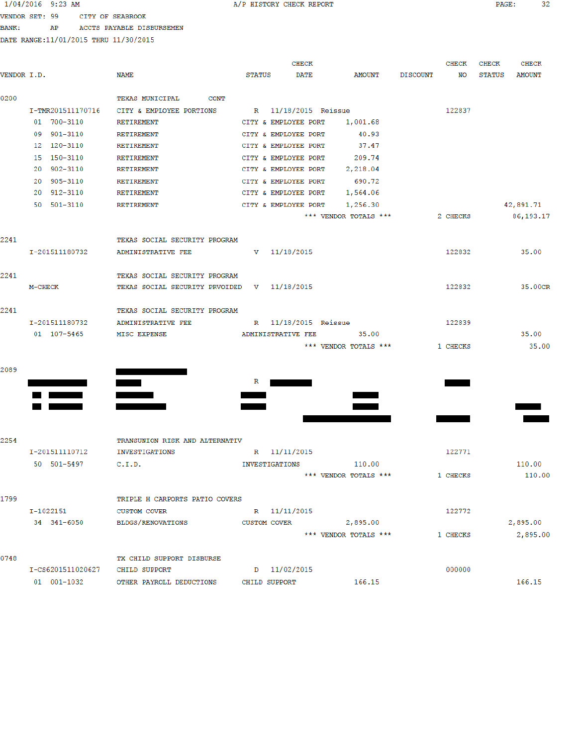A/P HISTORY CHECK REPORT

VENDOR SET: 99 CITY OF SEABROOK
BANK: AP ACCTS PAYABLE DISBURSEMEN
DATE RANGE:11/01/2015 THRU 11/30/2015

| VENDOR I.D. | NAME | STATUS | CHECK DATE | AMOUNT | DISCOUNT | CHECK NO | CHECK STATUS | CHECK AMOUNT |
|---|---|---|---|---|---|---|---|---|
| 0200 | TEXAS MUNICIPAL CONT | | | | | | | |
| I-TMR201511170716 | CITY & EMPLOYEE PORTIONS | R | 11/18/2015 Reissue | | | 122837 | | |
| 01 700-3110 | RETIREMENT | CITY & EMPLOYEE PORT | | 1,001.68 | | | | |
| 09 901-3110 | RETIREMENT | CITY & EMPLOYEE PORT | | 40.93 | | | | |
| 12 120-3110 | RETIREMENT | CITY & EMPLOYEE PORT | | 37.47 | | | | |
| 15 150-3110 | RETIREMENT | CITY & EMPLOYEE PORT | | 209.74 | | | | |
| 20 902-3110 | RETIREMENT | CITY & EMPLOYEE PORT | | 2,218.04 | | | | |
| 20 905-3110 | RETIREMENT | CITY & EMPLOYEE PORT | | 690.72 | | | | |
| 20 912-3110 | RETIREMENT | CITY & EMPLOYEE PORT | | 1,564.06 | | | | |
| 50 501-3110 | RETIREMENT | CITY & EMPLOYEE PORT | | 1,256.30 | | | | 42,891.71 |
| | | | *** VENDOR TOTALS *** | | | 2 CHECKS | | 86,193.17 |
| 2241 | TEXAS SOCIAL SECURITY PROGRAM | | | | | | | |
| I-201511180732 | ADMINISTRATIVE FEE | V | 11/18/2015 | | | 122832 | | 35.00 |
| 2241 | TEXAS SOCIAL SECURITY PROGRAM | | | | | | | |
| M-CHECK | TEXAS SOCIAL SECURITY PRVOIDED | V | 11/18/2015 | | | 122832 | | 35.00CR |
| 2241 | TEXAS SOCIAL SECURITY PROGRAM | | | | | | | |
| I-201511180732 | ADMINISTRATIVE FEE | R | 11/18/2015 Reissue | | | 122839 | | |
| 01 107-5465 | MISC EXPENSE | ADMINISTRATIVE FEE | | 35.00 | | | | 35.00 |
| | | | *** VENDOR TOTALS *** | | | 1 CHECKS | | 35.00 |
| 2089 | [REDACTED] | | | | | | | |
| [REDACTED] | [REDACTED] | R | [REDACTED] | | | [REDACTED] | | |
| [REDACTED] | [REDACTED] | [REDACTED] | | [REDACTED] | | | | |
| [REDACTED] | [REDACTED] | [REDACTED] | | [REDACTED] | | | | [REDACTED] |
| | | | [REDACTED] | | | [REDACTED] | | [REDACTED] |
| 2254 | TRANSUNION RISK AND ALTERNATIV | | | | | | | |
| I-201511110712 | INVESTIGATIONS | R | 11/11/2015 | | | 122771 | | |
| 50 501-5497 | C.I.D. | INVESTIGATIONS | | 110.00 | | | | 110.00 |
| | | | *** VENDOR TOTALS *** | | | 1 CHECKS | | 110.00 |
| 1799 | TRIPLE H CARPORTS PATIO COVERS | | | | | | | |
| I-1022151 | CUSTOM COVER | R | 11/11/2015 | | | 122772 | | |
| 34 341-6050 | BLDGS/RENOVATIONS | CUSTOM COVER | | 2,895.00 | | | | 2,895.00 |
| | | | *** VENDOR TOTALS *** | | | 1 CHECKS | | 2,895.00 |
| 0748 | TX CHILD SUPPORT DISBURSE | | | | | | | |
| I-CS6201511020627 | CHILD SUPPORT | D | 11/02/2015 | | | 000000 | | |
| 01 001-1032 | OTHER PAYROLL DEDUCTIONS | CHILD SUPPORT | | 166.15 | | | | 166.15 |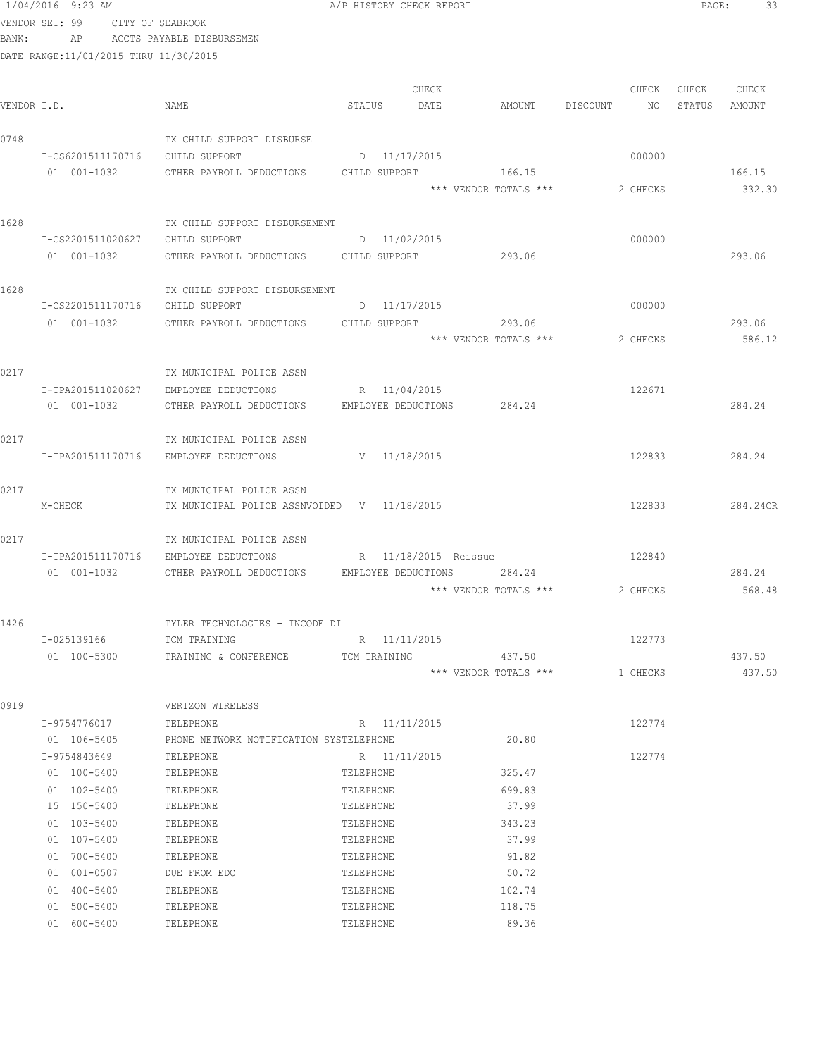1/04/2016 9:23 AM A/P HISTORY CHECK REPORT

VENDOR SET: 99 CITY OF SEABROOK
BANK: AP ACCTS PAYABLE DISBURSEMEN
DATE RANGE:11/01/2015 THRU 11/30/2015

| VENDOR I.D. | NAME | STATUS | CHECK DATE | AMOUNT | DISCOUNT | CHECK NO | CHECK STATUS | CHECK AMOUNT |
|---|---|---|---|---|---|---|---|---|
| 0748 | TX CHILD SUPPORT DISBURSE | | | | | | | |
| I-CS6201511170716 | CHILD SUPPORT | D | 11/17/2015 | | | 000000 | | |
| 01 001-1032 | OTHER PAYROLL DEDUCTIONS | CHILD SUPPORT | | 166.15 | | | | 166.15 |
| | | | | *** VENDOR TOTALS *** | | 2 CHECKS | | 332.30 |
| 1628 | TX CHILD SUPPORT DISBURSEMENT | | | | | | | |
| I-CS2201511020627 | CHILD SUPPORT | D | 11/02/2015 | | | 000000 | | |
| 01 001-1032 | OTHER PAYROLL DEDUCTIONS | CHILD SUPPORT | | 293.06 | | | | 293.06 |
| 1628 | TX CHILD SUPPORT DISBURSEMENT | | | | | | | |
| I-CS2201511170716 | CHILD SUPPORT | D | 11/17/2015 | | | 000000 | | |
| 01 001-1032 | OTHER PAYROLL DEDUCTIONS | CHILD SUPPORT | | 293.06 | | | | 293.06 |
| | | | | *** VENDOR TOTALS *** | | 2 CHECKS | | 586.12 |
| 0217 | TX MUNICIPAL POLICE ASSN | | | | | | | |
| I-TPA201511020627 | EMPLOYEE DEDUCTIONS | R | 11/04/2015 | | | 122671 | | |
| 01 001-1032 | OTHER PAYROLL DEDUCTIONS | EMPLOYEE DEDUCTIONS | | 284.24 | | | | 284.24 |
| 0217 | TX MUNICIPAL POLICE ASSN | | | | | | | |
| I-TPA201511170716 | EMPLOYEE DEDUCTIONS | V | 11/18/2015 | | | 122833 | | 284.24 |
| 0217 | TX MUNICIPAL POLICE ASSN | | | | | | | |
| M-CHECK | TX MUNICIPAL POLICE ASSNVOIDED | V | 11/18/2015 | | | 122833 | | 284.24CR |
| 0217 | TX MUNICIPAL POLICE ASSN | | | | | | | |
| I-TPA201511170716 | EMPLOYEE DEDUCTIONS | R | 11/18/2015 Reissue | | | 122840 | | |
| 01 001-1032 | OTHER PAYROLL DEDUCTIONS | EMPLOYEE DEDUCTIONS | | 284.24 | | | | 284.24 |
| | | | | *** VENDOR TOTALS *** | | 2 CHECKS | | 568.48 |
| 1426 | TYLER TECHNOLOGIES - INCODE DI | | | | | | | |
| I-025139166 | TCM TRAINING | R | 11/11/2015 | | | 122773 | | |
| 01 100-5300 | TRAINING & CONFERENCE | TCM TRAINING | | 437.50 | | | | 437.50 |
| | | | | *** VENDOR TOTALS *** | | 1 CHECKS | | 437.50 |
| 0919 | VERIZON WIRELESS | | | | | | | |
| I-9754776017 | TELEPHONE | R | 11/11/2015 | | | 122774 | | |
| 01 106-5405 | PHONE NETWORK NOTIFICATION SYSTELEPHONE | | | 20.80 | | | | |
| I-9754843649 | TELEPHONE | R | 11/11/2015 | | | 122774 | | |
| 01 100-5400 | TELEPHONE | TELEPHONE | | 325.47 | | | | |
| 01 102-5400 | TELEPHONE | TELEPHONE | | 699.83 | | | | |
| 15 150-5400 | TELEPHONE | TELEPHONE | | 37.99 | | | | |
| 01 103-5400 | TELEPHONE | TELEPHONE | | 343.23 | | | | |
| 01 107-5400 | TELEPHONE | TELEPHONE | | 37.99 | | | | |
| 01 700-5400 | TELEPHONE | TELEPHONE | | 91.82 | | | | |
| 01 001-0507 | DUE FROM EDC | TELEPHONE | | 50.72 | | | | |
| 01 400-5400 | TELEPHONE | TELEPHONE | | 102.74 | | | | |
| 01 500-5400 | TELEPHONE | TELEPHONE | | 118.75 | | | | |
| 01 600-5400 | TELEPHONE | TELEPHONE | | 89.36 | | | | |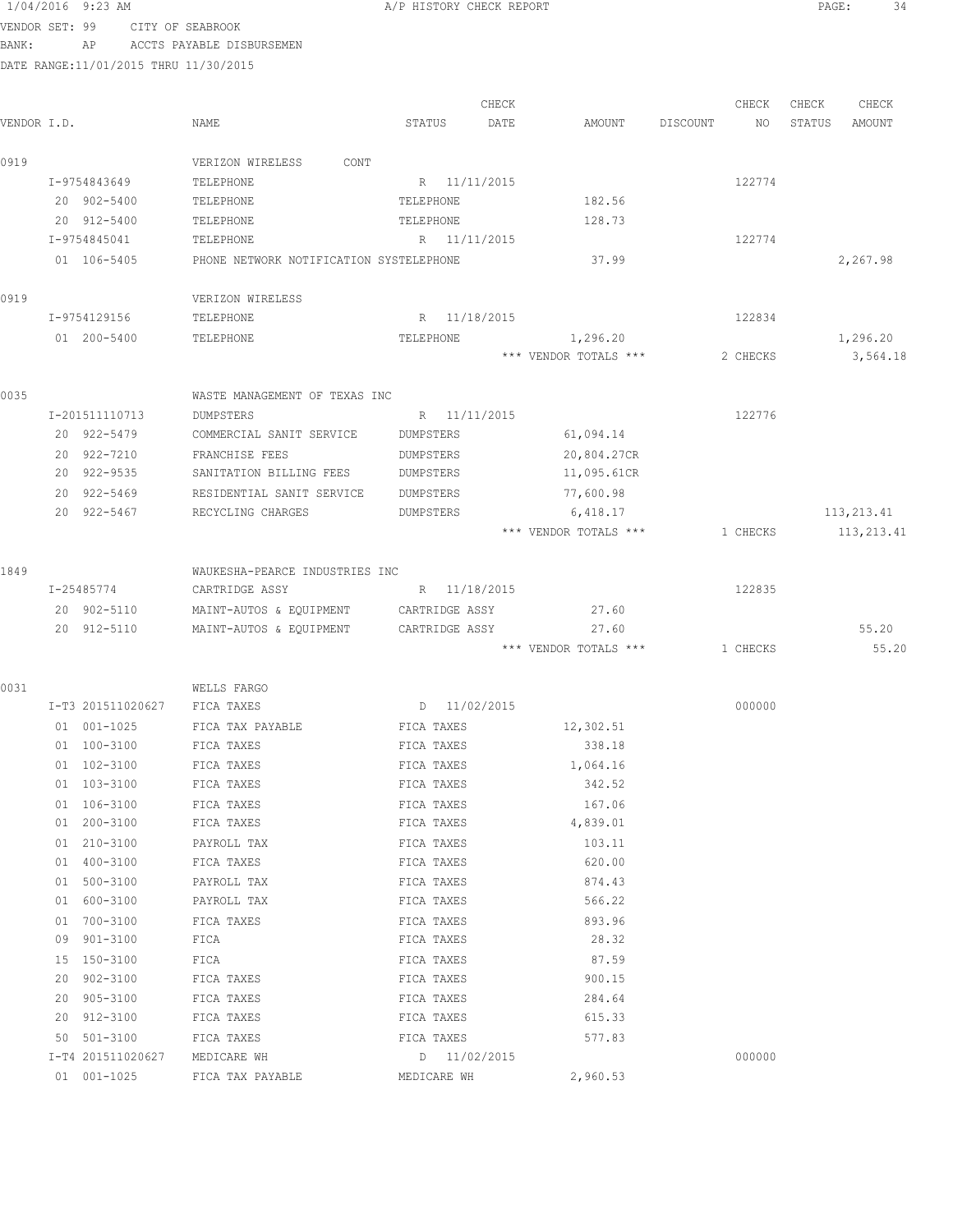1/04/2016 9:23 AM A/P HISTORY CHECK REPORT

VENDOR SET: 99 CITY OF SEABROOK
BANK: AP ACCTS PAYABLE DISBURSEMEN
DATE RANGE:11/01/2015 THRU 11/30/2015

| VENDOR I.D. | NAME | STATUS | CHECK DATE | AMOUNT | DISCOUNT | CHECK NO | CHECK STATUS | CHECK AMOUNT |
|---|---|---|---|---|---|---|---|---|
| 0919 | VERIZON WIRELESS CONT | | | | | | | |
| I-9754843649 | TELEPHONE | R | 11/11/2015 | | | 122774 | | |
| 20 902-5400 | TELEPHONE | TELEPHONE | | 182.56 | | | | |
| 20 912-5400 | TELEPHONE | TELEPHONE | | 128.73 | | | | |
| I-9754845041 | TELEPHONE | R | 11/11/2015 | | | 122774 | | |
| 01 106-5405 | PHONE NETWORK NOTIFICATION SYSTE | TELEPHONE | | 37.99 | | | | 2,267.98 |
| 0919 | VERIZON WIRELESS | | | | | | | |
| I-9754129156 | TELEPHONE | R | 11/18/2015 | | | 122834 | | |
| 01 200-5400 | TELEPHONE | TELEPHONE | | 1,296.20 | | | | 1,296.20 |
| | | | | *** VENDOR TOTALS *** | | 2 CHECKS | | 3,564.18 |
| 0035 | WASTE MANAGEMENT OF TEXAS INC | | | | | | | |
| I-201511110713 | DUMPSTERS | R | 11/11/2015 | | | 122776 | | |
| 20 922-5479 | COMMERCIAL SANIT SERVICE | DUMPSTERS | | 61,094.14 | | | | |
| 20 922-7210 | FRANCHISE FEES | DUMPSTERS | | 20,804.27CR | | | | |
| 20 922-9535 | SANITATION BILLING FEES | DUMPSTERS | | 11,095.61CR | | | | |
| 20 922-5469 | RESIDENTIAL SANIT SERVICE | DUMPSTERS | | 77,600.98 | | | | |
| 20 922-5467 | RECYCLING CHARGES | DUMPSTERS | | 6,418.17 | | | | 113,213.41 |
| | | | | *** VENDOR TOTALS *** | | 1 CHECKS | | 113,213.41 |
| 1849 | WAUKESHA-PEARCE INDUSTRIES INC | | | | | | | |
| I-25485774 | CARTRIDGE ASSY | R | 11/18/2015 | | | 122835 | | |
| 20 902-5110 | MAINT-AUTOS & EQUIPMENT | CARTRIDGE ASSY | | 27.60 | | | | |
| 20 912-5110 | MAINT-AUTOS & EQUIPMENT | CARTRIDGE ASSY | | 27.60 | | | | 55.20 |
| | | | | *** VENDOR TOTALS *** | | 1 CHECKS | | 55.20 |
| 0031 | WELLS FARGO | | | | | | | |
| I-T3 201511020627 | FICA TAXES | D | 11/02/2015 | | | 000000 | | |
| 01 001-1025 | FICA TAX PAYABLE | FICA TAXES | | 12,302.51 | | | | |
| 01 100-3100 | FICA TAXES | FICA TAXES | | 338.18 | | | | |
| 01 102-3100 | FICA TAXES | FICA TAXES | | 1,064.16 | | | | |
| 01 103-3100 | FICA TAXES | FICA TAXES | | 342.52 | | | | |
| 01 106-3100 | FICA TAXES | FICA TAXES | | 167.06 | | | | |
| 01 200-3100 | FICA TAXES | FICA TAXES | | 4,839.01 | | | | |
| 01 210-3100 | PAYROLL TAX | FICA TAXES | | 103.11 | | | | |
| 01 400-3100 | FICA TAXES | FICA TAXES | | 620.00 | | | | |
| 01 500-3100 | PAYROLL TAX | FICA TAXES | | 874.43 | | | | |
| 01 600-3100 | PAYROLL TAX | FICA TAXES | | 566.22 | | | | |
| 01 700-3100 | FICA TAXES | FICA TAXES | | 893.96 | | | | |
| 09 901-3100 | FICA | FICA TAXES | | 28.32 | | | | |
| 15 150-3100 | FICA | FICA TAXES | | 87.59 | | | | |
| 20 902-3100 | FICA TAXES | FICA TAXES | | 900.15 | | | | |
| 20 905-3100 | FICA TAXES | FICA TAXES | | 284.64 | | | | |
| 20 912-3100 | FICA TAXES | FICA TAXES | | 615.33 | | | | |
| 50 501-3100 | FICA TAXES | FICA TAXES | | 577.83 | | | | |
| I-T4 201511020627 | MEDICARE WH | D | 11/02/2015 | | | 000000 | | |
| 01 001-1025 | FICA TAX PAYABLE | MEDICARE WH | | 2,960.53 | | | | |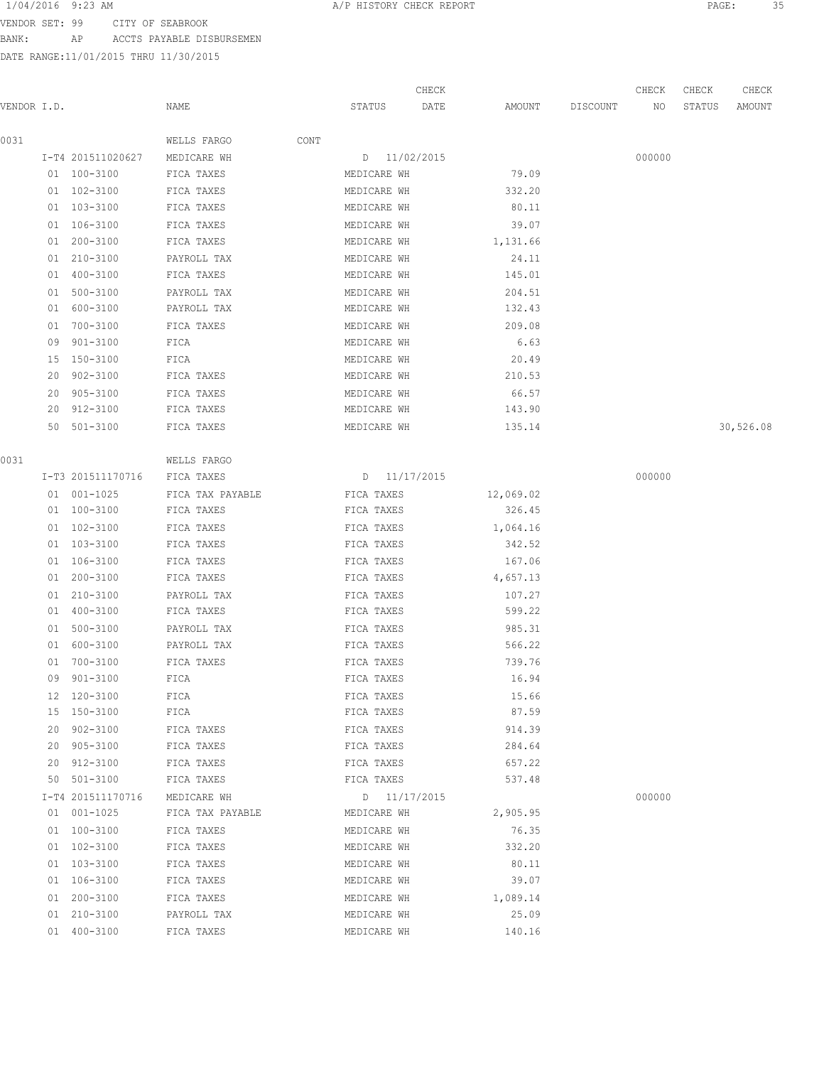VENDOR SET: 99 CITY OF SEABROOK
BANK: AP ACCTS PAYABLE DISBURSEMEN
DATE RANGE:11/01/2015 THRU 11/30/2015

| VENDOR I.D. | NAME | STATUS | CHECK DATE | AMOUNT | DISCOUNT | CHECK NO | CHECK STATUS | CHECK AMOUNT |
|---|---|---|---|---|---|---|---|---|
| 0031 | WELLS FARGO CONT | | | | | | | |
| I-T4 201511020627 | MEDICARE WH | D | 11/02/2015 | | | 000000 | | |
| 01 100-3100 | FICA TAXES | MEDICARE WH | | 79.09 | | | | |
| 01 102-3100 | FICA TAXES | MEDICARE WH | | 332.20 | | | | |
| 01 103-3100 | FICA TAXES | MEDICARE WH | | 80.11 | | | | |
| 01 106-3100 | FICA TAXES | MEDICARE WH | | 39.07 | | | | |
| 01 200-3100 | FICA TAXES | MEDICARE WH | | 1,131.66 | | | | |
| 01 210-3100 | PAYROLL TAX | MEDICARE WH | | 24.11 | | | | |
| 01 400-3100 | FICA TAXES | MEDICARE WH | | 145.01 | | | | |
| 01 500-3100 | PAYROLL TAX | MEDICARE WH | | 204.51 | | | | |
| 01 600-3100 | PAYROLL TAX | MEDICARE WH | | 132.43 | | | | |
| 01 700-3100 | FICA TAXES | MEDICARE WH | | 209.08 | | | | |
| 09 901-3100 | FICA | MEDICARE WH | | 6.63 | | | | |
| 15 150-3100 | FICA | MEDICARE WH | | 20.49 | | | | |
| 20 902-3100 | FICA TAXES | MEDICARE WH | | 210.53 | | | | |
| 20 905-3100 | FICA TAXES | MEDICARE WH | | 66.57 | | | | |
| 20 912-3100 | FICA TAXES | MEDICARE WH | | 143.90 | | | | |
| 50 501-3100 | FICA TAXES | MEDICARE WH | | 135.14 | | | | 30,526.08 |
| 0031 | WELLS FARGO | | | | | | | |
| I-T3 201511170716 | FICA TAXES | D | 11/17/2015 | | | 000000 | | |
| 01 001-1025 | FICA TAX PAYABLE | FICA TAXES | | 12,069.02 | | | | |
| 01 100-3100 | FICA TAXES | FICA TAXES | | 326.45 | | | | |
| 01 102-3100 | FICA TAXES | FICA TAXES | | 1,064.16 | | | | |
| 01 103-3100 | FICA TAXES | FICA TAXES | | 342.52 | | | | |
| 01 106-3100 | FICA TAXES | FICA TAXES | | 167.06 | | | | |
| 01 200-3100 | FICA TAXES | FICA TAXES | | 4,657.13 | | | | |
| 01 210-3100 | PAYROLL TAX | FICA TAXES | | 107.27 | | | | |
| 01 400-3100 | FICA TAXES | FICA TAXES | | 599.22 | | | | |
| 01 500-3100 | PAYROLL TAX | FICA TAXES | | 985.31 | | | | |
| 01 600-3100 | PAYROLL TAX | FICA TAXES | | 566.22 | | | | |
| 01 700-3100 | FICA TAXES | FICA TAXES | | 739.76 | | | | |
| 09 901-3100 | FICA | FICA TAXES | | 16.94 | | | | |
| 12 120-3100 | FICA | FICA TAXES | | 15.66 | | | | |
| 15 150-3100 | FICA | FICA TAXES | | 87.59 | | | | |
| 20 902-3100 | FICA TAXES | FICA TAXES | | 914.39 | | | | |
| 20 905-3100 | FICA TAXES | FICA TAXES | | 284.64 | | | | |
| 20 912-3100 | FICA TAXES | FICA TAXES | | 657.22 | | | | |
| 50 501-3100 | FICA TAXES | FICA TAXES | | 537.48 | | | | |
| I-T4 201511170716 | MEDICARE WH | D | 11/17/2015 | | | 000000 | | |
| 01 001-1025 | FICA TAX PAYABLE | MEDICARE WH | | 2,905.95 | | | | |
| 01 100-3100 | FICA TAXES | MEDICARE WH | | 76.35 | | | | |
| 01 102-3100 | FICA TAXES | MEDICARE WH | | 332.20 | | | | |
| 01 103-3100 | FICA TAXES | MEDICARE WH | | 80.11 | | | | |
| 01 106-3100 | FICA TAXES | MEDICARE WH | | 39.07 | | | | |
| 01 200-3100 | FICA TAXES | MEDICARE WH | | 1,089.14 | | | | |
| 01 210-3100 | PAYROLL TAX | MEDICARE WH | | 25.09 | | | | |
| 01 400-3100 | FICA TAXES | MEDICARE WH | | 140.16 | | | | |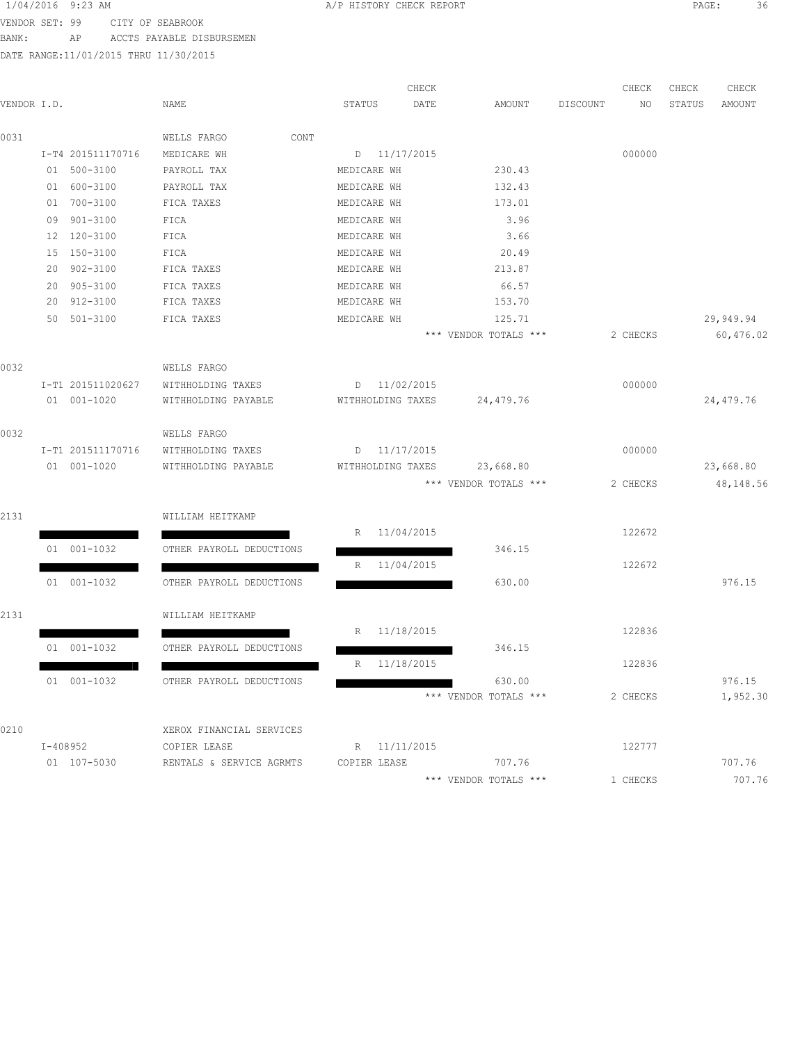1/04/2016 9:23 AM A/P HISTORY CHECK REPORT

VENDOR SET: 99 CITY OF SEABROOK
BANK: AP ACCTS PAYABLE DISBURSEMEN
DATE RANGE:11/01/2015 THRU 11/30/2015

| VENDOR I.D. | NAME | STATUS | CHECK DATE | AMOUNT | DISCOUNT | CHECK NO | CHECK STATUS | CHECK AMOUNT |
|---|---|---|---|---|---|---|---|---|
| 0031 | WELLS FARGO CONT | | | | | | | |
| I-T4 201511170716 | MEDICARE WH | D | 11/17/2015 | | | 000000 | | |
| 01 500-3100 | PAYROLL TAX | MEDICARE WH | | 230.43 | | | | |
| 01 600-3100 | PAYROLL TAX | MEDICARE WH | | 132.43 | | | | |
| 01 700-3100 | FICA TAXES | MEDICARE WH | | 173.01 | | | | |
| 09 901-3100 | FICA | MEDICARE WH | | 3.96 | | | | |
| 12 120-3100 | FICA | MEDICARE WH | | 3.66 | | | | |
| 15 150-3100 | FICA | MEDICARE WH | | 20.49 | | | | |
| 20 902-3100 | FICA TAXES | MEDICARE WH | | 213.87 | | | | |
| 20 905-3100 | FICA TAXES | MEDICARE WH | | 66.57 | | | | |
| 20 912-3100 | FICA TAXES | MEDICARE WH | | 153.70 | | | | |
| 50 501-3100 | FICA TAXES | MEDICARE WH | | 125.71 | | | | 29,949.94 |
| | | | | *** VENDOR TOTALS *** | | 2 CHECKS | | 60,476.02 |
| 0032 | WELLS FARGO | | | | | | | |
| I-T1 201511020627 | WITHHOLDING TAXES | D | 11/02/2015 | | | 000000 | | |
| 01 001-1020 | WITHHOLDING PAYABLE | WITHHOLDING TAXES | | 24,479.76 | | | | 24,479.76 |
| 0032 | WELLS FARGO | | | | | | | |
| I-T1 201511170716 | WITHHOLDING TAXES | D | 11/17/2015 | | | 000000 | | |
| 01 001-1020 | WITHHOLDING PAYABLE | WITHHOLDING TAXES | | 23,668.80 | | | | 23,668.80 |
| | | | | *** VENDOR TOTALS *** | | 2 CHECKS | | 48,148.56 |
| 2131 | WILLIAM HEITKAMP | | | | | | | |
| [REDACTED] | [REDACTED] | R | 11/04/2015 | | | 122672 | | |
| 01 001-1032 | OTHER PAYROLL DEDUCTIONS | [REDACTED] | | 346.15 | | | | |
| [REDACTED] | [REDACTED] | R | 11/04/2015 | | | 122672 | | |
| 01 001-1032 | OTHER PAYROLL DEDUCTIONS | [REDACTED] | | 630.00 | | | | 976.15 |
| 2131 | WILLIAM HEITKAMP | | | | | | | |
| [REDACTED] | [REDACTED] | R | 11/18/2015 | | | 122836 | | |
| 01 001-1032 | OTHER PAYROLL DEDUCTIONS | [REDACTED] | | 346.15 | | | | |
| [REDACTED] | [REDACTED] | R | 11/18/2015 | | | 122836 | | |
| 01 001-1032 | OTHER PAYROLL DEDUCTIONS | [REDACTED] | | 630.00 | | | | 976.15 |
| | | | | *** VENDOR TOTALS *** | | 2 CHECKS | | 1,952.30 |
| 0210 | XEROX FINANCIAL SERVICES | | | | | | | |
| I-408952 | COPIER LEASE | R | 11/11/2015 | | | 122777 | | |
| 01 107-5030 | RENTALS & SERVICE AGRMTS | COPIER LEASE | | 707.76 | | | | 707.76 |
| | | | | *** VENDOR TOTALS *** | | 1 CHECKS | | 707.76 |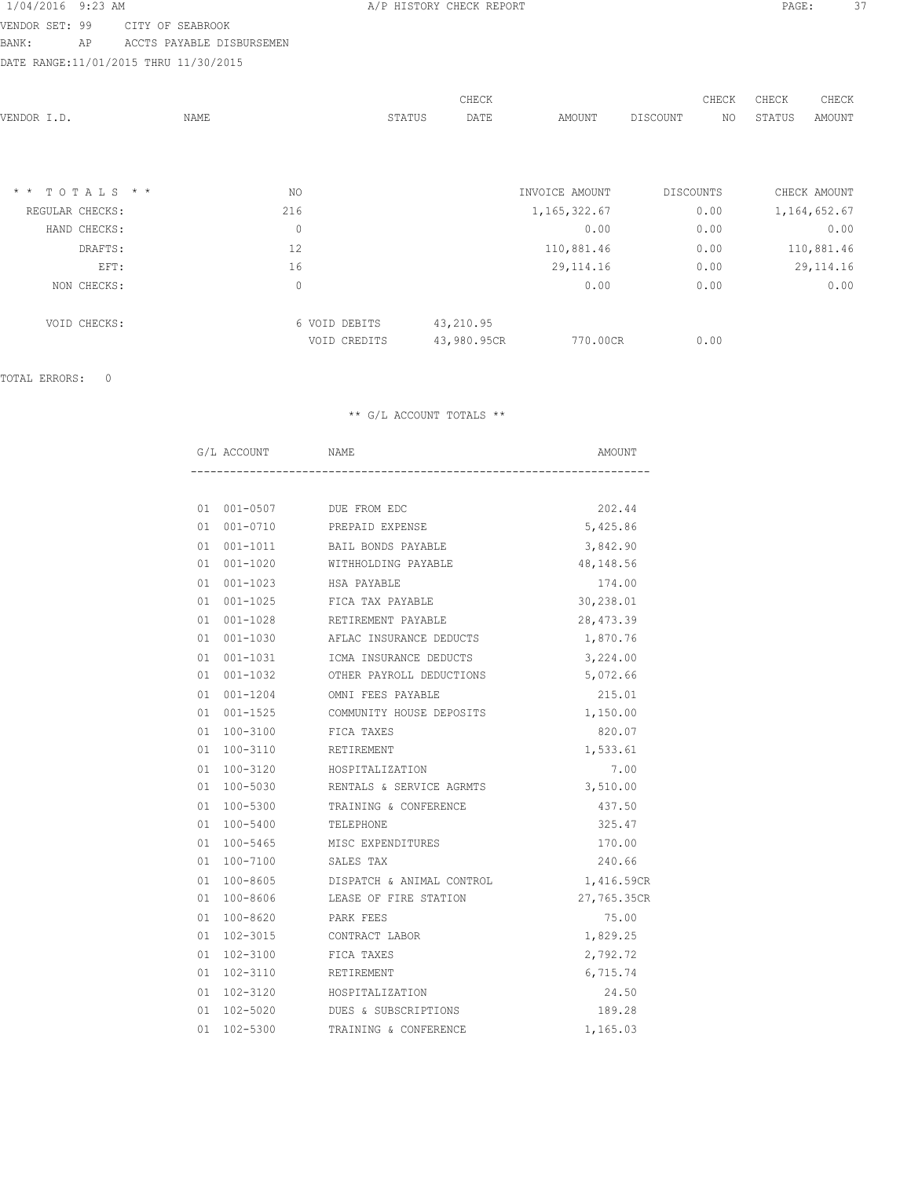1/04/2016 9:23 AM A/P HISTORY CHECK REPORT

VENDOR SET: 99 CITY OF SEABROOK
BANK: AP ACCTS PAYABLE DISBURSEMEN
DATE RANGE:11/01/2015 THRU 11/30/2015

| VENDOR I.D. | NAME | STATUS | CHECK DATE | AMOUNT | DISCOUNT | CHECK NO | CHECK STATUS | CHECK AMOUNT |
|---|---|---|---|---|---|---|---|---|

| * * T O T A L S * * | NO | | INVOICE AMOUNT | DISCOUNTS | CHECK AMOUNT |
|---|---|---|---|---|---|
| REGULAR CHECKS: | 216 | | 1,165,322.67 | 0.00 | 1,164,652.67 |
| HAND CHECKS: | 0 | | 0.00 | 0.00 | 0.00 |
| DRAFTS: | 12 | | 110,881.46 | 0.00 | 110,881.46 |
| EFT: | 16 | | 29,114.16 | 0.00 | 29,114.16 |
| NON CHECKS: | 0 | | 0.00 | 0.00 | 0.00 |
| VOID CHECKS: | 6 VOID DEBITS | 43,210.95 | | | |
| | VOID CREDITS | 43,980.95CR | 770.00CR | 0.00 | |

TOTAL ERRORS: 0

** G/L ACCOUNT TOTALS **

| G/L ACCOUNT | NAME | AMOUNT |
|---|---|---|
| 01 001-0507 | DUE FROM EDC | 202.44 |
| 01 001-0710 | PREPAID EXPENSE | 5,425.86 |
| 01 001-1011 | BAIL BONDS PAYABLE | 3,842.90 |
| 01 001-1020 | WITHHOLDING PAYABLE | 48,148.56 |
| 01 001-1023 | HSA PAYABLE | 174.00 |
| 01 001-1025 | FICA TAX PAYABLE | 30,238.01 |
| 01 001-1028 | RETIREMENT PAYABLE | 28,473.39 |
| 01 001-1030 | AFLAC INSURANCE DEDUCTS | 1,870.76 |
| 01 001-1031 | ICMA INSURANCE DEDUCTS | 3,224.00 |
| 01 001-1032 | OTHER PAYROLL DEDUCTIONS | 5,072.66 |
| 01 001-1204 | OMNI FEES PAYABLE | 215.01 |
| 01 001-1525 | COMMUNITY HOUSE DEPOSITS | 1,150.00 |
| 01 100-3100 | FICA TAXES | 820.07 |
| 01 100-3110 | RETIREMENT | 1,533.61 |
| 01 100-3120 | HOSPITALIZATION | 7.00 |
| 01 100-5030 | RENTALS & SERVICE AGRMTS | 3,510.00 |
| 01 100-5300 | TRAINING & CONFERENCE | 437.50 |
| 01 100-5400 | TELEPHONE | 325.47 |
| 01 100-5465 | MISC EXPENDITURES | 170.00 |
| 01 100-7100 | SALES TAX | 240.66 |
| 01 100-8605 | DISPATCH & ANIMAL CONTROL | 1,416.59CR |
| 01 100-8606 | LEASE OF FIRE STATION | 27,765.35CR |
| 01 100-8620 | PARK FEES | 75.00 |
| 01 102-3015 | CONTRACT LABOR | 1,829.25 |
| 01 102-3100 | FICA TAXES | 2,792.72 |
| 01 102-3110 | RETIREMENT | 6,715.74 |
| 01 102-3120 | HOSPITALIZATION | 24.50 |
| 01 102-5020 | DUES & SUBSCRIPTIONS | 189.28 |
| 01 102-5300 | TRAINING & CONFERENCE | 1,165.03 |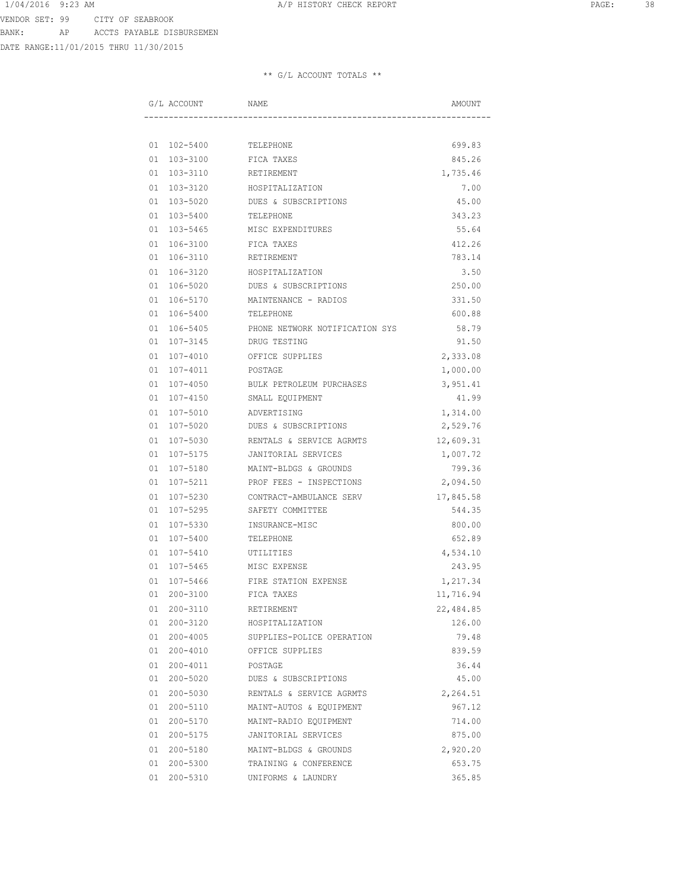VENDOR SET: 99 CITY OF SEABROOK
BANK: AP ACCTS PAYABLE DISBURSEMEN
DATE RANGE:11/01/2015 THRU 11/30/2015

** G/L ACCOUNT TOTALS **

| G/L ACCOUNT | NAME | AMOUNT |
|---|---|---|
| 01 102-5400 | TELEPHONE | 699.83 |
| 01 103-3100 | FICA TAXES | 845.26 |
| 01 103-3110 | RETIREMENT | 1,735.46 |
| 01 103-3120 | HOSPITALIZATION | 7.00 |
| 01 103-5020 | DUES & SUBSCRIPTIONS | 45.00 |
| 01 103-5400 | TELEPHONE | 343.23 |
| 01 103-5465 | MISC EXPENDITURES | 55.64 |
| 01 106-3100 | FICA TAXES | 412.26 |
| 01 106-3110 | RETIREMENT | 783.14 |
| 01 106-3120 | HOSPITALIZATION | 3.50 |
| 01 106-5020 | DUES & SUBSCRIPTIONS | 250.00 |
| 01 106-5170 | MAINTENANCE - RADIOS | 331.50 |
| 01 106-5400 | TELEPHONE | 600.88 |
| 01 106-5405 | PHONE NETWORK NOTIFICATION SYS | 58.79 |
| 01 107-3145 | DRUG TESTING | 91.50 |
| 01 107-4010 | OFFICE SUPPLIES | 2,333.08 |
| 01 107-4011 | POSTAGE | 1,000.00 |
| 01 107-4050 | BULK PETROLEUM PURCHASES | 3,951.41 |
| 01 107-4150 | SMALL EQUIPMENT | 41.99 |
| 01 107-5010 | ADVERTISING | 1,314.00 |
| 01 107-5020 | DUES & SUBSCRIPTIONS | 2,529.76 |
| 01 107-5030 | RENTALS & SERVICE AGRMTS | 12,609.31 |
| 01 107-5175 | JANITORIAL SERVICES | 1,007.72 |
| 01 107-5180 | MAINT-BLDGS & GROUNDS | 799.36 |
| 01 107-5211 | PROF FEES - INSPECTIONS | 2,094.50 |
| 01 107-5230 | CONTRACT-AMBULANCE SERV | 17,845.58 |
| 01 107-5295 | SAFETY COMMITTEE | 544.35 |
| 01 107-5330 | INSURANCE-MISC | 800.00 |
| 01 107-5400 | TELEPHONE | 652.89 |
| 01 107-5410 | UTILITIES | 4,534.10 |
| 01 107-5465 | MISC EXPENSE | 243.95 |
| 01 107-5466 | FIRE STATION EXPENSE | 1,217.34 |
| 01 200-3100 | FICA TAXES | 11,716.94 |
| 01 200-3110 | RETIREMENT | 22,484.85 |
| 01 200-3120 | HOSPITALIZATION | 126.00 |
| 01 200-4005 | SUPPLIES-POLICE OPERATION | 79.48 |
| 01 200-4010 | OFFICE SUPPLIES | 839.59 |
| 01 200-4011 | POSTAGE | 36.44 |
| 01 200-5020 | DUES & SUBSCRIPTIONS | 45.00 |
| 01 200-5030 | RENTALS & SERVICE AGRMTS | 2,264.51 |
| 01 200-5110 | MAINT-AUTOS & EQUIPMENT | 967.12 |
| 01 200-5170 | MAINT-RADIO EQUIPMENT | 714.00 |
| 01 200-5175 | JANITORIAL SERVICES | 875.00 |
| 01 200-5180 | MAINT-BLDGS & GROUNDS | 2,920.20 |
| 01 200-5300 | TRAINING & CONFERENCE | 653.75 |
| 01 200-5310 | UNIFORMS & LAUNDRY | 365.85 |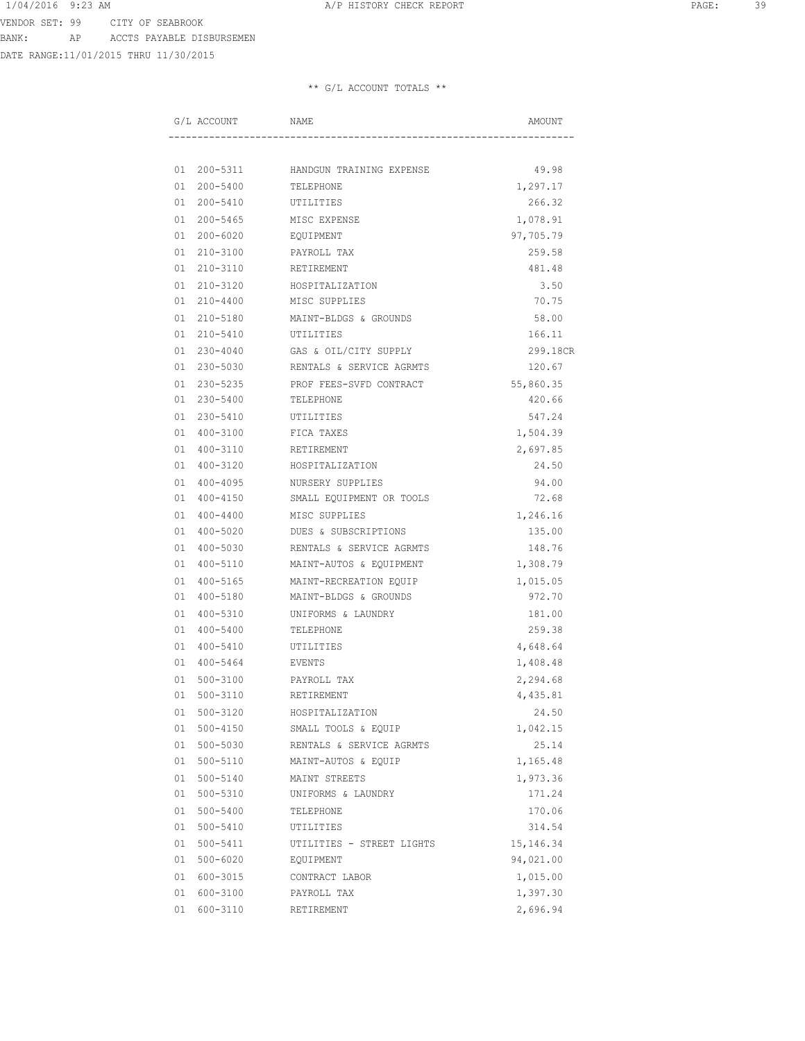VENDOR SET: 99 CITY OF SEABROOK
BANK: AP ACCTS PAYABLE DISBURSEMEN
DATE RANGE:11/01/2015 THRU 11/30/2015

** G/L ACCOUNT TOTALS **

| G/L ACCOUNT | NAME | AMOUNT |
|---|---|---|
| 01 200-5311 | HANDGUN TRAINING EXPENSE | 49.98 |
| 01 200-5400 | TELEPHONE | 1,297.17 |
| 01 200-5410 | UTILITIES | 266.32 |
| 01 200-5465 | MISC EXPENSE | 1,078.91 |
| 01 200-6020 | EQUIPMENT | 97,705.79 |
| 01 210-3100 | PAYROLL TAX | 259.58 |
| 01 210-3110 | RETIREMENT | 481.48 |
| 01 210-3120 | HOSPITALIZATION | 3.50 |
| 01 210-4400 | MISC SUPPLIES | 70.75 |
| 01 210-5180 | MAINT-BLDGS & GROUNDS | 58.00 |
| 01 210-5410 | UTILITIES | 166.11 |
| 01 230-4040 | GAS & OIL/CITY SUPPLY | 299.18CR |
| 01 230-5030 | RENTALS & SERVICE AGRMTS | 120.67 |
| 01 230-5235 | PROF FEES-SVFD CONTRACT | 55,860.35 |
| 01 230-5400 | TELEPHONE | 420.66 |
| 01 230-5410 | UTILITIES | 547.24 |
| 01 400-3100 | FICA TAXES | 1,504.39 |
| 01 400-3110 | RETIREMENT | 2,697.85 |
| 01 400-3120 | HOSPITALIZATION | 24.50 |
| 01 400-4095 | NURSERY SUPPLIES | 94.00 |
| 01 400-4150 | SMALL EQUIPMENT OR TOOLS | 72.68 |
| 01 400-4400 | MISC SUPPLIES | 1,246.16 |
| 01 400-5020 | DUES & SUBSCRIPTIONS | 135.00 |
| 01 400-5030 | RENTALS & SERVICE AGRMTS | 148.76 |
| 01 400-5110 | MAINT-AUTOS & EQUIPMENT | 1,308.79 |
| 01 400-5165 | MAINT-RECREATION EQUIP | 1,015.05 |
| 01 400-5180 | MAINT-BLDGS & GROUNDS | 972.70 |
| 01 400-5310 | UNIFORMS & LAUNDRY | 181.00 |
| 01 400-5400 | TELEPHONE | 259.38 |
| 01 400-5410 | UTILITIES | 4,648.64 |
| 01 400-5464 | EVENTS | 1,408.48 |
| 01 500-3100 | PAYROLL TAX | 2,294.68 |
| 01 500-3110 | RETIREMENT | 4,435.81 |
| 01 500-3120 | HOSPITALIZATION | 24.50 |
| 01 500-4150 | SMALL TOOLS & EQUIP | 1,042.15 |
| 01 500-5030 | RENTALS & SERVICE AGRMTS | 25.14 |
| 01 500-5110 | MAINT-AUTOS & EQUIP | 1,165.48 |
| 01 500-5140 | MAINT STREETS | 1,973.36 |
| 01 500-5310 | UNIFORMS & LAUNDRY | 171.24 |
| 01 500-5400 | TELEPHONE | 170.06 |
| 01 500-5410 | UTILITIES | 314.54 |
| 01 500-5411 | UTILITIES - STREET LIGHTS | 15,146.34 |
| 01 500-6020 | EQUIPMENT | 94,021.00 |
| 01 600-3015 | CONTRACT LABOR | 1,015.00 |
| 01 600-3100 | PAYROLL TAX | 1,397.30 |
| 01 600-3110 | RETIREMENT | 2,696.94 |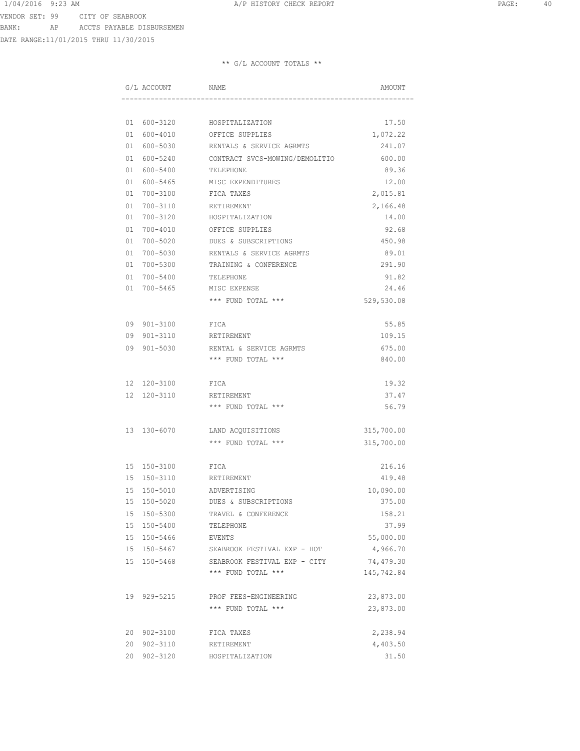1/04/2016 9:23 AM A/P HISTORY CHECK REPORT

VENDOR SET: 99 CITY OF SEABROOK
BANK: AP ACCTS PAYABLE DISBURSEMEN
DATE RANGE:11/01/2015 THRU 11/30/2015

** G/L ACCOUNT TOTALS **

| G/L ACCOUNT | NAME | AMOUNT |
|---|---|---|
| 01 600-3120 | HOSPITALIZATION | 17.50 |
| 01 600-4010 | OFFICE SUPPLIES | 1,072.22 |
| 01 600-5030 | RENTALS & SERVICE AGRMTS | 241.07 |
| 01 600-5240 | CONTRACT SVCS-MOWING/DEMOLITIO | 600.00 |
| 01 600-5400 | TELEPHONE | 89.36 |
| 01 600-5465 | MISC EXPENDITURES | 12.00 |
| 01 700-3100 | FICA TAXES | 2,015.81 |
| 01 700-3110 | RETIREMENT | 2,166.48 |
| 01 700-3120 | HOSPITALIZATION | 14.00 |
| 01 700-4010 | OFFICE SUPPLIES | 92.68 |
| 01 700-5020 | DUES & SUBSCRIPTIONS | 450.98 |
| 01 700-5030 | RENTALS & SERVICE AGRMTS | 89.01 |
| 01 700-5300 | TRAINING & CONFERENCE | 291.90 |
| 01 700-5400 | TELEPHONE | 91.82 |
| 01 700-5465 | MISC EXPENSE | 24.46 |
| | *** FUND TOTAL *** | 529,530.08 |
| 09 901-3100 | FICA | 55.85 |
| 09 901-3110 | RETIREMENT | 109.15 |
| 09 901-5030 | RENTAL & SERVICE AGRMTS | 675.00 |
| | *** FUND TOTAL *** | 840.00 |
| 12 120-3100 | FICA | 19.32 |
| 12 120-3110 | RETIREMENT | 37.47 |
| | *** FUND TOTAL *** | 56.79 |
| 13 130-6070 | LAND ACQUISITIONS | 315,700.00 |
| | *** FUND TOTAL *** | 315,700.00 |
| 15 150-3100 | FICA | 216.16 |
| 15 150-3110 | RETIREMENT | 419.48 |
| 15 150-5010 | ADVERTISING | 10,090.00 |
| 15 150-5020 | DUES & SUBSCRIPTIONS | 375.00 |
| 15 150-5300 | TRAVEL & CONFERENCE | 158.21 |
| 15 150-5400 | TELEPHONE | 37.99 |
| 15 150-5466 | EVENTS | 55,000.00 |
| 15 150-5467 | SEABROOK FESTIVAL EXP - HOT | 4,966.70 |
| 15 150-5468 | SEABROOK FESTIVAL EXP - CITY | 74,479.30 |
| | *** FUND TOTAL *** | 145,742.84 |
| 19 929-5215 | PROF FEES-ENGINEERING | 23,873.00 |
| | *** FUND TOTAL *** | 23,873.00 |
| 20 902-3100 | FICA TAXES | 2,238.94 |
| 20 902-3110 | RETIREMENT | 4,403.50 |
| 20 902-3120 | HOSPITALIZATION | 31.50 |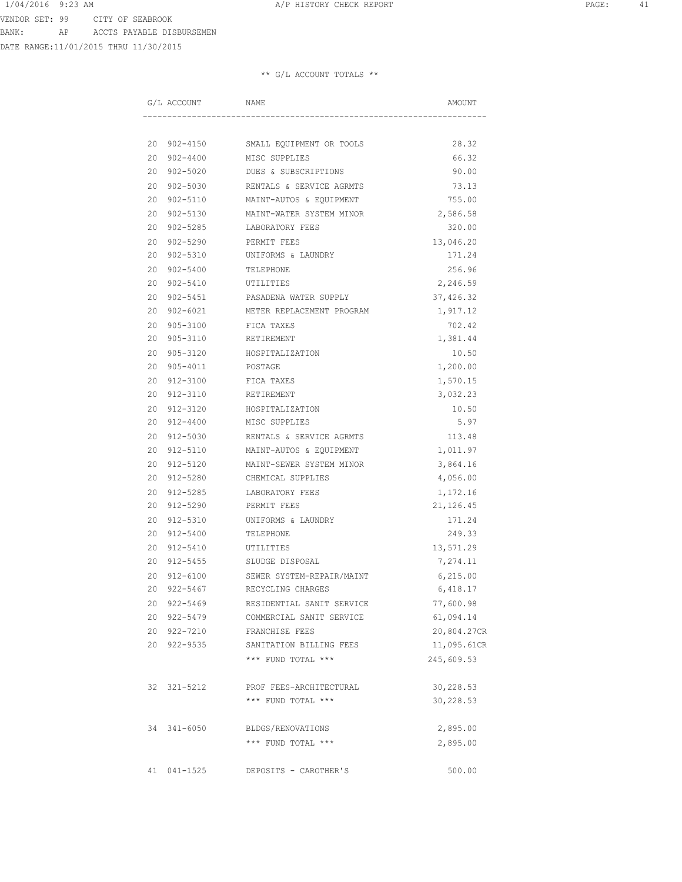VENDOR SET: 99 CITY OF SEABROOK
BANK: AP ACCTS PAYABLE DISBURSEMEN
DATE RANGE:11/01/2015 THRU 11/30/2015

## ** G/L ACCOUNT TOTALS **

| G/L ACCOUNT | NAME | AMOUNT |
|---|---|---|
| 20 902-4150 | SMALL EQUIPMENT OR TOOLS | 28.32 |
| 20 902-4400 | MISC SUPPLIES | 66.32 |
| 20 902-5020 | DUES & SUBSCRIPTIONS | 90.00 |
| 20 902-5030 | RENTALS & SERVICE AGRMTS | 73.13 |
| 20 902-5110 | MAINT-AUTOS & EQUIPMENT | 755.00 |
| 20 902-5130 | MAINT-WATER SYSTEM MINOR | 2,586.58 |
| 20 902-5285 | LABORATORY FEES | 320.00 |
| 20 902-5290 | PERMIT FEES | 13,046.20 |
| 20 902-5310 | UNIFORMS & LAUNDRY | 171.24 |
| 20 902-5400 | TELEPHONE | 256.96 |
| 20 902-5410 | UTILITIES | 2,246.59 |
| 20 902-5451 | PASADENA WATER SUPPLY | 37,426.32 |
| 20 902-6021 | METER REPLACEMENT PROGRAM | 1,917.12 |
| 20 905-3100 | FICA TAXES | 702.42 |
| 20 905-3110 | RETIREMENT | 1,381.44 |
| 20 905-3120 | HOSPITALIZATION | 10.50 |
| 20 905-4011 | POSTAGE | 1,200.00 |
| 20 912-3100 | FICA TAXES | 1,570.15 |
| 20 912-3110 | RETIREMENT | 3,032.23 |
| 20 912-3120 | HOSPITALIZATION | 10.50 |
| 20 912-4400 | MISC SUPPLIES | 5.97 |
| 20 912-5030 | RENTALS & SERVICE AGRMTS | 113.48 |
| 20 912-5110 | MAINT-AUTOS & EQUIPMENT | 1,011.97 |
| 20 912-5120 | MAINT-SEWER SYSTEM MINOR | 3,864.16 |
| 20 912-5280 | CHEMICAL SUPPLIES | 4,056.00 |
| 20 912-5285 | LABORATORY FEES | 1,172.16 |
| 20 912-5290 | PERMIT FEES | 21,126.45 |
| 20 912-5310 | UNIFORMS & LAUNDRY | 171.24 |
| 20 912-5400 | TELEPHONE | 249.33 |
| 20 912-5410 | UTILITIES | 13,571.29 |
| 20 912-5455 | SLUDGE DISPOSAL | 7,274.11 |
| 20 912-6100 | SEWER SYSTEM-REPAIR/MAINT | 6,215.00 |
| 20 922-5467 | RECYCLING CHARGES | 6,418.17 |
| 20 922-5469 | RESIDENTIAL SANIT SERVICE | 77,600.98 |
| 20 922-5479 | COMMERCIAL SANIT SERVICE | 61,094.14 |
| 20 922-7210 | FRANCHISE FEES | 20,804.27CR |
| 20 922-9535 | SANITATION BILLING FEES | 11,095.61CR |
| | *** FUND TOTAL *** | 245,609.53 |
| 32 321-5212 | PROF FEES-ARCHITECTURAL | 30,228.53 |
| | *** FUND TOTAL *** | 30,228.53 |
| 34 341-6050 | BLDGS/RENOVATIONS | 2,895.00 |
| | *** FUND TOTAL *** | 2,895.00 |
| 41 041-1525 | DEPOSITS - CAROTHER'S | 500.00 |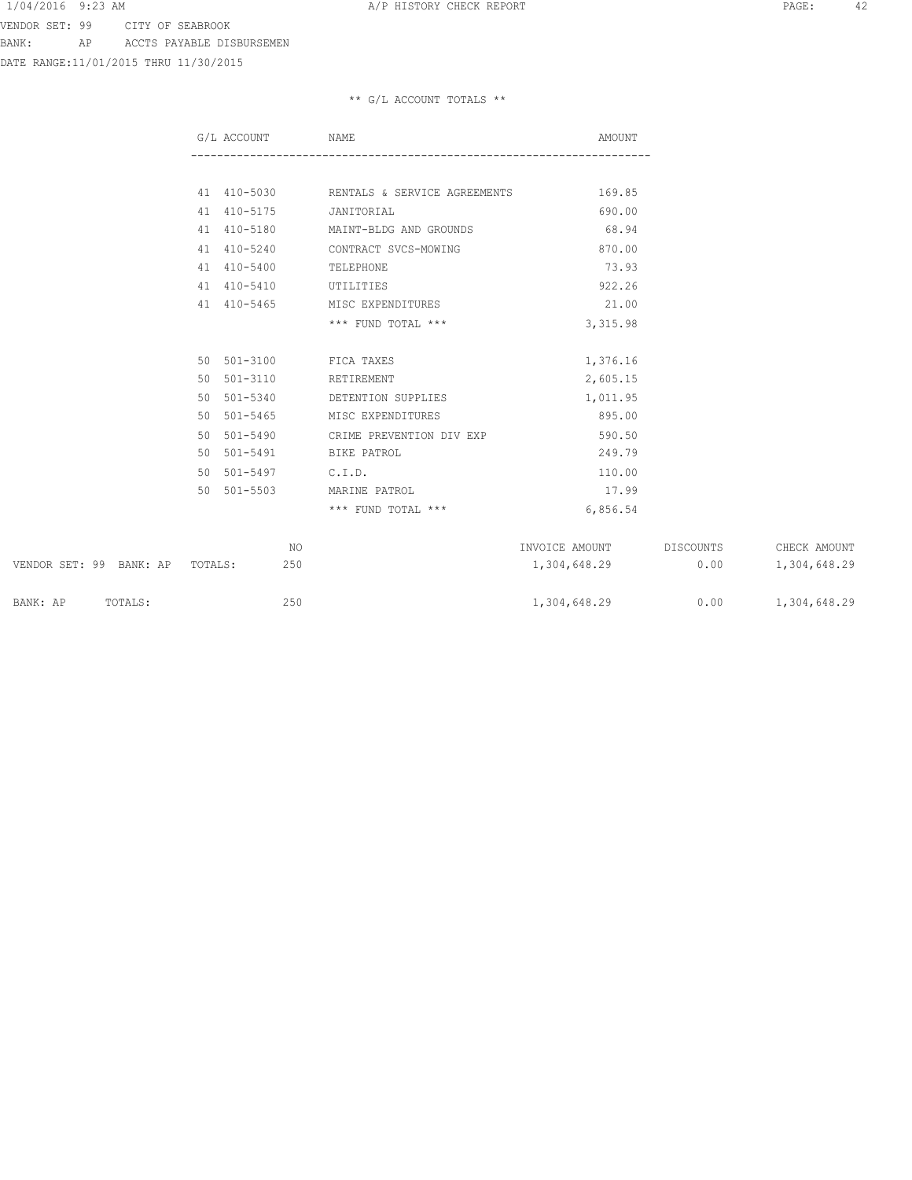VENDOR SET: 99 CITY OF SEABROOK
BANK: AP ACCTS PAYABLE DISBURSEMEN
DATE RANGE:11/01/2015 THRU 11/30/2015

** G/L ACCOUNT TOTALS **

| G/L ACCOUNT | NAME | AMOUNT |
|---|---|---|
| 41 410-5030 | RENTALS & SERVICE AGREEMENTS | 169.85 |
| 41 410-5175 | JANITORIAL | 690.00 |
| 41 410-5180 | MAINT-BLDG AND GROUNDS | 68.94 |
| 41 410-5240 | CONTRACT SVCS-MOWING | 870.00 |
| 41 410-5400 | TELEPHONE | 73.93 |
| 41 410-5410 | UTILITIES | 922.26 |
| 41 410-5465 | MISC EXPENDITURES | 21.00 |
| | *** FUND TOTAL *** | 3,315.98 |
| 50 501-3100 | FICA TAXES | 1,376.16 |
| 50 501-3110 | RETIREMENT | 2,605.15 |
| 50 501-5340 | DETENTION SUPPLIES | 1,011.95 |
| 50 501-5465 | MISC EXPENDITURES | 895.00 |
| 50 501-5490 | CRIME PREVENTION DIV EXP | 590.50 |
| 50 501-5491 | BIKE PATROL | 249.79 |
| 50 501-5497 | C.I.D. | 110.00 |
| 50 501-5503 | MARINE PATROL | 17.99 |
| | *** FUND TOTAL *** | 6,856.54 |

| | NO | INVOICE AMOUNT | DISCOUNTS | CHECK AMOUNT |
|---|---|---|---|---|
| VENDOR SET: 99 BANK: AP TOTALS: | 250 | 1,304,648.29 | 0.00 | 1,304,648.29 |
| BANK: AP TOTALS: | 250 | 1,304,648.29 | 0.00 | 1,304,648.29 |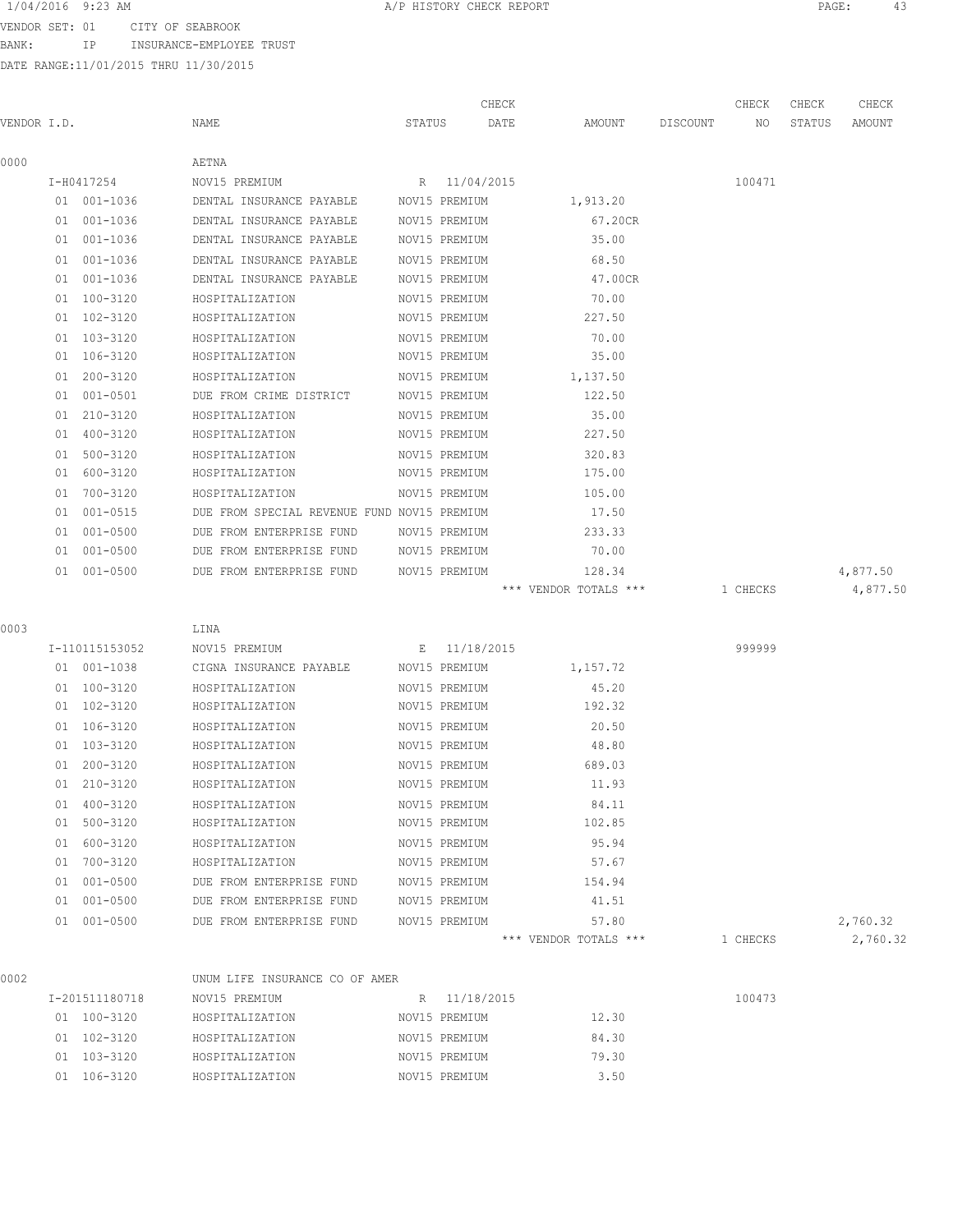1/04/2016 9:23 AM A/P HISTORY CHECK REPORT

VENDOR SET: 01 CITY OF SEABROOK
BANK: IP INSURANCE-EMPLOYEE TRUST
DATE RANGE:11/01/2015 THRU 11/30/2015

| VENDOR I.D. | NAME | STATUS | CHECK DATE | AMOUNT | DISCOUNT | CHECK NO | CHECK STATUS | CHECK AMOUNT |
|---|---|---|---|---|---|---|---|---|
| 0000 | AETNA | | | | | | | |
| I-H0417254 | NOV15 PREMIUM | R | 11/04/2015 | | | 100471 | | |
| 01 001-1036 | DENTAL INSURANCE PAYABLE | NOV15 PREMIUM | | 1,913.20 | | | | |
| 01 001-1036 | DENTAL INSURANCE PAYABLE | NOV15 PREMIUM | | 67.20CR | | | | |
| 01 001-1036 | DENTAL INSURANCE PAYABLE | NOV15 PREMIUM | | 35.00 | | | | |
| 01 001-1036 | DENTAL INSURANCE PAYABLE | NOV15 PREMIUM | | 68.50 | | | | |
| 01 001-1036 | DENTAL INSURANCE PAYABLE | NOV15 PREMIUM | | 47.00CR | | | | |
| 01 100-3120 | HOSPITALIZATION | NOV15 PREMIUM | | 70.00 | | | | |
| 01 102-3120 | HOSPITALIZATION | NOV15 PREMIUM | | 227.50 | | | | |
| 01 103-3120 | HOSPITALIZATION | NOV15 PREMIUM | | 70.00 | | | | |
| 01 106-3120 | HOSPITALIZATION | NOV15 PREMIUM | | 35.00 | | | | |
| 01 200-3120 | HOSPITALIZATION | NOV15 PREMIUM | | 1,137.50 | | | | |
| 01 001-0501 | DUE FROM CRIME DISTRICT | NOV15 PREMIUM | | 122.50 | | | | |
| 01 210-3120 | HOSPITALIZATION | NOV15 PREMIUM | | 35.00 | | | | |
| 01 400-3120 | HOSPITALIZATION | NOV15 PREMIUM | | 227.50 | | | | |
| 01 500-3120 | HOSPITALIZATION | NOV15 PREMIUM | | 320.83 | | | | |
| 01 600-3120 | HOSPITALIZATION | NOV15 PREMIUM | | 175.00 | | | | |
| 01 700-3120 | HOSPITALIZATION | NOV15 PREMIUM | | 105.00 | | | | |
| 01 001-0515 | DUE FROM SPECIAL REVENUE FUND | NOV15 PREMIUM | | 17.50 | | | | |
| 01 001-0500 | DUE FROM ENTERPRISE FUND | NOV15 PREMIUM | | 233.33 | | | | |
| 01 001-0500 | DUE FROM ENTERPRISE FUND | NOV15 PREMIUM | | 70.00 | | | | |
| 01 001-0500 | DUE FROM ENTERPRISE FUND | NOV15 PREMIUM | | 128.34 | | | | 4,877.50 |
| | | | | *** VENDOR TOTALS *** | | 1 CHECKS | | 4,877.50 |
| 0003 | LINA | | | | | | | |
| I-110115153052 | NOV15 PREMIUM | E | 11/18/2015 | | | 999999 | | |
| 01 001-1038 | CIGNA INSURANCE PAYABLE | NOV15 PREMIUM | | 1,157.72 | | | | |
| 01 100-3120 | HOSPITALIZATION | NOV15 PREMIUM | | 45.20 | | | | |
| 01 102-3120 | HOSPITALIZATION | NOV15 PREMIUM | | 192.32 | | | | |
| 01 106-3120 | HOSPITALIZATION | NOV15 PREMIUM | | 20.50 | | | | |
| 01 103-3120 | HOSPITALIZATION | NOV15 PREMIUM | | 48.80 | | | | |
| 01 200-3120 | HOSPITALIZATION | NOV15 PREMIUM | | 689.03 | | | | |
| 01 210-3120 | HOSPITALIZATION | NOV15 PREMIUM | | 11.93 | | | | |
| 01 400-3120 | HOSPITALIZATION | NOV15 PREMIUM | | 84.11 | | | | |
| 01 500-3120 | HOSPITALIZATION | NOV15 PREMIUM | | 102.85 | | | | |
| 01 600-3120 | HOSPITALIZATION | NOV15 PREMIUM | | 95.94 | | | | |
| 01 700-3120 | HOSPITALIZATION | NOV15 PREMIUM | | 57.67 | | | | |
| 01 001-0500 | DUE FROM ENTERPRISE FUND | NOV15 PREMIUM | | 154.94 | | | | |
| 01 001-0500 | DUE FROM ENTERPRISE FUND | NOV15 PREMIUM | | 41.51 | | | | |
| 01 001-0500 | DUE FROM ENTERPRISE FUND | NOV15 PREMIUM | | 57.80 | | | | 2,760.32 |
| | | | | *** VENDOR TOTALS *** | | 1 CHECKS | | 2,760.32 |
| 0002 | UNUM LIFE INSURANCE CO OF AMER | | | | | | | |
| I-201511180718 | NOV15 PREMIUM | R | 11/18/2015 | | | 100473 | | |
| 01 100-3120 | HOSPITALIZATION | NOV15 PREMIUM | | 12.30 | | | | |
| 01 102-3120 | HOSPITALIZATION | NOV15 PREMIUM | | 84.30 | | | | |
| 01 103-3120 | HOSPITALIZATION | NOV15 PREMIUM | | 79.30 | | | | |
| 01 106-3120 | HOSPITALIZATION | NOV15 PREMIUM | | 3.50 | | | | |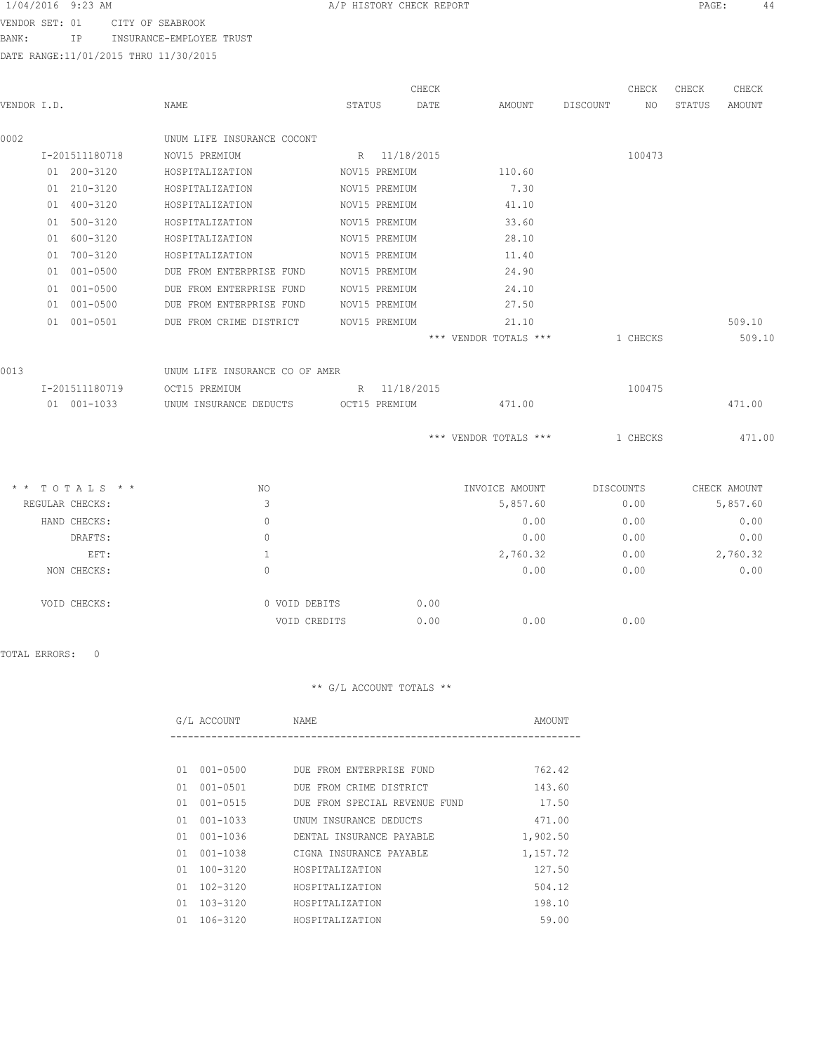1/04/2016 9:23 AM A/P HISTORY CHECK REPORT

VENDOR SET: 01 CITY OF SEABROOK
BANK: IP INSURANCE-EMPLOYEE TRUST
DATE RANGE:11/01/2015 THRU 11/30/2015

| VENDOR I.D. | NAME | STATUS | CHECK DATE | AMOUNT | DISCOUNT | CHECK NO | CHECK STATUS | CHECK AMOUNT |
|---|---|---|---|---|---|---|---|---|
| 0002 | UNUM LIFE INSURANCE COCONT | | | | | | | |
| I-201511180718 | NOV15 PREMIUM | R | 11/18/2015 | | | 100473 | | |
| 01 200-3120 | HOSPITALIZATION | NOV15 PREMIUM | | 110.60 | | | | |
| 01 210-3120 | HOSPITALIZATION | NOV15 PREMIUM | | 7.30 | | | | |
| 01 400-3120 | HOSPITALIZATION | NOV15 PREMIUM | | 41.10 | | | | |
| 01 500-3120 | HOSPITALIZATION | NOV15 PREMIUM | | 33.60 | | | | |
| 01 600-3120 | HOSPITALIZATION | NOV15 PREMIUM | | 28.10 | | | | |
| 01 700-3120 | HOSPITALIZATION | NOV15 PREMIUM | | 11.40 | | | | |
| 01 001-0500 | DUE FROM ENTERPRISE FUND | NOV15 PREMIUM | | 24.90 | | | | |
| 01 001-0500 | DUE FROM ENTERPRISE FUND | NOV15 PREMIUM | | 24.10 | | | | |
| 01 001-0500 | DUE FROM ENTERPRISE FUND | NOV15 PREMIUM | | 27.50 | | | | |
| 01 001-0501 | DUE FROM CRIME DISTRICT | NOV15 PREMIUM | | 21.10 | | | | 509.10 |
| | | | | *** VENDOR TOTALS *** | | 1 CHECKS | | 509.10 |
| 0013 | UNUM LIFE INSURANCE CO OF AMER | | | | | | | |
| I-201511180719 | OCT15 PREMIUM | R | 11/18/2015 | | | 100475 | | |
| 01 001-1033 | UNUM INSURANCE DEDUCTS | OCT15 PREMIUM | | 471.00 | | | | 471.00 |
| | | | | *** VENDOR TOTALS *** | | 1 CHECKS | | 471.00 |

| * * TOTALS * * | NO | | INVOICE AMOUNT | DISCOUNTS | CHECK AMOUNT |
|---|---|---|---|---|---|
| REGULAR CHECKS: | 3 | | 5,857.60 | 0.00 | 5,857.60 |
| HAND CHECKS: | 0 | | 0.00 | 0.00 | 0.00 |
| DRAFTS: | 0 | | 0.00 | 0.00 | 0.00 |
| EFT: | 1 | | 2,760.32 | 0.00 | 2,760.32 |
| NON CHECKS: | 0 | | 0.00 | 0.00 | 0.00 |
| VOID CHECKS: | 0 VOID DEBITS | 0.00 | | | |
| | VOID CREDITS | 0.00 | 0.00 | 0.00 | |

TOTAL ERRORS: 0

** G/L ACCOUNT TOTALS **

| G/L ACCOUNT | NAME | AMOUNT |
|---|---|---|
| 01 001-0500 | DUE FROM ENTERPRISE FUND | 762.42 |
| 01 001-0501 | DUE FROM CRIME DISTRICT | 143.60 |
| 01 001-0515 | DUE FROM SPECIAL REVENUE FUND | 17.50 |
| 01 001-1033 | UNUM INSURANCE DEDUCTS | 471.00 |
| 01 001-1036 | DENTAL INSURANCE PAYABLE | 1,902.50 |
| 01 001-1038 | CIGNA INSURANCE PAYABLE | 1,157.72 |
| 01 100-3120 | HOSPITALIZATION | 127.50 |
| 01 102-3120 | HOSPITALIZATION | 504.12 |
| 01 103-3120 | HOSPITALIZATION | 198.10 |
| 01 106-3120 | HOSPITALIZATION | 59.00 |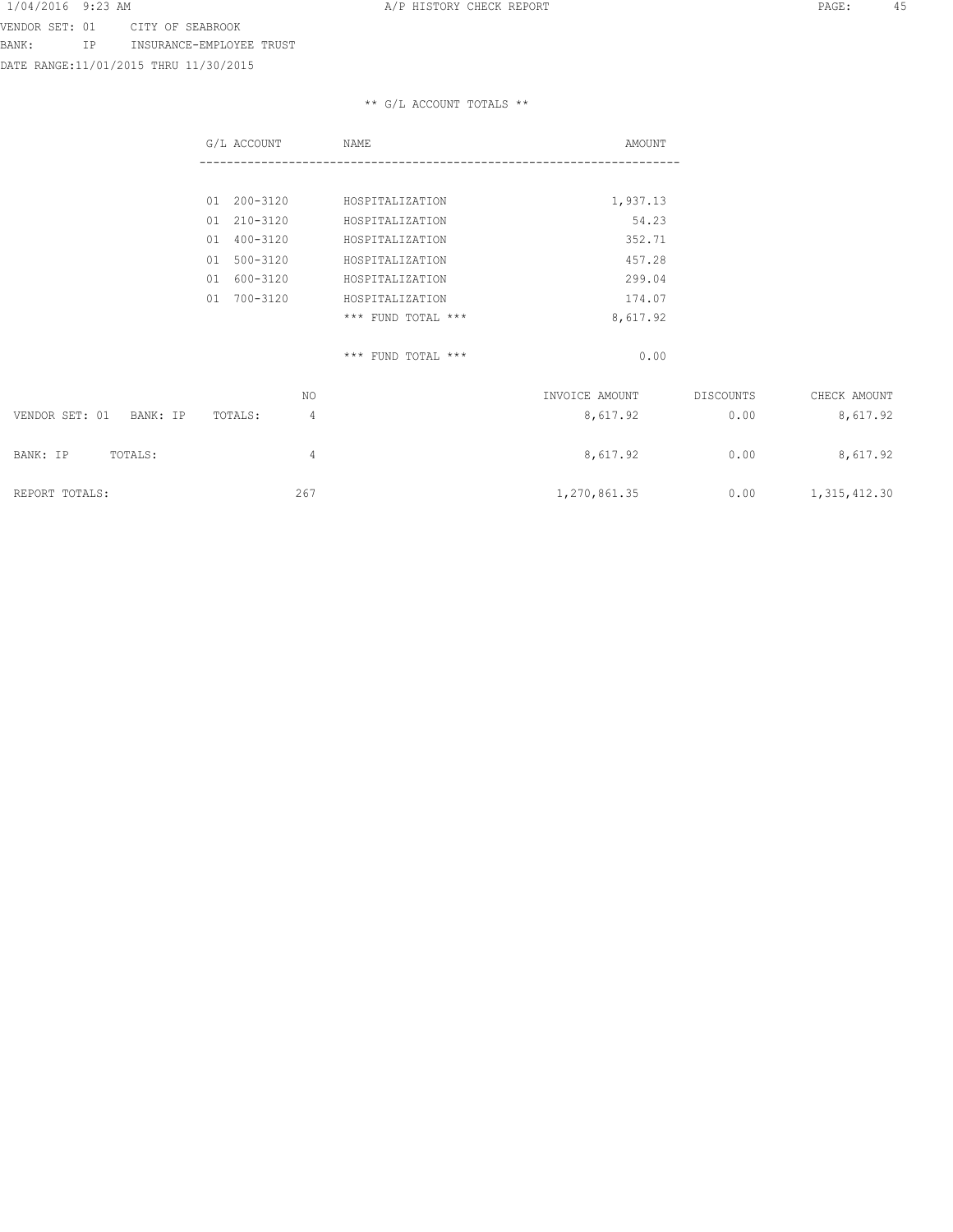VENDOR SET: 01 CITY OF SEABROOK
BANK: IP INSURANCE-EMPLOYEE TRUST
DATE RANGE:11/01/2015 THRU 11/30/2015

** G/L ACCOUNT TOTALS **

| G/L ACCOUNT | NAME | AMOUNT |
|---|---|---|
| 01 200-3120 | HOSPITALIZATION | 1,937.13 |
| 01 210-3120 | HOSPITALIZATION | 54.23 |
| 01 400-3120 | HOSPITALIZATION | 352.71 |
| 01 500-3120 | HOSPITALIZATION | 457.28 |
| 01 600-3120 | HOSPITALIZATION | 299.04 |
| 01 700-3120 | HOSPITALIZATION | 174.07 |
| | *** FUND TOTAL *** | 8,617.92 |
| | *** FUND TOTAL *** | 0.00 |

| | NO | INVOICE AMOUNT | DISCOUNTS | CHECK AMOUNT |
|---|---|---|---|---|
| VENDOR SET: 01 BANK: IP TOTALS: | 4 | 8,617.92 | 0.00 | 8,617.92 |
| BANK: IP TOTALS: | 4 | 8,617.92 | 0.00 | 8,617.92 |
| REPORT TOTALS: | 267 | 1,270,861.35 | 0.00 | 1,315,412.30 |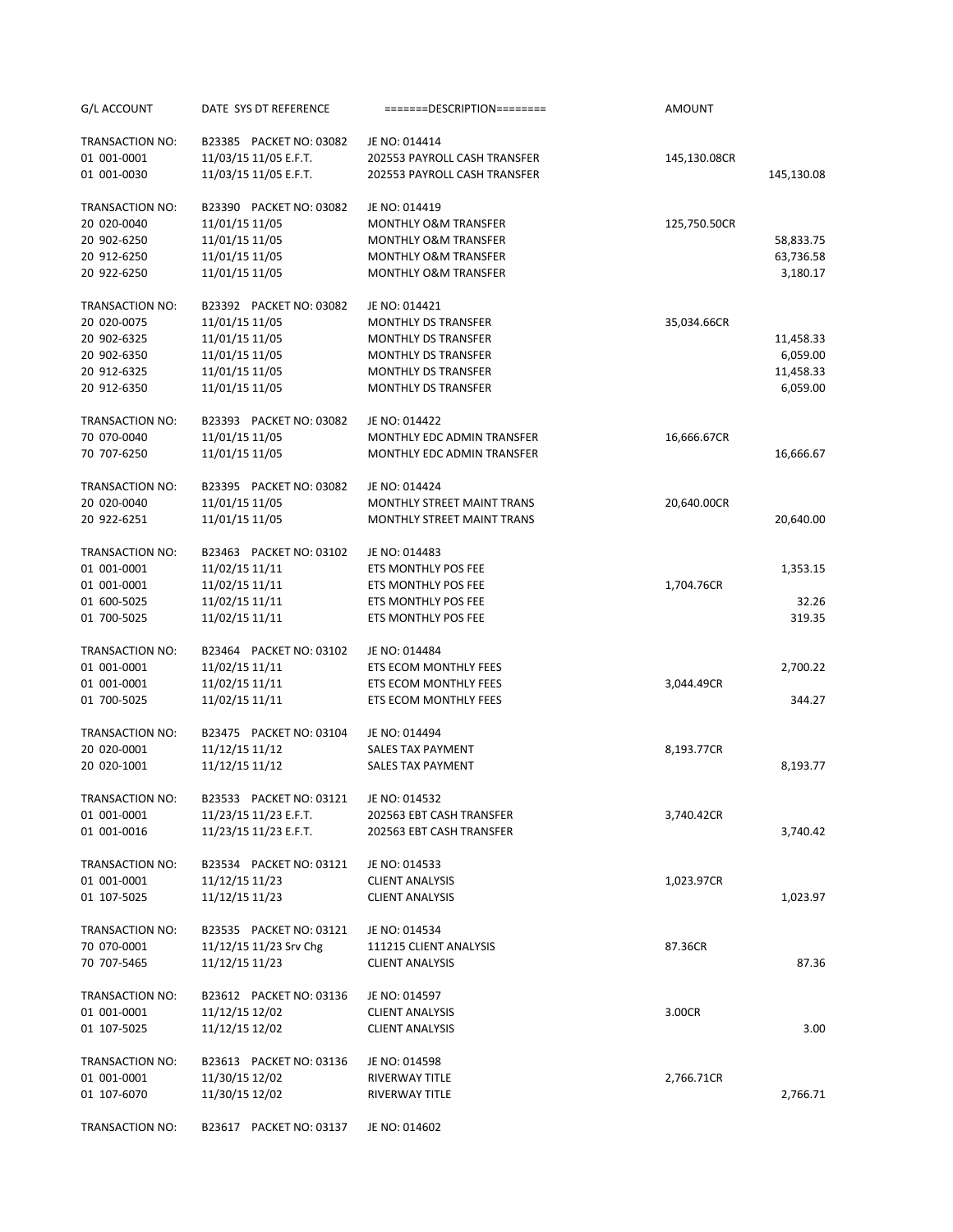| G/L ACCOUNT | DATE SYS DT REFERENCE | =======DESCRIPTION======== | AMOUNT | |
|---|---|---|---|---|
| TRANSACTION NO: | B23385 PACKET NO: 03082 | JE NO: 014414 | | |
| 01 001-0001 | 11/03/15 11/05 E.F.T. | 202553 PAYROLL CASH TRANSFER | 145,130.08CR | |
| 01 001-0030 | 11/03/15 11/05 E.F.T. | 202553 PAYROLL CASH TRANSFER | | 145,130.08 |
| TRANSACTION NO: | B23390 PACKET NO: 03082 | JE NO: 014419 | | |
| 20 020-0040 | 11/01/15 11/05 | MONTHLY O&M TRANSFER | 125,750.50CR | |
| 20 902-6250 | 11/01/15 11/05 | MONTHLY O&M TRANSFER | | 58,833.75 |
| 20 912-6250 | 11/01/15 11/05 | MONTHLY O&M TRANSFER | | 63,736.58 |
| 20 922-6250 | 11/01/15 11/05 | MONTHLY O&M TRANSFER | | 3,180.17 |
| TRANSACTION NO: | B23392 PACKET NO: 03082 | JE NO: 014421 | | |
| 20 020-0075 | 11/01/15 11/05 | MONTHLY DS TRANSFER | 35,034.66CR | |
| 20 902-6325 | 11/01/15 11/05 | MONTHLY DS TRANSFER | | 11,458.33 |
| 20 902-6350 | 11/01/15 11/05 | MONTHLY DS TRANSFER | | 6,059.00 |
| 20 912-6325 | 11/01/15 11/05 | MONTHLY DS TRANSFER | | 11,458.33 |
| 20 912-6350 | 11/01/15 11/05 | MONTHLY DS TRANSFER | | 6,059.00 |
| TRANSACTION NO: | B23393 PACKET NO: 03082 | JE NO: 014422 | | |
| 70 070-0040 | 11/01/15 11/05 | MONTHLY EDC ADMIN TRANSFER | 16,666.67CR | |
| 70 707-6250 | 11/01/15 11/05 | MONTHLY EDC ADMIN TRANSFER | | 16,666.67 |
| TRANSACTION NO: | B23395 PACKET NO: 03082 | JE NO: 014424 | | |
| 20 020-0040 | 11/01/15 11/05 | MONTHLY STREET MAINT TRANS | 20,640.00CR | |
| 20 922-6251 | 11/01/15 11/05 | MONTHLY STREET MAINT TRANS | | 20,640.00 |
| TRANSACTION NO: | B23463 PACKET NO: 03102 | JE NO: 014483 | | |
| 01 001-0001 | 11/02/15 11/11 | ETS MONTHLY POS FEE | | 1,353.15 |
| 01 001-0001 | 11/02/15 11/11 | ETS MONTHLY POS FEE | 1,704.76CR | |
| 01 600-5025 | 11/02/15 11/11 | ETS MONTHLY POS FEE | | 32.26 |
| 01 700-5025 | 11/02/15 11/11 | ETS MONTHLY POS FEE | | 319.35 |
| TRANSACTION NO: | B23464 PACKET NO: 03102 | JE NO: 014484 | | |
| 01 001-0001 | 11/02/15 11/11 | ETS ECOM MONTHLY FEES | | 2,700.22 |
| 01 001-0001 | 11/02/15 11/11 | ETS ECOM MONTHLY FEES | 3,044.49CR | |
| 01 700-5025 | 11/02/15 11/11 | ETS ECOM MONTHLY FEES | | 344.27 |
| TRANSACTION NO: | B23475 PACKET NO: 03104 | JE NO: 014494 | | |
| 20 020-0001 | 11/12/15 11/12 | SALES TAX PAYMENT | 8,193.77CR | |
| 20 020-1001 | 11/12/15 11/12 | SALES TAX PAYMENT | | 8,193.77 |
| TRANSACTION NO: | B23533 PACKET NO: 03121 | JE NO: 014532 | | |
| 01 001-0001 | 11/23/15 11/23 E.F.T. | 202563 EBT CASH TRANSFER | 3,740.42CR | |
| 01 001-0016 | 11/23/15 11/23 E.F.T. | 202563 EBT CASH TRANSFER | | 3,740.42 |
| TRANSACTION NO: | B23534 PACKET NO: 03121 | JE NO: 014533 | | |
| 01 001-0001 | 11/12/15 11/23 | CLIENT ANALYSIS | 1,023.97CR | |
| 01 107-5025 | 11/12/15 11/23 | CLIENT ANALYSIS | | 1,023.97 |
| TRANSACTION NO: | B23535 PACKET NO: 03121 | JE NO: 014534 | | |
| 70 070-0001 | 11/12/15 11/23 Srv Chg | 111215 CLIENT ANALYSIS | 87.36CR | |
| 70 707-5465 | 11/12/15 11/23 | CLIENT ANALYSIS | | 87.36 |
| TRANSACTION NO: | B23612 PACKET NO: 03136 | JE NO: 014597 | | |
| 01 001-0001 | 11/12/15 12/02 | CLIENT ANALYSIS | 3.00CR | |
| 01 107-5025 | 11/12/15 12/02 | CLIENT ANALYSIS | | 3.00 |
| TRANSACTION NO: | B23613 PACKET NO: 03136 | JE NO: 014598 | | |
| 01 001-0001 | 11/30/15 12/02 | RIVERWAY TITLE | 2,766.71CR | |
| 01 107-6070 | 11/30/15 12/02 | RIVERWAY TITLE | | 2,766.71 |
| TRANSACTION NO: | B23617 PACKET NO: 03137 | JE NO: 014602 | | |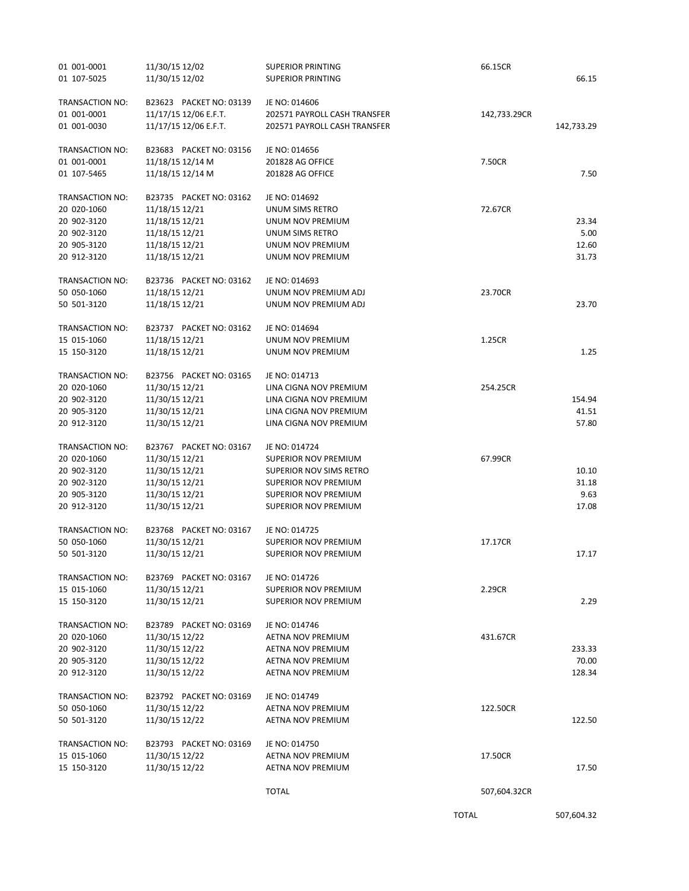| | | | | |
|---|---|---|---|---|
| 01 001-0001 | 11/30/15 12/02 | SUPERIOR PRINTING | 66.15CR | |
| 01 107-5025 | 11/30/15 12/02 | SUPERIOR PRINTING | | 66.15 |
| | | | | |
| TRANSACTION NO: | B23623 PACKET NO: 03139 | JE NO: 014606 | | |
| 01 001-0001 | 11/17/15 12/06 E.F.T. | 202571 PAYROLL CASH TRANSFER | 142,733.29CR | |
| 01 001-0030 | 11/17/15 12/06 E.F.T. | 202571 PAYROLL CASH TRANSFER | | 142,733.29 |
| | | | | |
| TRANSACTION NO: | B23683 PACKET NO: 03156 | JE NO: 014656 | | |
| 01 001-0001 | 11/18/15 12/14 M | 201828 AG OFFICE | 7.50CR | |
| 01 107-5465 | 11/18/15 12/14 M | 201828 AG OFFICE | | 7.50 |
| | | | | |
| TRANSACTION NO: | B23735 PACKET NO: 03162 | JE NO: 014692 | | |
| 20 020-1060 | 11/18/15 12/21 | UNUM SIMS RETRO | 72.67CR | |
| 20 902-3120 | 11/18/15 12/21 | UNUM NOV PREMIUM | | 23.34 |
| 20 902-3120 | 11/18/15 12/21 | UNUM SIMS RETRO | | 5.00 |
| 20 905-3120 | 11/18/15 12/21 | UNUM NOV PREMIUM | | 12.60 |
| 20 912-3120 | 11/18/15 12/21 | UNUM NOV PREMIUM | | 31.73 |
| | | | | |
| TRANSACTION NO: | B23736 PACKET NO: 03162 | JE NO: 014693 | | |
| 50 050-1060 | 11/18/15 12/21 | UNUM NOV PREMIUM ADJ | 23.70CR | |
| 50 501-3120 | 11/18/15 12/21 | UNUM NOV PREMIUM ADJ | | 23.70 |
| | | | | |
| TRANSACTION NO: | B23737 PACKET NO: 03162 | JE NO: 014694 | | |
| 15 015-1060 | 11/18/15 12/21 | UNUM NOV PREMIUM | 1.25CR | |
| 15 150-3120 | 11/18/15 12/21 | UNUM NOV PREMIUM | | 1.25 |
| | | | | |
| TRANSACTION NO: | B23756 PACKET NO: 03165 | JE NO: 014713 | | |
| 20 020-1060 | 11/30/15 12/21 | LINA CIGNA NOV PREMIUM | 254.25CR | |
| 20 902-3120 | 11/30/15 12/21 | LINA CIGNA NOV PREMIUM | | 154.94 |
| 20 905-3120 | 11/30/15 12/21 | LINA CIGNA NOV PREMIUM | | 41.51 |
| 20 912-3120 | 11/30/15 12/21 | LINA CIGNA NOV PREMIUM | | 57.80 |
| | | | | |
| TRANSACTION NO: | B23767 PACKET NO: 03167 | JE NO: 014724 | | |
| 20 020-1060 | 11/30/15 12/21 | SUPERIOR NOV PREMIUM | 67.99CR | |
| 20 902-3120 | 11/30/15 12/21 | SUPERIOR NOV SIMS RETRO | | 10.10 |
| 20 902-3120 | 11/30/15 12/21 | SUPERIOR NOV PREMIUM | | 31.18 |
| 20 905-3120 | 11/30/15 12/21 | SUPERIOR NOV PREMIUM | | 9.63 |
| 20 912-3120 | 11/30/15 12/21 | SUPERIOR NOV PREMIUM | | 17.08 |
| | | | | |
| TRANSACTION NO: | B23768 PACKET NO: 03167 | JE NO: 014725 | | |
| 50 050-1060 | 11/30/15 12/21 | SUPERIOR NOV PREMIUM | 17.17CR | |
| 50 501-3120 | 11/30/15 12/21 | SUPERIOR NOV PREMIUM | | 17.17 |
| | | | | |
| TRANSACTION NO: | B23769 PACKET NO: 03167 | JE NO: 014726 | | |
| 15 015-1060 | 11/30/15 12/21 | SUPERIOR NOV PREMIUM | 2.29CR | |
| 15 150-3120 | 11/30/15 12/21 | SUPERIOR NOV PREMIUM | | 2.29 |
| | | | | |
| TRANSACTION NO: | B23789 PACKET NO: 03169 | JE NO: 014746 | | |
| 20 020-1060 | 11/30/15 12/22 | AETNA NOV PREMIUM | 431.67CR | |
| 20 902-3120 | 11/30/15 12/22 | AETNA NOV PREMIUM | | 233.33 |
| 20 905-3120 | 11/30/15 12/22 | AETNA NOV PREMIUM | | 70.00 |
| 20 912-3120 | 11/30/15 12/22 | AETNA NOV PREMIUM | | 128.34 |
| | | | | |
| TRANSACTION NO: | B23792 PACKET NO: 03169 | JE NO: 014749 | | |
| 50 050-1060 | 11/30/15 12/22 | AETNA NOV PREMIUM | 122.50CR | |
| 50 501-3120 | 11/30/15 12/22 | AETNA NOV PREMIUM | | 122.50 |
| | | | | |
| TRANSACTION NO: | B23793 PACKET NO: 03169 | JE NO: 014750 | | |
| 15 015-1060 | 11/30/15 12/22 | AETNA NOV PREMIUM | 17.50CR | |
| 15 150-3120 | 11/30/15 12/22 | AETNA NOV PREMIUM | | 17.50 |
| | | | | |
| | | TOTAL | 507,604.32CR | |
| | | | TOTAL | 507,604.32 |